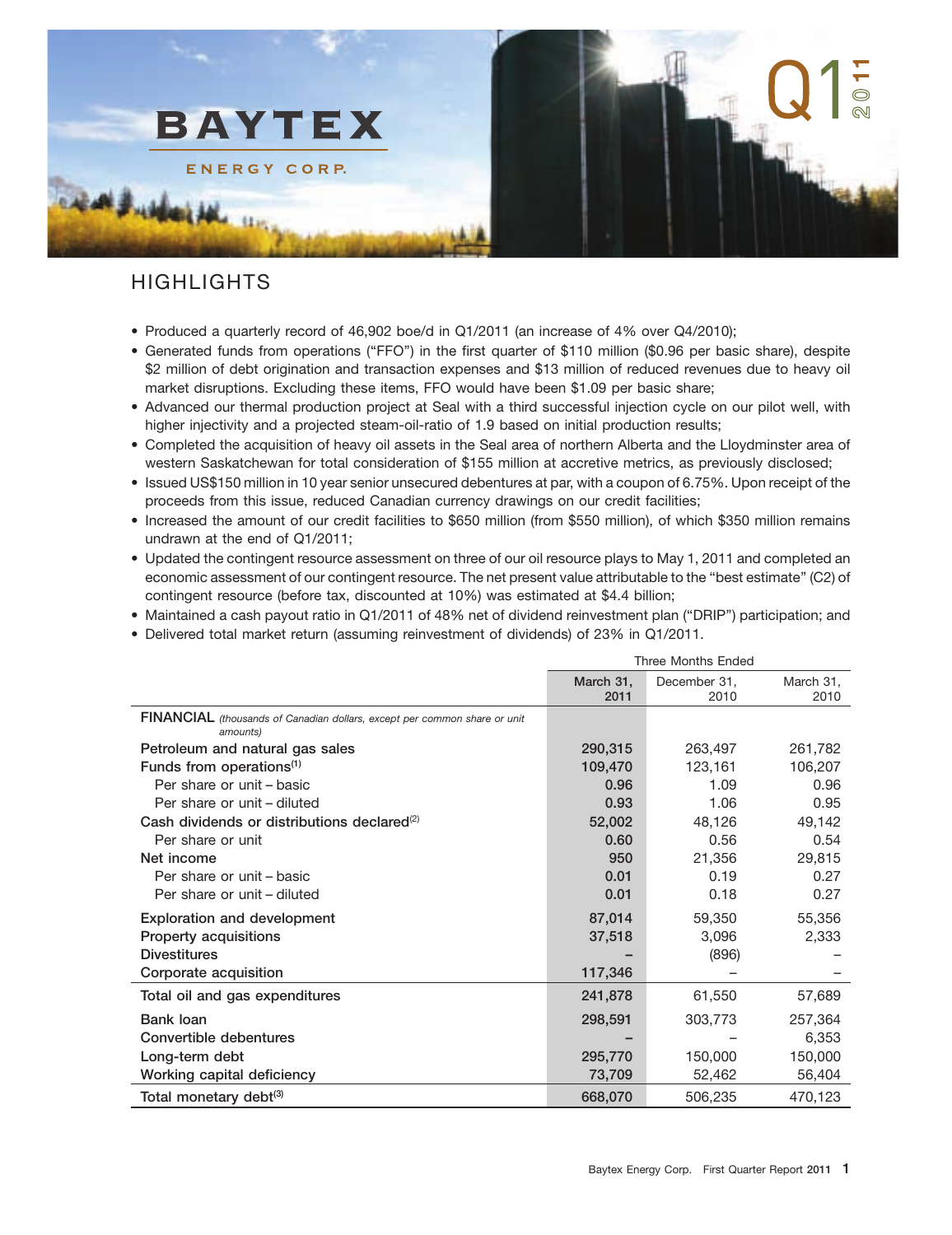# BAYTEX

ENERGY CORP.

Q1 2011

## HIGHLIGHTS

- Produced a quarterly record of 46,902 boe/d in Q1/2011 (an increase of 4% over Q4/2010);
- Generated funds from operations ("FFO") in the first quarter of $110 million ($0.96 per basic share), despite $2 million of debt origination and transaction expenses and $13 million of reduced revenues due to heavy oil market disruptions. Excluding these items, FFO would have been $1.09 per basic share;
- Advanced our thermal production project at Seal with a third successful injection cycle on our pilot well, with higher injectivity and a projected steam-oil-ratio of 1.9 based on initial production results;
- Completed the acquisition of heavy oil assets in the Seal area of northern Alberta and the Lloydminster area of western Saskatchewan for total consideration of $155 million at accretive metrics, as previously disclosed;
- Issued US$150 million in 10 year senior unsecured debentures at par, with a coupon of 6.75%. Upon receipt of the proceeds from this issue, reduced Canadian currency drawings on our credit facilities;
- Increased the amount of our credit facilities to $650 million (from $550 million), of which $350 million remains undrawn at the end of Q1/2011;
- Updated the contingent resource assessment on three of our oil resource plays to May 1, 2011 and completed an economic assessment of our contingent resource. The net present value attributable to the "best estimate" (C2) of contingent resource (before tax, discounted at 10%) was estimated at $4.4 billion;
- Maintained a cash payout ratio in Q1/2011 of 48% net of dividend reinvestment plan ("DRIP") participation; and
- Delivered total market return (assuming reinvestment of dividends) of 23% in Q1/2011.

| | Three Months Ended | | |
|---|---|---|---|
| | March 31, 2011 | December 31, 2010 | March 31, 2010 |
| **FINANCIAL** *(thousands of Canadian dollars, except per common share or unit amounts)* | | | |
| Petroleum and natural gas sales | 290,315 | 263,497 | 261,782 |
| Funds from operations[1] | 109,470 | 123,161 | 106,207 |
| Per share or unit – basic | 0.96 | 1.09 | 0.96 |
| Per share or unit – diluted | 0.93 | 1.06 | 0.95 |
| Cash dividends or distributions declared[2] | 52,002 | 48,126 | 49,142 |
| Per share or unit | 0.60 | 0.56 | 0.54 |
| Net income | 950 | 21,356 | 29,815 |
| Per share or unit – basic | 0.01 | 0.19 | 0.27 |
| Per share or unit – diluted | 0.01 | 0.18 | 0.27 |
| Exploration and development | 87,014 | 59,350 | 55,356 |
| Property acquisitions | 37,518 | 3,096 | 2,333 |
| Divestitures | – | (896) | – |
| Corporate acquisition | 117,346 | – | – |
| Total oil and gas expenditures | 241,878 | 61,550 | 57,689 |
| Bank loan | 298,591 | 303,773 | 257,364 |
| Convertible debentures | – | – | 6,353 |
| Long-term debt | 295,770 | 150,000 | 150,000 |
| Working capital deficiency | 73,709 | 52,462 | 56,404 |
| Total monetary debt[3] | 668,070 | 506,235 | 470,123 |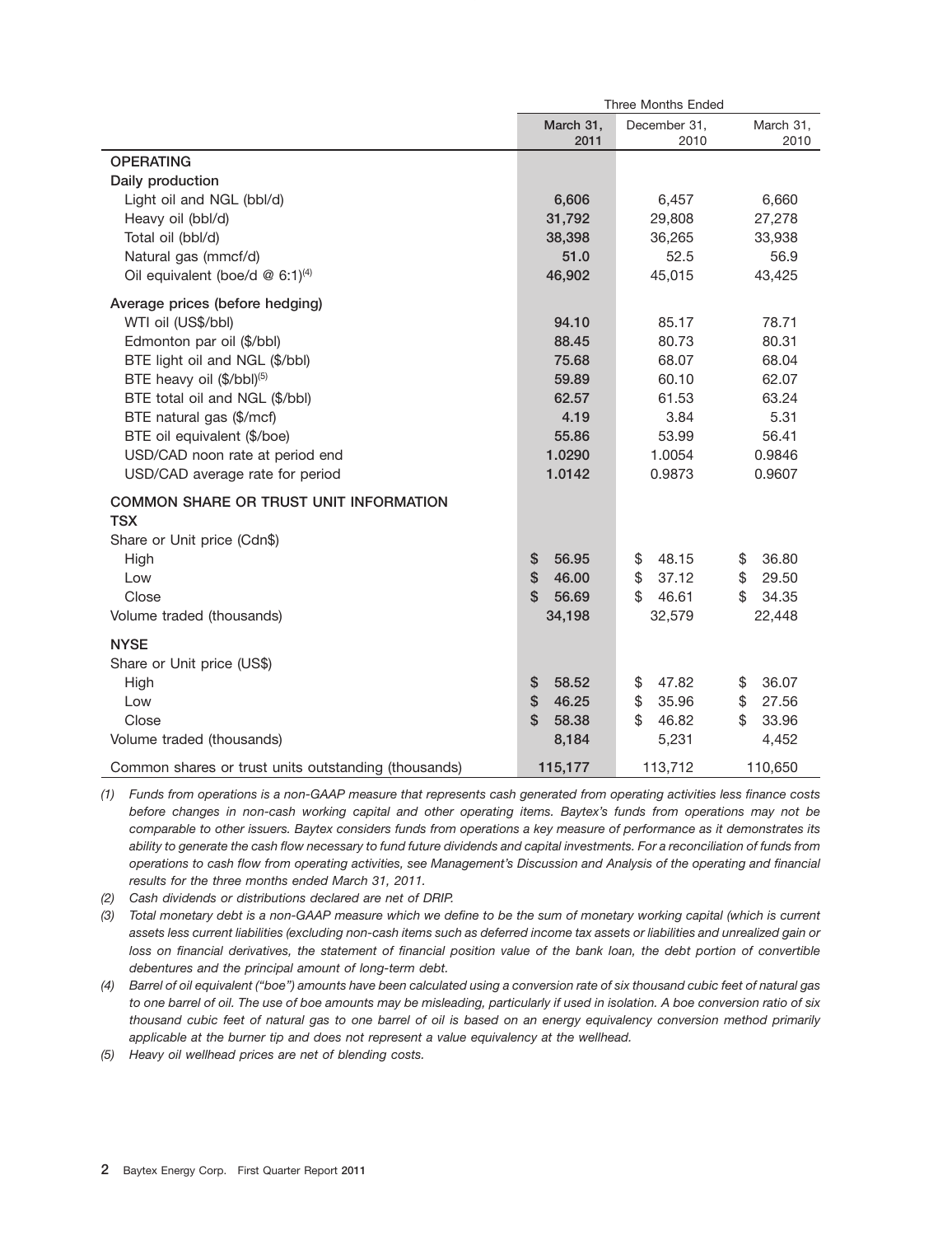| | Three Months Ended | | |
|---|---|---|---|
| | March 31, 2011 | December 31, 2010 | March 31, 2010 |
| **OPERATING** | | | |
| **Daily production** | | | |
| Light oil and NGL (bbl/d) | **6,606** | 6,457 | 6,660 |
| Heavy oil (bbl/d) | **31,792** | 29,808 | 27,278 |
| Total oil (bbl/d) | **38,398** | 36,265 | 33,938 |
| Natural gas (mmcf/d) | **51.0** | 52.5 | 56.9 |
| Oil equivalent (boe/d @ 6:1)(4) | **46,902** | 45,015 | 43,425 |
| **Average prices (before hedging)** | | | |
| WTI oil (US$/bbl) | **94.10** | 85.17 | 78.71 |
| Edmonton par oil ($/bbl) | **88.45** | 80.73 | 80.31 |
| BTE light oil and NGL ($/bbl) | **75.68** | 68.07 | 68.04 |
| BTE heavy oil ($/bbl)(5) | **59.89** | 60.10 | 62.07 |
| BTE total oil and NGL ($/bbl) | **62.57** | 61.53 | 63.24 |
| BTE natural gas ($/mcf) | **4.19** | 3.84 | 5.31 |
| BTE oil equivalent ($/boe) | **55.86** | 53.99 | 56.41 |
| USD/CAD noon rate at period end | **1.0290** | 1.0054 | 0.9846 |
| USD/CAD average rate for period | **1.0142** | 0.9873 | 0.9607 |
| **COMMON SHARE OR TRUST UNIT INFORMATION** | | | |
| **TSX** | | | |
| Share or Unit price (Cdn$) | | | |
| High | **$ 56.95** | $ 48.15 | $ 36.80 |
| Low | **$ 46.00** | $ 37.12 | $ 29.50 |
| Close | **$ 56.69** | $ 46.61 | $ 34.35 |
| Volume traded (thousands) | **34,198** | 32,579 | 22,448 |
| **NYSE** | | | |
| Share or Unit price (US$) | | | |
| High | **$ 58.52** | $ 47.82 | $ 36.07 |
| Low | **$ 46.25** | $ 35.96 | $ 27.56 |
| Close | **$ 58.38** | $ 46.82 | $ 33.96 |
| Volume traded (thousands) | **8,184** | 5,231 | 4,452 |
| Common shares or trust units outstanding (thousands) | **115,177** | 113,712 | 110,650 |

*(1) Funds from operations is a non-GAAP measure that represents cash generated from operating activities less finance costs before changes in non-cash working capital and other operating items. Baytex's funds from operations may not be comparable to other issuers. Baytex considers funds from operations a key measure of performance as it demonstrates its ability to generate the cash flow necessary to fund future dividends and capital investments. For a reconciliation of funds from operations to cash flow from operating activities, see Management's Discussion and Analysis of the operating and financial results for the three months ended March 31, 2011.*

*(2) Cash dividends or distributions declared are net of DRIP.*

*(3) Total monetary debt is a non-GAAP measure which we define to be the sum of monetary working capital (which is current assets less current liabilities (excluding non-cash items such as deferred income tax assets or liabilities and unrealized gain or loss on financial derivatives, the statement of financial position value of the bank loan, the debt portion of convertible debentures and the principal amount of long-term debt.*

*(4) Barrel of oil equivalent ("boe") amounts have been calculated using a conversion rate of six thousand cubic feet of natural gas to one barrel of oil. The use of boe amounts may be misleading, particularly if used in isolation. A boe conversion ratio of six thousand cubic feet of natural gas to one barrel of oil is based on an energy equivalency conversion method primarily applicable at the burner tip and does not represent a value equivalency at the wellhead.*

*(5) Heavy oil wellhead prices are net of blending costs.*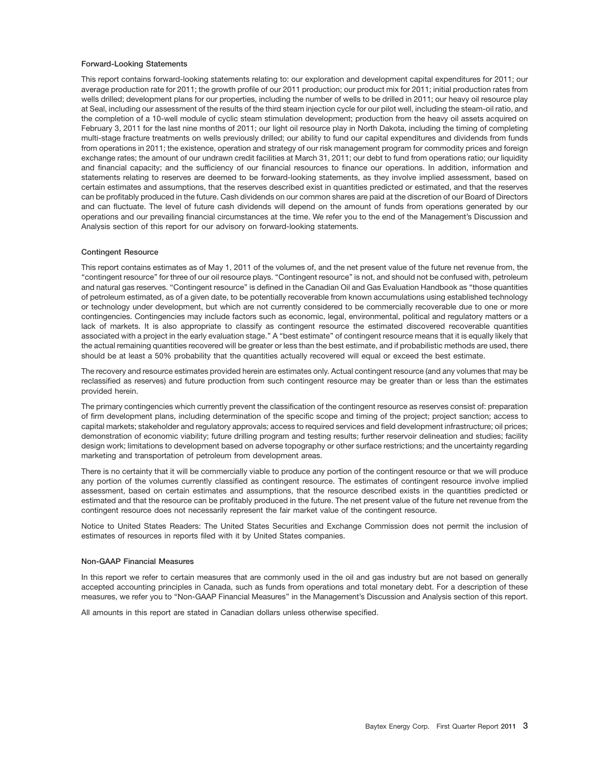## Forward-Looking Statements

This report contains forward-looking statements relating to: our exploration and development capital expenditures for 2011; our average production rate for 2011; the growth profile of our 2011 production; our product mix for 2011; initial production rates from wells drilled; development plans for our properties, including the number of wells to be drilled in 2011; our heavy oil resource play at Seal, including our assessment of the results of the third steam injection cycle for our pilot well, including the steam-oil ratio, and the completion of a 10-well module of cyclic steam stimulation development; production from the heavy oil assets acquired on February 3, 2011 for the last nine months of 2011; our light oil resource play in North Dakota, including the timing of completing multi-stage fracture treatments on wells previously drilled; our ability to fund our capital expenditures and dividends from funds from operations in 2011; the existence, operation and strategy of our risk management program for commodity prices and foreign exchange rates; the amount of our undrawn credit facilities at March 31, 2011; our debt to fund from operations ratio; our liquidity and financial capacity; and the sufficiency of our financial resources to finance our operations. In addition, information and statements relating to reserves are deemed to be forward-looking statements, as they involve implied assessment, based on certain estimates and assumptions, that the reserves described exist in quantities predicted or estimated, and that the reserves can be profitably produced in the future. Cash dividends on our common shares are paid at the discretion of our Board of Directors and can fluctuate. The level of future cash dividends will depend on the amount of funds from operations generated by our operations and our prevailing financial circumstances at the time. We refer you to the end of the Management's Discussion and Analysis section of this report for our advisory on forward-looking statements.

## Contingent Resource

This report contains estimates as of May 1, 2011 of the volumes of, and the net present value of the future net revenue from, the "contingent resource" for three of our oil resource plays. "Contingent resource" is not, and should not be confused with, petroleum and natural gas reserves. "Contingent resource" is defined in the Canadian Oil and Gas Evaluation Handbook as "those quantities of petroleum estimated, as of a given date, to be potentially recoverable from known accumulations using established technology or technology under development, but which are not currently considered to be commercially recoverable due to one or more contingencies. Contingencies may include factors such as economic, legal, environmental, political and regulatory matters or a lack of markets. It is also appropriate to classify as contingent resource the estimated discovered recoverable quantities associated with a project in the early evaluation stage." A "best estimate" of contingent resource means that it is equally likely that the actual remaining quantities recovered will be greater or less than the best estimate, and if probabilistic methods are used, there should be at least a 50% probability that the quantities actually recovered will equal or exceed the best estimate.

The recovery and resource estimates provided herein are estimates only. Actual contingent resource (and any volumes that may be reclassified as reserves) and future production from such contingent resource may be greater than or less than the estimates provided herein.

The primary contingencies which currently prevent the classification of the contingent resource as reserves consist of: preparation of firm development plans, including determination of the specific scope and timing of the project; project sanction; access to capital markets; stakeholder and regulatory approvals; access to required services and field development infrastructure; oil prices; demonstration of economic viability; future drilling program and testing results; further reservoir delineation and studies; facility design work; limitations to development based on adverse topography or other surface restrictions; and the uncertainty regarding marketing and transportation of petroleum from development areas.

There is no certainty that it will be commercially viable to produce any portion of the contingent resource or that we will produce any portion of the volumes currently classified as contingent resource. The estimates of contingent resource involve implied assessment, based on certain estimates and assumptions, that the resource described exists in the quantities predicted or estimated and that the resource can be profitably produced in the future. The net present value of the future net revenue from the contingent resource does not necessarily represent the fair market value of the contingent resource.

Notice to United States Readers: The United States Securities and Exchange Commission does not permit the inclusion of estimates of resources in reports filed with it by United States companies.

## Non-GAAP Financial Measures

In this report we refer to certain measures that are commonly used in the oil and gas industry but are not based on generally accepted accounting principles in Canada, such as funds from operations and total monetary debt. For a description of these measures, we refer you to "Non-GAAP Financial Measures" in the Management's Discussion and Analysis section of this report.

All amounts in this report are stated in Canadian dollars unless otherwise specified.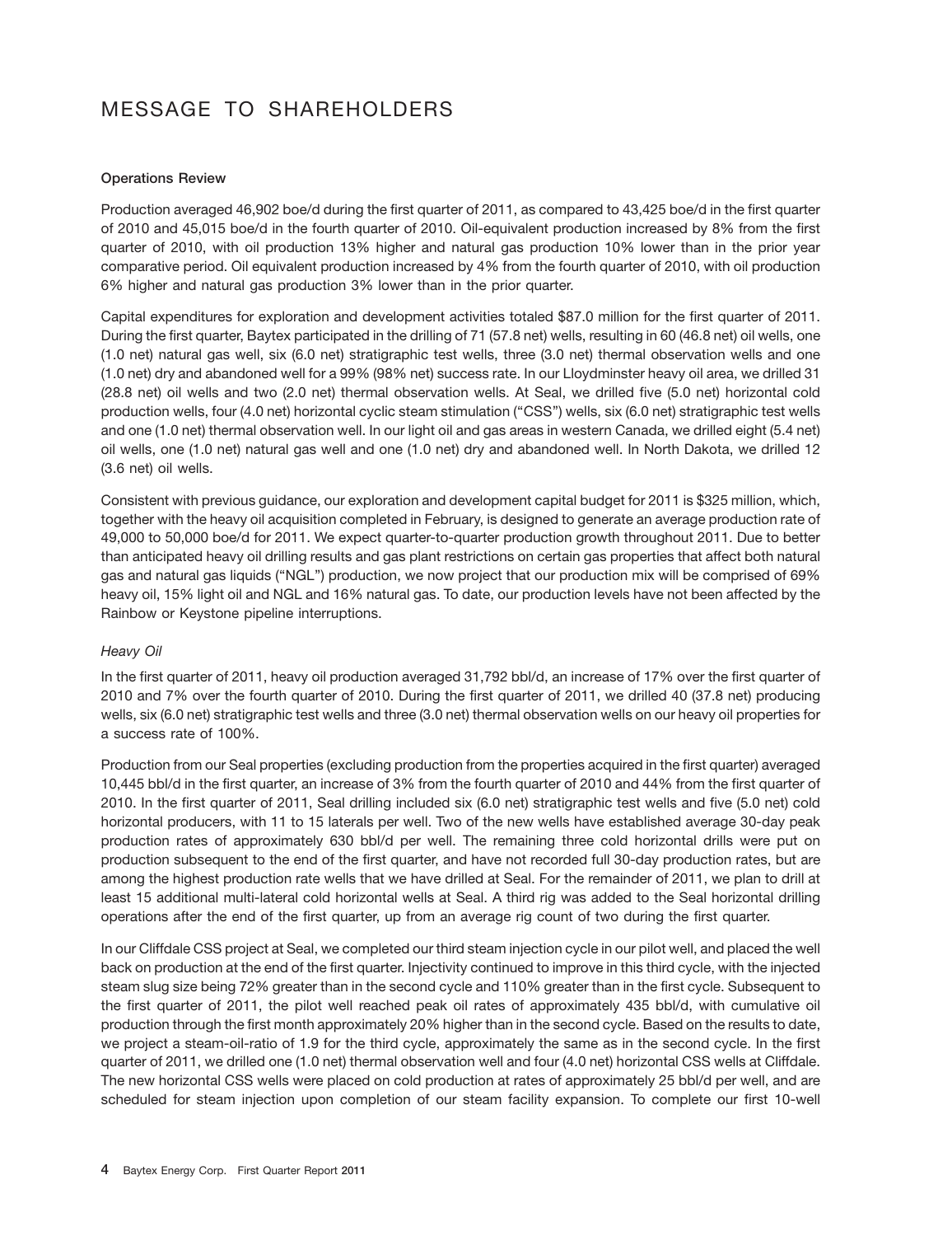# MESSAGE TO SHAREHOLDERS

**Operations Review**

Production averaged 46,902 boe/d during the first quarter of 2011, as compared to 43,425 boe/d in the first quarter of 2010 and 45,015 boe/d in the fourth quarter of 2010. Oil-equivalent production increased by 8% from the first quarter of 2010, with oil production 13% higher and natural gas production 10% lower than in the prior year comparative period. Oil equivalent production increased by 4% from the fourth quarter of 2010, with oil production 6% higher and natural gas production 3% lower than in the prior quarter.

Capital expenditures for exploration and development activities totaled $87.0 million for the first quarter of 2011. During the first quarter, Baytex participated in the drilling of 71 (57.8 net) wells, resulting in 60 (46.8 net) oil wells, one (1.0 net) natural gas well, six (6.0 net) stratigraphic test wells, three (3.0 net) thermal observation wells and one (1.0 net) dry and abandoned well for a 99% (98% net) success rate. In our Lloydminster heavy oil area, we drilled 31 (28.8 net) oil wells and two (2.0 net) thermal observation wells. At Seal, we drilled five (5.0 net) horizontal cold production wells, four (4.0 net) horizontal cyclic steam stimulation ("CSS") wells, six (6.0 net) stratigraphic test wells and one (1.0 net) thermal observation well. In our light oil and gas areas in western Canada, we drilled eight (5.4 net) oil wells, one (1.0 net) natural gas well and one (1.0 net) dry and abandoned well. In North Dakota, we drilled 12 (3.6 net) oil wells.

Consistent with previous guidance, our exploration and development capital budget for 2011 is $325 million, which, together with the heavy oil acquisition completed in February, is designed to generate an average production rate of 49,000 to 50,000 boe/d for 2011. We expect quarter-to-quarter production growth throughout 2011. Due to better than anticipated heavy oil drilling results and gas plant restrictions on certain gas properties that affect both natural gas and natural gas liquids ("NGL") production, we now project that our production mix will be comprised of 69% heavy oil, 15% light oil and NGL and 16% natural gas. To date, our production levels have not been affected by the Rainbow or Keystone pipeline interruptions.

*Heavy Oil*

In the first quarter of 2011, heavy oil production averaged 31,792 bbl/d, an increase of 17% over the first quarter of 2010 and 7% over the fourth quarter of 2010. During the first quarter of 2011, we drilled 40 (37.8 net) producing wells, six (6.0 net) stratigraphic test wells and three (3.0 net) thermal observation wells on our heavy oil properties for a success rate of 100%.

Production from our Seal properties (excluding production from the properties acquired in the first quarter) averaged 10,445 bbl/d in the first quarter, an increase of 3% from the fourth quarter of 2010 and 44% from the first quarter of 2010. In the first quarter of 2011, Seal drilling included six (6.0 net) stratigraphic test wells and five (5.0 net) cold horizontal producers, with 11 to 15 laterals per well. Two of the new wells have established average 30-day peak production rates of approximately 630 bbl/d per well. The remaining three cold horizontal drills were put on production subsequent to the end of the first quarter, and have not recorded full 30-day production rates, but are among the highest production rate wells that we have drilled at Seal. For the remainder of 2011, we plan to drill at least 15 additional multi-lateral cold horizontal wells at Seal. A third rig was added to the Seal horizontal drilling operations after the end of the first quarter, up from an average rig count of two during the first quarter.

In our Cliffdale CSS project at Seal, we completed our third steam injection cycle in our pilot well, and placed the well back on production at the end of the first quarter. Injectivity continued to improve in this third cycle, with the injected steam slug size being 72% greater than in the second cycle and 110% greater than in the first cycle. Subsequent to the first quarter of 2011, the pilot well reached peak oil rates of approximately 435 bbl/d, with cumulative oil production through the first month approximately 20% higher than in the second cycle. Based on the results to date, we project a steam-oil-ratio of 1.9 for the third cycle, approximately the same as in the second cycle. In the first quarter of 2011, we drilled one (1.0 net) thermal observation well and four (4.0 net) horizontal CSS wells at Cliffdale. The new horizontal CSS wells were placed on cold production at rates of approximately 25 bbl/d per well, and are scheduled for steam injection upon completion of our steam facility expansion. To complete our first 10-well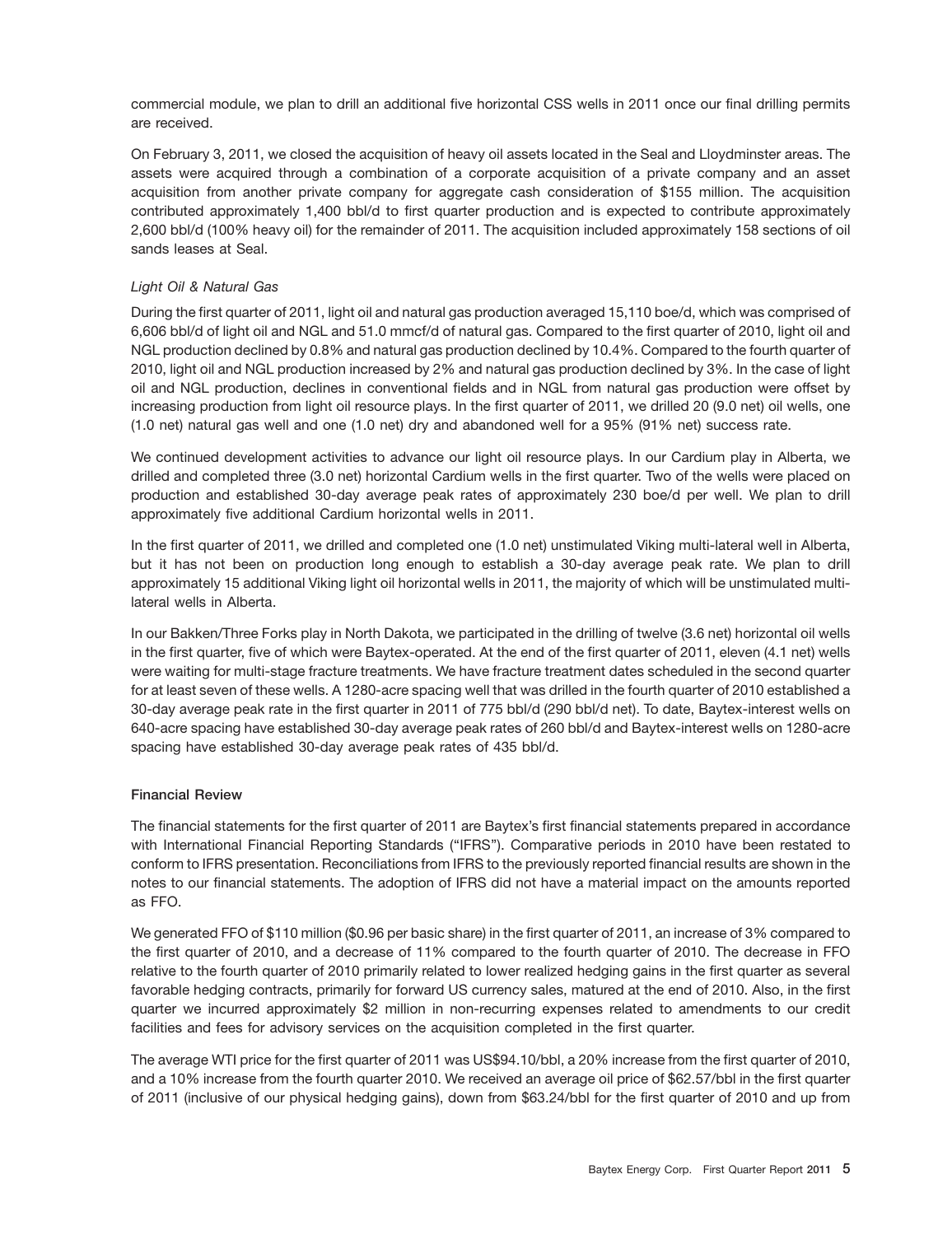commercial module, we plan to drill an additional five horizontal CSS wells in 2011 once our final drilling permits are received.

On February 3, 2011, we closed the acquisition of heavy oil assets located in the Seal and Lloydminster areas. The assets were acquired through a combination of a corporate acquisition of a private company and an asset acquisition from another private company for aggregate cash consideration of $155 million. The acquisition contributed approximately 1,400 bbl/d to first quarter production and is expected to contribute approximately 2,600 bbl/d (100% heavy oil) for the remainder of 2011. The acquisition included approximately 158 sections of oil sands leases at Seal.

*Light Oil & Natural Gas*

During the first quarter of 2011, light oil and natural gas production averaged 15,110 boe/d, which was comprised of 6,606 bbl/d of light oil and NGL and 51.0 mmcf/d of natural gas. Compared to the first quarter of 2010, light oil and NGL production declined by 0.8% and natural gas production declined by 10.4%. Compared to the fourth quarter of 2010, light oil and NGL production increased by 2% and natural gas production declined by 3%. In the case of light oil and NGL production, declines in conventional fields and in NGL from natural gas production were offset by increasing production from light oil resource plays. In the first quarter of 2011, we drilled 20 (9.0 net) oil wells, one (1.0 net) natural gas well and one (1.0 net) dry and abandoned well for a 95% (91% net) success rate.

We continued development activities to advance our light oil resource plays. In our Cardium play in Alberta, we drilled and completed three (3.0 net) horizontal Cardium wells in the first quarter. Two of the wells were placed on production and established 30-day average peak rates of approximately 230 boe/d per well. We plan to drill approximately five additional Cardium horizontal wells in 2011.

In the first quarter of 2011, we drilled and completed one (1.0 net) unstimulated Viking multi-lateral well in Alberta, but it has not been on production long enough to establish a 30-day average peak rate. We plan to drill approximately 15 additional Viking light oil horizontal wells in 2011, the majority of which will be unstimulated multi-lateral wells in Alberta.

In our Bakken/Three Forks play in North Dakota, we participated in the drilling of twelve (3.6 net) horizontal oil wells in the first quarter, five of which were Baytex-operated. At the end of the first quarter of 2011, eleven (4.1 net) wells were waiting for multi-stage fracture treatments. We have fracture treatment dates scheduled in the second quarter for at least seven of these wells. A 1280-acre spacing well that was drilled in the fourth quarter of 2010 established a 30-day average peak rate in the first quarter in 2011 of 775 bbl/d (290 bbl/d net). To date, Baytex-interest wells on 640-acre spacing have established 30-day average peak rates of 260 bbl/d and Baytex-interest wells on 1280-acre spacing have established 30-day average peak rates of 435 bbl/d.

**Financial Review**

The financial statements for the first quarter of 2011 are Baytex's first financial statements prepared in accordance with International Financial Reporting Standards ("IFRS"). Comparative periods in 2010 have been restated to conform to IFRS presentation. Reconciliations from IFRS to the previously reported financial results are shown in the notes to our financial statements. The adoption of IFRS did not have a material impact on the amounts reported as FFO.

We generated FFO of $110 million ($0.96 per basic share) in the first quarter of 2011, an increase of 3% compared to the first quarter of 2010, and a decrease of 11% compared to the fourth quarter of 2010. The decrease in FFO relative to the fourth quarter of 2010 primarily related to lower realized hedging gains in the first quarter as several favorable hedging contracts, primarily for forward US currency sales, matured at the end of 2010. Also, in the first quarter we incurred approximately $2 million in non-recurring expenses related to amendments to our credit facilities and fees for advisory services on the acquisition completed in the first quarter.

The average WTI price for the first quarter of 2011 was US$94.10/bbl, a 20% increase from the first quarter of 2010, and a 10% increase from the fourth quarter 2010. We received an average oil price of $62.57/bbl in the first quarter of 2011 (inclusive of our physical hedging gains), down from $63.24/bbl for the first quarter of 2010 and up from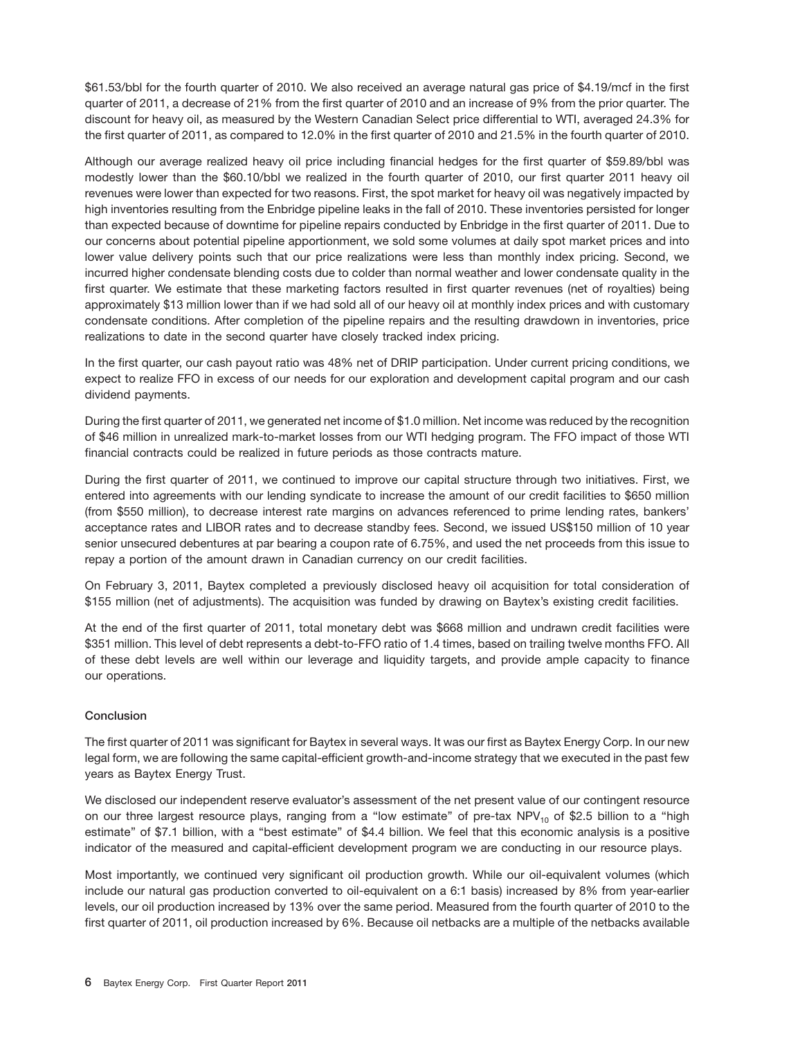$61.53/bbl for the fourth quarter of 2010. We also received an average natural gas price of $4.19/mcf in the first quarter of 2011, a decrease of 21% from the first quarter of 2010 and an increase of 9% from the prior quarter. The discount for heavy oil, as measured by the Western Canadian Select price differential to WTI, averaged 24.3% for the first quarter of 2011, as compared to 12.0% in the first quarter of 2010 and 21.5% in the fourth quarter of 2010.

Although our average realized heavy oil price including financial hedges for the first quarter of $59.89/bbl was modestly lower than the $60.10/bbl we realized in the fourth quarter of 2010, our first quarter 2011 heavy oil revenues were lower than expected for two reasons. First, the spot market for heavy oil was negatively impacted by high inventories resulting from the Enbridge pipeline leaks in the fall of 2010. These inventories persisted for longer than expected because of downtime for pipeline repairs conducted by Enbridge in the first quarter of 2011. Due to our concerns about potential pipeline apportionment, we sold some volumes at daily spot market prices and into lower value delivery points such that our price realizations were less than monthly index pricing. Second, we incurred higher condensate blending costs due to colder than normal weather and lower condensate quality in the first quarter. We estimate that these marketing factors resulted in first quarter revenues (net of royalties) being approximately $13 million lower than if we had sold all of our heavy oil at monthly index prices and with customary condensate conditions. After completion of the pipeline repairs and the resulting drawdown in inventories, price realizations to date in the second quarter have closely tracked index pricing.

In the first quarter, our cash payout ratio was 48% net of DRIP participation. Under current pricing conditions, we expect to realize FFO in excess of our needs for our exploration and development capital program and our cash dividend payments.

During the first quarter of 2011, we generated net income of $1.0 million. Net income was reduced by the recognition of $46 million in unrealized mark-to-market losses from our WTI hedging program. The FFO impact of those WTI financial contracts could be realized in future periods as those contracts mature.

During the first quarter of 2011, we continued to improve our capital structure through two initiatives. First, we entered into agreements with our lending syndicate to increase the amount of our credit facilities to $650 million (from $550 million), to decrease interest rate margins on advances referenced to prime lending rates, bankers' acceptance rates and LIBOR rates and to decrease standby fees. Second, we issued US$150 million of 10 year senior unsecured debentures at par bearing a coupon rate of 6.75%, and used the net proceeds from this issue to repay a portion of the amount drawn in Canadian currency on our credit facilities.

On February 3, 2011, Baytex completed a previously disclosed heavy oil acquisition for total consideration of $155 million (net of adjustments). The acquisition was funded by drawing on Baytex's existing credit facilities.

At the end of the first quarter of 2011, total monetary debt was $668 million and undrawn credit facilities were $351 million. This level of debt represents a debt-to-FFO ratio of 1.4 times, based on trailing twelve months FFO. All of these debt levels are well within our leverage and liquidity targets, and provide ample capacity to finance our operations.

## Conclusion

The first quarter of 2011 was significant for Baytex in several ways. It was our first as Baytex Energy Corp. In our new legal form, we are following the same capital-efficient growth-and-income strategy that we executed in the past few years as Baytex Energy Trust.

We disclosed our independent reserve evaluator's assessment of the net present value of our contingent resource on our three largest resource plays, ranging from a "low estimate" of pre-tax $NPV_{10}$ of $2.5 billion to a "high estimate" of $7.1 billion, with a "best estimate" of $4.4 billion. We feel that this economic analysis is a positive indicator of the measured and capital-efficient development program we are conducting in our resource plays.

Most importantly, we continued very significant oil production growth. While our oil-equivalent volumes (which include our natural gas production converted to oil-equivalent on a 6:1 basis) increased by 8% from year-earlier levels, our oil production increased by 13% over the same period. Measured from the fourth quarter of 2010 to the first quarter of 2011, oil production increased by 6%. Because oil netbacks are a multiple of the netbacks available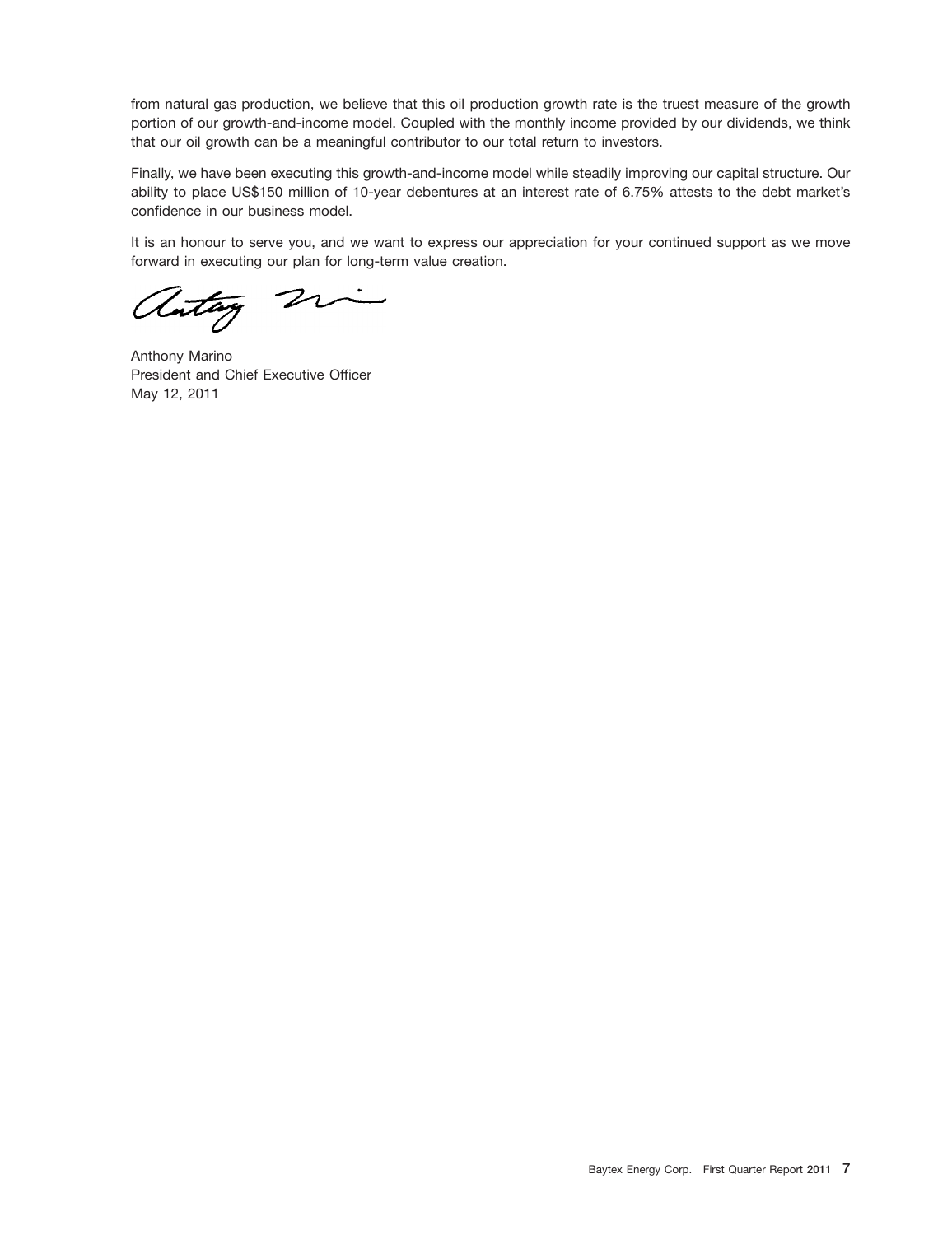from natural gas production, we believe that this oil production growth rate is the truest measure of the growth portion of our growth-and-income model. Coupled with the monthly income provided by our dividends, we think that our oil growth can be a meaningful contributor to our total return to investors.

Finally, we have been executing this growth-and-income model while steadily improving our capital structure. Our ability to place US$150 million of 10-year debentures at an interest rate of 6.75% attests to the debt market's confidence in our business model.

It is an honour to serve you, and we want to express our appreciation for your continued support as we move forward in executing our plan for long-term value creation.

Anthony Marino
President and Chief Executive Officer
May 12, 2011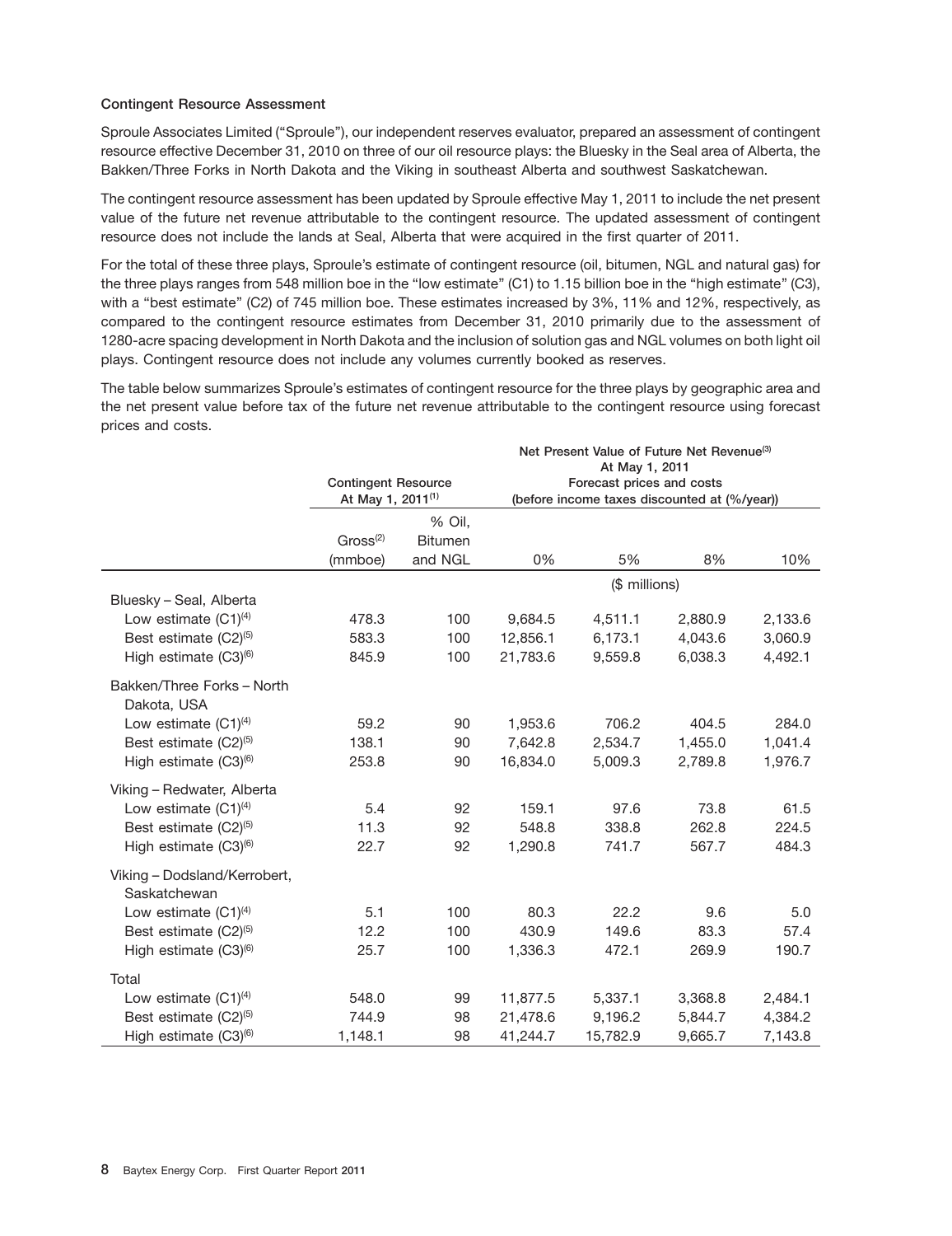**Contingent Resource Assessment**

Sproule Associates Limited ("Sproule"), our independent reserves evaluator, prepared an assessment of contingent resource effective December 31, 2010 on three of our oil resource plays: the Bluesky in the Seal area of Alberta, the Bakken/Three Forks in North Dakota and the Viking in southeast Alberta and southwest Saskatchewan.

The contingent resource assessment has been updated by Sproule effective May 1, 2011 to include the net present value of the future net revenue attributable to the contingent resource. The updated assessment of contingent resource does not include the lands at Seal, Alberta that were acquired in the first quarter of 2011.

For the total of these three plays, Sproule's estimate of contingent resource (oil, bitumen, NGL and natural gas) for the three plays ranges from 548 million boe in the "low estimate" (C1) to 1.15 billion boe in the "high estimate" (C3), with a "best estimate" (C2) of 745 million boe. These estimates increased by 3%, 11% and 12%, respectively, as compared to the contingent resource estimates from December 31, 2010 primarily due to the assessment of 1280-acre spacing development in North Dakota and the inclusion of solution gas and NGL volumes on both light oil plays. Contingent resource does not include any volumes currently booked as reserves.

The table below summarizes Sproule's estimates of contingent resource for the three plays by geographic area and the net present value before tax of the future net revenue attributable to the contingent resource using forecast prices and costs.

| | Contingent Resource At May 1, 2011[1] | | Net Present Value of Future Net Revenue[3] At May 1, 2011 Forecast prices and costs (before income taxes discounted at (%/year)) | | | |
|---|---|---|---|---|---|---|
| | Gross[2] (mmboe) | % Oil, Bitumen and NGL | 0% | 5% | 8% | 10% |
| | | | ($ millions) | | | |
| Bluesky – Seal, Alberta | | | | | | |
| Low estimate (C1)[4] | 478.3 | 100 | 9,684.5 | 4,511.1 | 2,880.9 | 2,133.6 |
| Best estimate (C2)[5] | 583.3 | 100 | 12,856.1 | 6,173.1 | 4,043.6 | 3,060.9 |
| High estimate (C3)[6] | 845.9 | 100 | 21,783.6 | 9,559.8 | 6,038.3 | 4,492.1 |
| Bakken/Three Forks – North Dakota, USA | | | | | | |
| Low estimate (C1)[4] | 59.2 | 90 | 1,953.6 | 706.2 | 404.5 | 284.0 |
| Best estimate (C2)[5] | 138.1 | 90 | 7,642.8 | 2,534.7 | 1,455.0 | 1,041.4 |
| High estimate (C3)[6] | 253.8 | 90 | 16,834.0 | 5,009.3 | 2,789.8 | 1,976.7 |
| Viking – Redwater, Alberta | | | | | | |
| Low estimate (C1)[4] | 5.4 | 92 | 159.1 | 97.6 | 73.8 | 61.5 |
| Best estimate (C2)[5] | 11.3 | 92 | 548.8 | 338.8 | 262.8 | 224.5 |
| High estimate (C3)[6] | 22.7 | 92 | 1,290.8 | 741.7 | 567.7 | 484.3 |
| Viking – Dodsland/Kerrobert, Saskatchewan | | | | | | |
| Low estimate (C1)[4] | 5.1 | 100 | 80.3 | 22.2 | 9.6 | 5.0 |
| Best estimate (C2)[5] | 12.2 | 100 | 430.9 | 149.6 | 83.3 | 57.4 |
| High estimate (C3)[6] | 25.7 | 100 | 1,336.3 | 472.1 | 269.9 | 190.7 |
| Total | | | | | | |
| Low estimate (C1)[4] | 548.0 | 99 | 11,877.5 | 5,337.1 | 3,368.8 | 2,484.1 |
| Best estimate (C2)[5] | 744.9 | 98 | 21,478.6 | 9,196.2 | 5,844.7 | 4,384.2 |
| High estimate (C3)[6] | 1,148.1 | 98 | 41,244.7 | 15,782.9 | 9,665.7 | 7,143.8 |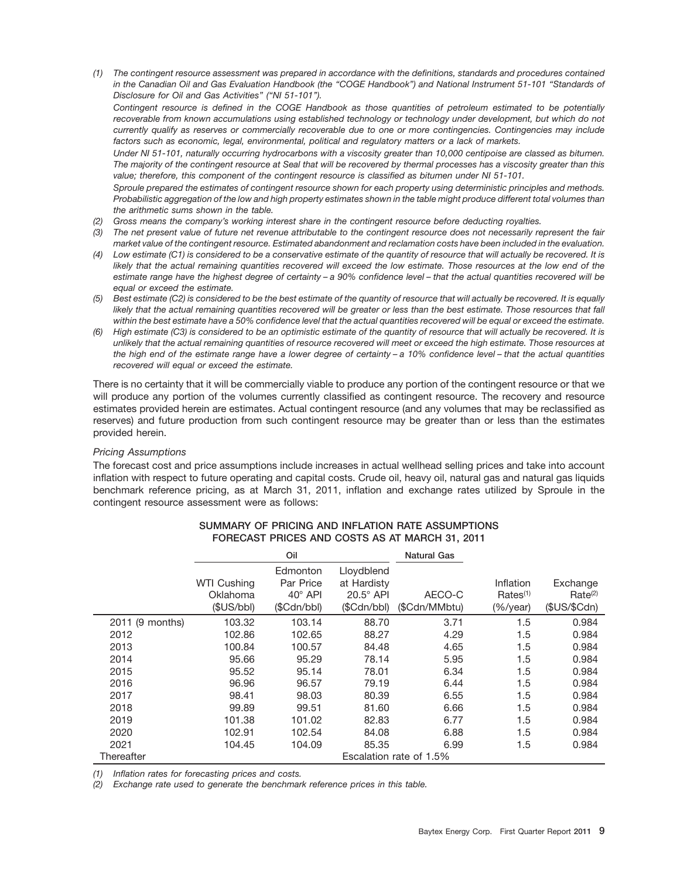*(1) The contingent resource assessment was prepared in accordance with the definitions, standards and procedures contained in the Canadian Oil and Gas Evaluation Handbook (the "COGE Handbook") and National Instrument 51-101 "Standards of Disclosure for Oil and Gas Activities" ("NI 51-101").*

*Contingent resource is defined in the COGE Handbook as those quantities of petroleum estimated to be potentially recoverable from known accumulations using established technology or technology under development, but which do not currently qualify as reserves or commercially recoverable due to one or more contingencies. Contingencies may include factors such as economic, legal, environmental, political and regulatory matters or a lack of markets.*

*Under NI 51-101, naturally occurring hydrocarbons with a viscosity greater than 10,000 centipoise are classed as bitumen. The majority of the contingent resource at Seal that will be recovered by thermal processes has a viscosity greater than this value; therefore, this component of the contingent resource is classified as bitumen under NI 51-101.*

*Sproule prepared the estimates of contingent resource shown for each property using deterministic principles and methods. Probabilistic aggregation of the low and high property estimates shown in the table might produce different total volumes than the arithmetic sums shown in the table.*

*(2) Gross means the company's working interest share in the contingent resource before deducting royalties.*

*(3) The net present value of future net revenue attributable to the contingent resource does not necessarily represent the fair market value of the contingent resource. Estimated abandonment and reclamation costs have been included in the evaluation.*

*(4) Low estimate (C1) is considered to be a conservative estimate of the quantity of resource that will actually be recovered. It is likely that the actual remaining quantities recovered will exceed the low estimate. Those resources at the low end of the estimate range have the highest degree of certainty – a 90% confidence level – that the actual quantities recovered will be equal or exceed the estimate.*

*(5) Best estimate (C2) is considered to be the best estimate of the quantity of resource that will actually be recovered. It is equally likely that the actual remaining quantities recovered will be greater or less than the best estimate. Those resources that fall within the best estimate have a 50% confidence level that the actual quantities recovered will be equal or exceed the estimate.*

*(6) High estimate (C3) is considered to be an optimistic estimate of the quantity of resource that will actually be recovered. It is unlikely that the actual remaining quantities of resource recovered will meet or exceed the high estimate. Those resources at the high end of the estimate range have a lower degree of certainty – a 10% confidence level – that the actual quantities recovered will equal or exceed the estimate.*

There is no certainty that it will be commercially viable to produce any portion of the contingent resource or that we will produce any portion of the volumes currently classified as contingent resource. The recovery and resource estimates provided herein are estimates. Actual contingent resource (and any volumes that may be reclassified as reserves) and future production from such contingent resource may be greater than or less than the estimates provided herein.

*Pricing Assumptions*

The forecast cost and price assumptions include increases in actual wellhead selling prices and take into account inflation with respect to future operating and capital costs. Crude oil, heavy oil, natural gas and natural gas liquids benchmark reference pricing, as at March 31, 2011, inflation and exchange rates utilized by Sproule in the contingent resource assessment were as follows:

**SUMMARY OF PRICING AND INFLATION RATE ASSUMPTIONS**
**FORECAST PRICES AND COSTS AS AT MARCH 31, 2011**

| | Oil | | | Natural Gas | | |
|---|---|---|---|---|---|---|
| | WTI Cushing Oklahoma ($US/bbl) | Edmonton Par Price 40° API ($Cdn/bbl) | Lloydblend at Hardisty 20.5° API ($Cdn/bbl) | AECO-C ($Cdn/MMbtu) | Inflation Rates[(1)] (%/year) | Exchange Rate[(2)] ($US/$Cdn) |
| 2011 (9 months) | 103.32 | 103.14 | 88.70 | 3.71 | 1.5 | 0.984 |
| 2012 | 102.86 | 102.65 | 88.27 | 4.29 | 1.5 | 0.984 |
| 2013 | 100.84 | 100.57 | 84.48 | 4.65 | 1.5 | 0.984 |
| 2014 | 95.66 | 95.29 | 78.14 | 5.95 | 1.5 | 0.984 |
| 2015 | 95.52 | 95.14 | 78.01 | 6.34 | 1.5 | 0.984 |
| 2016 | 96.96 | 96.57 | 79.19 | 6.44 | 1.5 | 0.984 |
| 2017 | 98.41 | 98.03 | 80.39 | 6.55 | 1.5 | 0.984 |
| 2018 | 99.89 | 99.51 | 81.60 | 6.66 | 1.5 | 0.984 |
| 2019 | 101.38 | 101.02 | 82.83 | 6.77 | 1.5 | 0.984 |
| 2020 | 102.91 | 102.54 | 84.08 | 6.88 | 1.5 | 0.984 |
| 2021 | 104.45 | 104.09 | 85.35 | 6.99 | 1.5 | 0.984 |
| Thereafter | Escalation rate of 1.5% | | | | | |

*(1) Inflation rates for forecasting prices and costs.*

*(2) Exchange rate used to generate the benchmark reference prices in this table.*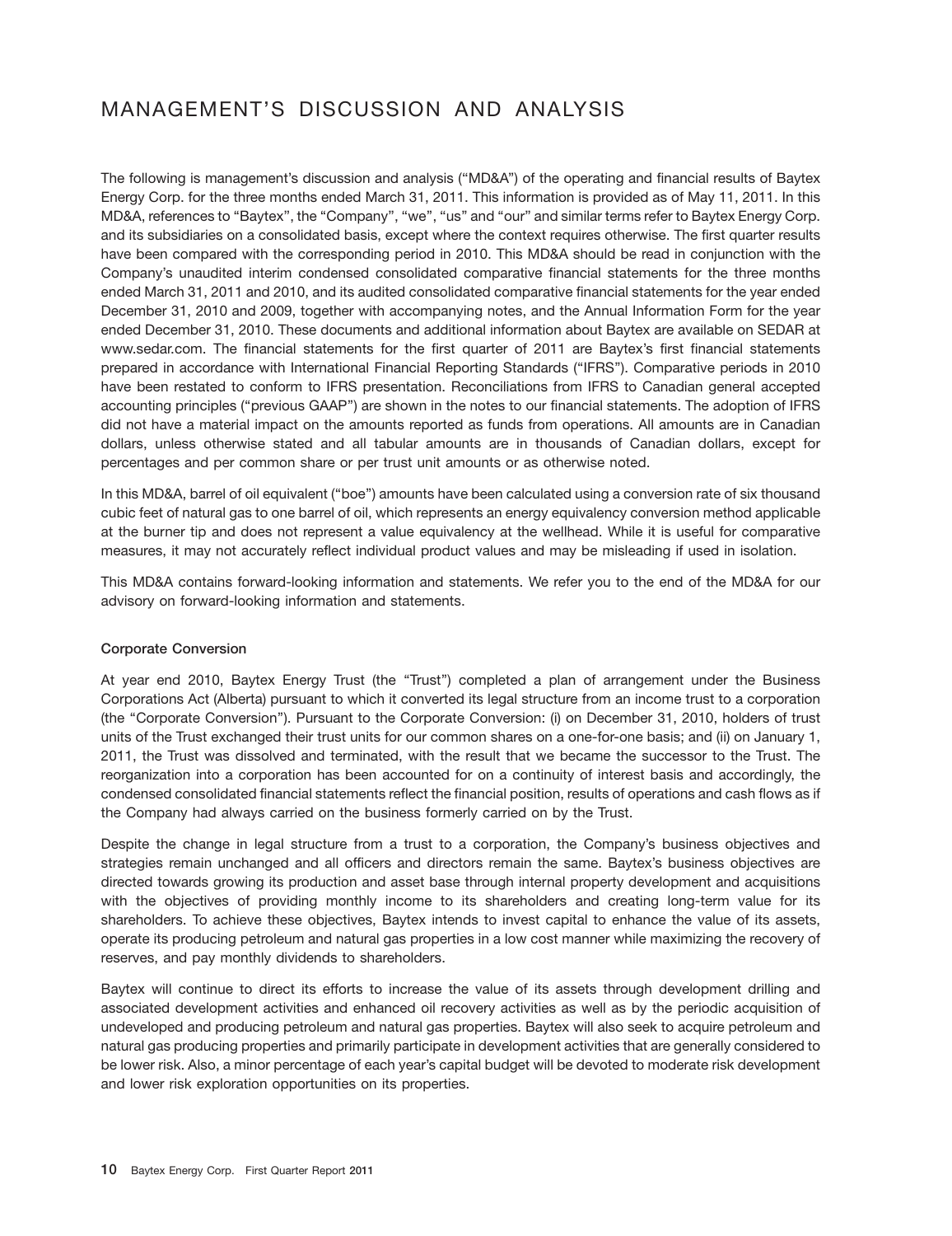# MANAGEMENT'S DISCUSSION AND ANALYSIS

The following is management's discussion and analysis ("MD&A") of the operating and financial results of Baytex Energy Corp. for the three months ended March 31, 2011. This information is provided as of May 11, 2011. In this MD&A, references to "Baytex", the "Company", "we", "us" and "our" and similar terms refer to Baytex Energy Corp. and its subsidiaries on a consolidated basis, except where the context requires otherwise. The first quarter results have been compared with the corresponding period in 2010. This MD&A should be read in conjunction with the Company's unaudited interim condensed consolidated comparative financial statements for the three months ended March 31, 2011 and 2010, and its audited consolidated comparative financial statements for the year ended December 31, 2010 and 2009, together with accompanying notes, and the Annual Information Form for the year ended December 31, 2010. These documents and additional information about Baytex are available on SEDAR at www.sedar.com. The financial statements for the first quarter of 2011 are Baytex's first financial statements prepared in accordance with International Financial Reporting Standards ("IFRS"). Comparative periods in 2010 have been restated to conform to IFRS presentation. Reconciliations from IFRS to Canadian general accepted accounting principles ("previous GAAP") are shown in the notes to our financial statements. The adoption of IFRS did not have a material impact on the amounts reported as funds from operations. All amounts are in Canadian dollars, unless otherwise stated and all tabular amounts are in thousands of Canadian dollars, except for percentages and per common share or per trust unit amounts or as otherwise noted.

In this MD&A, barrel of oil equivalent ("boe") amounts have been calculated using a conversion rate of six thousand cubic feet of natural gas to one barrel of oil, which represents an energy equivalency conversion method applicable at the burner tip and does not represent a value equivalency at the wellhead. While it is useful for comparative measures, it may not accurately reflect individual product values and may be misleading if used in isolation.

This MD&A contains forward-looking information and statements. We refer you to the end of the MD&A for our advisory on forward-looking information and statements.

### Corporate Conversion

At year end 2010, Baytex Energy Trust (the "Trust") completed a plan of arrangement under the Business Corporations Act (Alberta) pursuant to which it converted its legal structure from an income trust to a corporation (the "Corporate Conversion"). Pursuant to the Corporate Conversion: (i) on December 31, 2010, holders of trust units of the Trust exchanged their trust units for our common shares on a one-for-one basis; and (ii) on January 1, 2011, the Trust was dissolved and terminated, with the result that we became the successor to the Trust. The reorganization into a corporation has been accounted for on a continuity of interest basis and accordingly, the condensed consolidated financial statements reflect the financial position, results of operations and cash flows as if the Company had always carried on the business formerly carried on by the Trust.

Despite the change in legal structure from a trust to a corporation, the Company's business objectives and strategies remain unchanged and all officers and directors remain the same. Baytex's business objectives are directed towards growing its production and asset base through internal property development and acquisitions with the objectives of providing monthly income to its shareholders and creating long-term value for its shareholders. To achieve these objectives, Baytex intends to invest capital to enhance the value of its assets, operate its producing petroleum and natural gas properties in a low cost manner while maximizing the recovery of reserves, and pay monthly dividends to shareholders.

Baytex will continue to direct its efforts to increase the value of its assets through development drilling and associated development activities and enhanced oil recovery activities as well as by the periodic acquisition of undeveloped and producing petroleum and natural gas properties. Baytex will also seek to acquire petroleum and natural gas producing properties and primarily participate in development activities that are generally considered to be lower risk. Also, a minor percentage of each year's capital budget will be devoted to moderate risk development and lower risk exploration opportunities on its properties.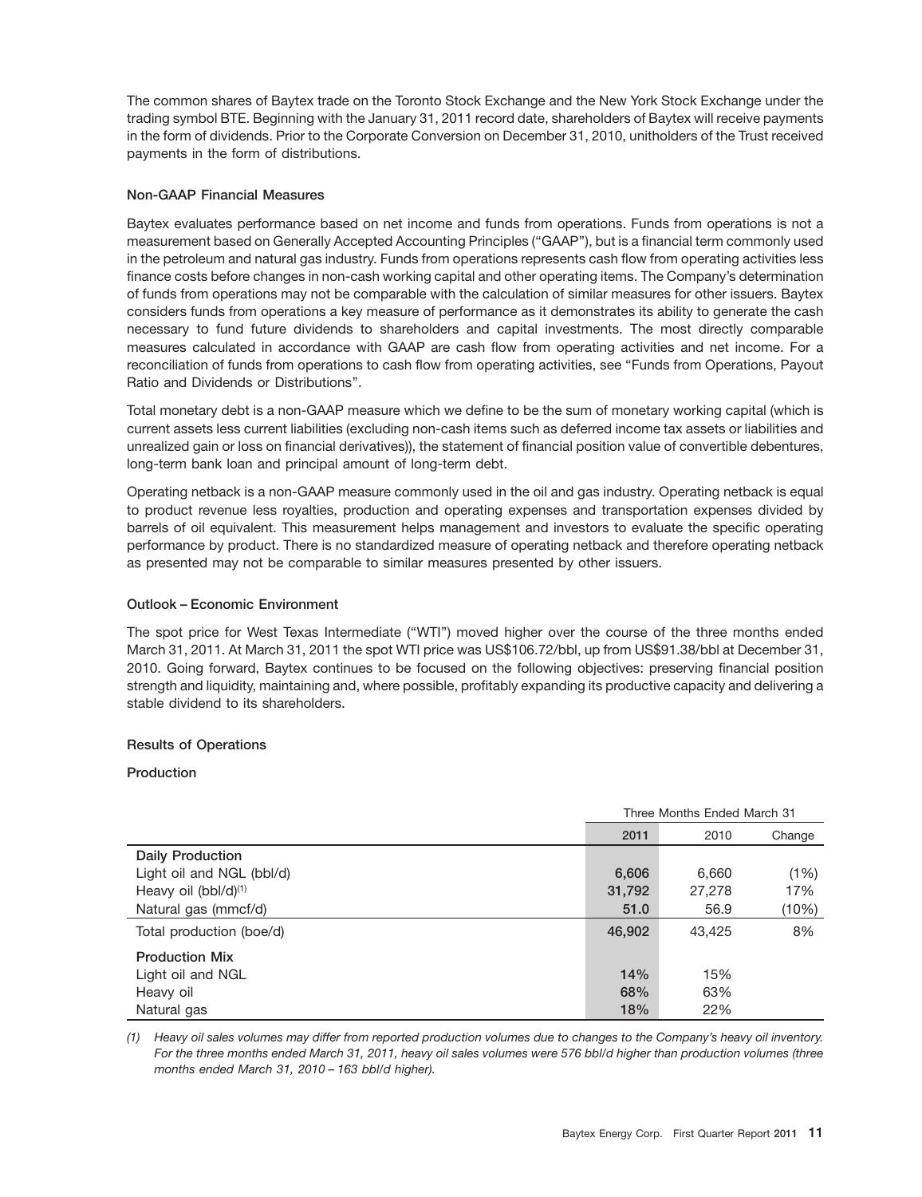The common shares of Baytex trade on the Toronto Stock Exchange and the New York Stock Exchange under the trading symbol BTE. Beginning with the January 31, 2011 record date, shareholders of Baytex will receive payments in the form of dividends. Prior to the Corporate Conversion on December 31, 2010, unitholders of the Trust received payments in the form of distributions.

### Non-GAAP Financial Measures

Baytex evaluates performance based on net income and funds from operations. Funds from operations is not a measurement based on Generally Accepted Accounting Principles ("GAAP"), but is a financial term commonly used in the petroleum and natural gas industry. Funds from operations represents cash flow from operating activities less finance costs before changes in non-cash working capital and other operating items. The Company's determination of funds from operations may not be comparable with the calculation of similar measures for other issuers. Baytex considers funds from operations a key measure of performance as it demonstrates its ability to generate the cash necessary to fund future dividends to shareholders and capital investments. The most directly comparable measures calculated in accordance with GAAP are cash flow from operating activities and net income. For a reconciliation of funds from operations to cash flow from operating activities, see "Funds from Operations, Payout Ratio and Dividends or Distributions".

Total monetary debt is a non-GAAP measure which we define to be the sum of monetary working capital (which is current assets less current liabilities (excluding non-cash items such as deferred income tax assets or liabilities and unrealized gain or loss on financial derivatives)), the statement of financial position value of convertible debentures, long-term bank loan and principal amount of long-term debt.

Operating netback is a non-GAAP measure commonly used in the oil and gas industry. Operating netback is equal to product revenue less royalties, production and operating expenses and transportation expenses divided by barrels of oil equivalent. This measurement helps management and investors to evaluate the specific operating performance by product. There is no standardized measure of operating netback and therefore operating netback as presented may not be comparable to similar measures presented by other issuers.

### Outlook – Economic Environment

The spot price for West Texas Intermediate ("WTI") moved higher over the course of the three months ended March 31, 2011. At March 31, 2011 the spot WTI price was US$106.72/bbl, up from US$91.38/bbl at December 31, 2010. Going forward, Baytex continues to be focused on the following objectives: preserving financial position strength and liquidity, maintaining and, where possible, profitably expanding its productive capacity and delivering a stable dividend to its shareholders.

### Results of Operations

#### Production

| | Three Months Ended March 31 | | |
|---|---|---|---|
| | **2011** | 2010 | Change |
| **Daily Production** | | | |
| Light oil and NGL (bbl/d) | **6,606** | 6,660 | (1%) |
| Heavy oil (bbl/d)[1] | **31,792** | 27,278 | 17% |
| Natural gas (mmcf/d) | **51.0** | 56.9 | (10%) |
| Total production (boe/d) | **46,902** | 43,425 | 8% |
| **Production Mix** | | | |
| Light oil and NGL | **14%** | 15% | |
| Heavy oil | **68%** | 63% | |
| Natural gas | **18%** | 22% | |

*(1) Heavy oil sales volumes may differ from reported production volumes due to changes to the Company's heavy oil inventory. For the three months ended March 31, 2011, heavy oil sales volumes were 576 bbl/d higher than production volumes (three months ended March 31, 2010 – 163 bbl/d higher).*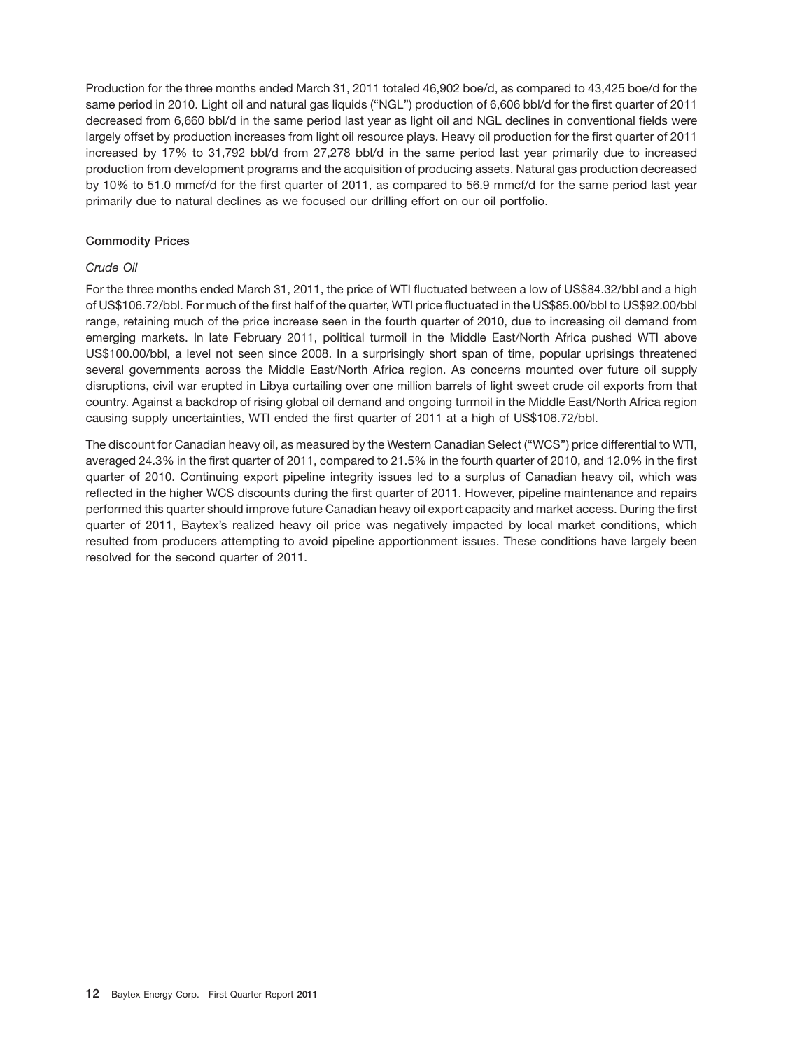Production for the three months ended March 31, 2011 totaled 46,902 boe/d, as compared to 43,425 boe/d for the same period in 2010. Light oil and natural gas liquids ("NGL") production of 6,606 bbl/d for the first quarter of 2011 decreased from 6,660 bbl/d in the same period last year as light oil and NGL declines in conventional fields were largely offset by production increases from light oil resource plays. Heavy oil production for the first quarter of 2011 increased by 17% to 31,792 bbl/d from 27,278 bbl/d in the same period last year primarily due to increased production from development programs and the acquisition of producing assets. Natural gas production decreased by 10% to 51.0 mmcf/d for the first quarter of 2011, as compared to 56.9 mmcf/d for the same period last year primarily due to natural declines as we focused our drilling effort on our oil portfolio.

### Commodity Prices

*Crude Oil*

For the three months ended March 31, 2011, the price of WTI fluctuated between a low of US$84.32/bbl and a high of US$106.72/bbl. For much of the first half of the quarter, WTI price fluctuated in the US$85.00/bbl to US$92.00/bbl range, retaining much of the price increase seen in the fourth quarter of 2010, due to increasing oil demand from emerging markets. In late February 2011, political turmoil in the Middle East/North Africa pushed WTI above US$100.00/bbl, a level not seen since 2008. In a surprisingly short span of time, popular uprisings threatened several governments across the Middle East/North Africa region. As concerns mounted over future oil supply disruptions, civil war erupted in Libya curtailing over one million barrels of light sweet crude oil exports from that country. Against a backdrop of rising global oil demand and ongoing turmoil in the Middle East/North Africa region causing supply uncertainties, WTI ended the first quarter of 2011 at a high of US$106.72/bbl.

The discount for Canadian heavy oil, as measured by the Western Canadian Select ("WCS") price differential to WTI, averaged 24.3% in the first quarter of 2011, compared to 21.5% in the fourth quarter of 2010, and 12.0% in the first quarter of 2010. Continuing export pipeline integrity issues led to a surplus of Canadian heavy oil, which was reflected in the higher WCS discounts during the first quarter of 2011. However, pipeline maintenance and repairs performed this quarter should improve future Canadian heavy oil export capacity and market access. During the first quarter of 2011, Baytex's realized heavy oil price was negatively impacted by local market conditions, which resulted from producers attempting to avoid pipeline apportionment issues. These conditions have largely been resolved for the second quarter of 2011.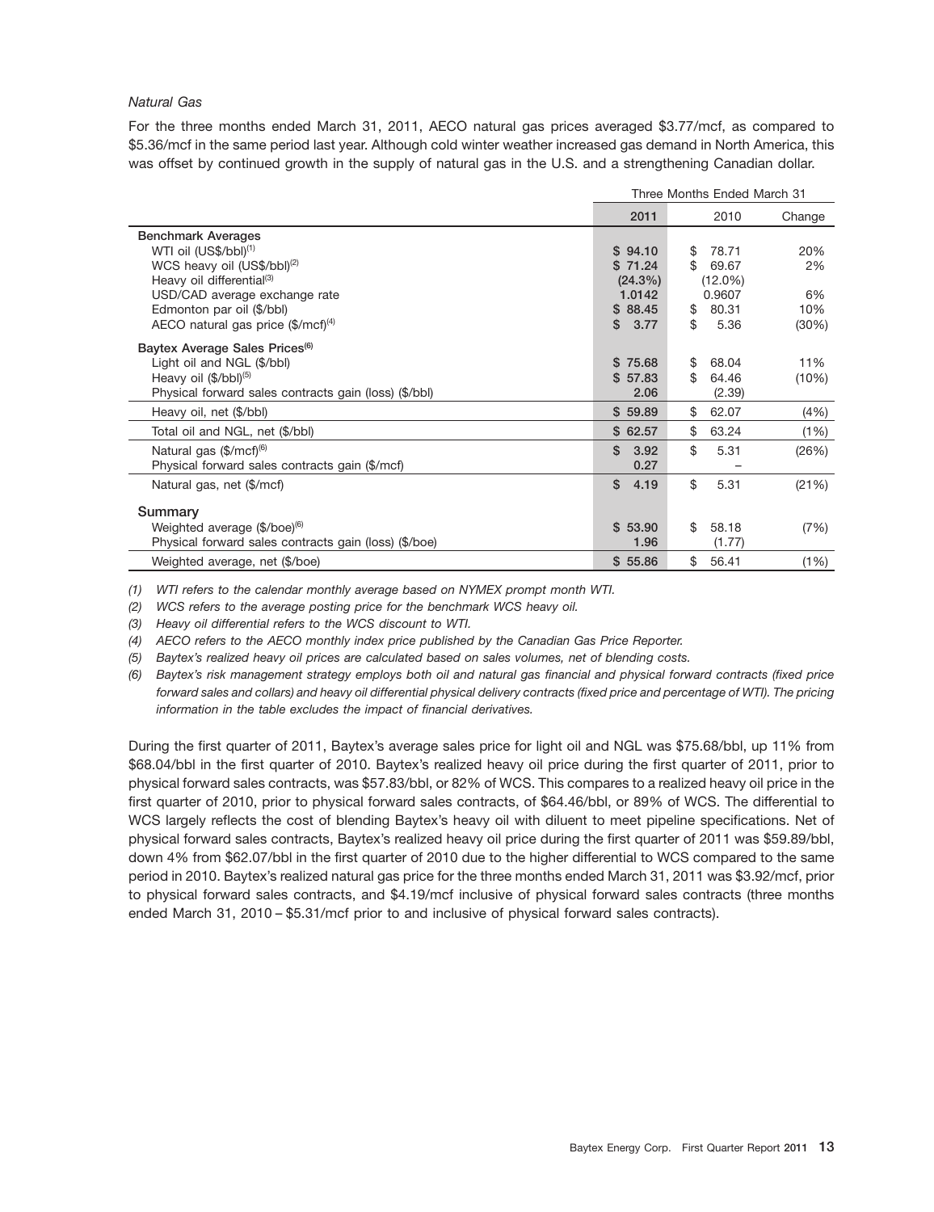*Natural Gas*

For the three months ended March 31, 2011, AECO natural gas prices averaged $3.77/mcf, as compared to $5.36/mcf in the same period last year. Although cold winter weather increased gas demand in North America, this was offset by continued growth in the supply of natural gas in the U.S. and a strengthening Canadian dollar.

| | Three Months Ended March 31 | | |
|---|---|---|---|
| | **2011** | 2010 | Change |
| **Benchmark Averages** | | | |
| WTI oil (US$/bbl)(1) | **$ 94.10** | $ 78.71 | 20% |
| WCS heavy oil (US$/bbl)(2) | **$ 71.24** | $ 69.67 | 2% |
| Heavy oil differential(3) | **(24.3%)** | (12.0%) | |
| USD/CAD average exchange rate | **1.0142** | 0.9607 | 6% |
| Edmonton par oil ($/bbl) | **$ 88.45** | $ 80.31 | 10% |
| AECO natural gas price ($/mcf)(4) | **$ 3.77** | $ 5.36 | (30%) |
| **Baytex Average Sales Prices(6)** | | | |
| Light oil and NGL ($/bbl) | **$ 75.68** | $ 68.04 | 11% |
| Heavy oil ($/bbl)(5) | **$ 57.83** | $ 64.46 | (10%) |
| Physical forward sales contracts gain (loss) ($/bbl) | **2.06** | (2.39) | |
| Heavy oil, net ($/bbl) | **$ 59.89** | $ 62.07 | (4%) |
| Total oil and NGL, net ($/bbl) | **$ 62.57** | $ 63.24 | (1%) |
| Natural gas ($/mcf)(6) | **$ 3.92** | $ 5.31 | (26%) |
| Physical forward sales contracts gain ($/mcf) | **0.27** | – | |
| Natural gas, net ($/mcf) | **$ 4.19** | $ 5.31 | (21%) |
| **Summary** | | | |
| Weighted average ($/boe)(6) | **$ 53.90** | $ 58.18 | (7%) |
| Physical forward sales contracts gain (loss) ($/boe) | **1.96** | (1.77) | |
| Weighted average, net ($/boe) | **$ 55.86** | $ 56.41 | (1%) |

*(1) WTI refers to the calendar monthly average based on NYMEX prompt month WTI.*

*(2) WCS refers to the average posting price for the benchmark WCS heavy oil.*

*(3) Heavy oil differential refers to the WCS discount to WTI.*

*(4) AECO refers to the AECO monthly index price published by the Canadian Gas Price Reporter.*

*(5) Baytex's realized heavy oil prices are calculated based on sales volumes, net of blending costs.*

*(6) Baytex's risk management strategy employs both oil and natural gas financial and physical forward contracts (fixed price forward sales and collars) and heavy oil differential physical delivery contracts (fixed price and percentage of WTI). The pricing information in the table excludes the impact of financial derivatives.*

During the first quarter of 2011, Baytex's average sales price for light oil and NGL was $75.68/bbl, up 11% from $68.04/bbl in the first quarter of 2010. Baytex's realized heavy oil price during the first quarter of 2011, prior to physical forward sales contracts, was $57.83/bbl, or 82% of WCS. This compares to a realized heavy oil price in the first quarter of 2010, prior to physical forward sales contracts, of $64.46/bbl, or 89% of WCS. The differential to WCS largely reflects the cost of blending Baytex's heavy oil with diluent to meet pipeline specifications. Net of physical forward sales contracts, Baytex's realized heavy oil price during the first quarter of 2011 was $59.89/bbl, down 4% from $62.07/bbl in the first quarter of 2010 due to the higher differential to WCS compared to the same period in 2010. Baytex's realized natural gas price for the three months ended March 31, 2011 was $3.92/mcf, prior to physical forward sales contracts, and $4.19/mcf inclusive of physical forward sales contracts (three months ended March 31, 2010 – $5.31/mcf prior to and inclusive of physical forward sales contracts).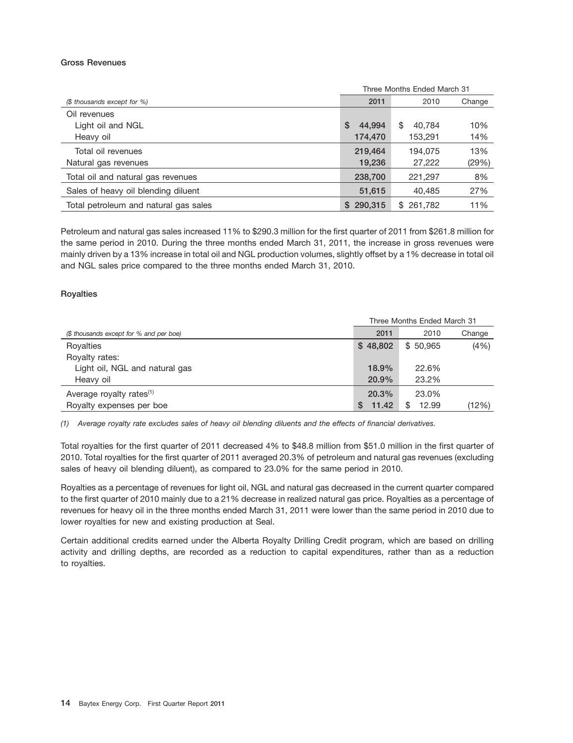### Gross Revenues

| *($ thousands except for %)* | Three Months Ended March 31 | | |
|---|---|---|---|
| | **2011** | 2010 | Change |
| Oil revenues | | | |
| Light oil and NGL | **$ 44,994** | $ 40,784 | 10% |
| Heavy oil | **174,470** | 153,291 | 14% |
| Total oil revenues | **219,464** | 194,075 | 13% |
| Natural gas revenues | **19,236** | 27,222 | (29%) |
| Total oil and natural gas revenues | **238,700** | 221,297 | 8% |
| Sales of heavy oil blending diluent | **51,615** | 40,485 | 27% |
| Total petroleum and natural gas sales | **$ 290,315** | $ 261,782 | 11% |

Petroleum and natural gas sales increased 11% to $290.3 million for the first quarter of 2011 from $261.8 million for the same period in 2010. During the three months ended March 31, 2011, the increase in gross revenues were mainly driven by a 13% increase in total oil and NGL production volumes, slightly offset by a 1% decrease in total oil and NGL sales price compared to the three months ended March 31, 2010.

### Royalties

| *($ thousands except for % and per boe)* | Three Months Ended March 31 | | |
|---|---|---|---|
| | **2011** | 2010 | Change |
| Royalties | **$ 48,802** | $ 50,965 | (4%) |
| Royalty rates: | | | |
| Light oil, NGL and natural gas | **18.9%** | 22.6% | |
| Heavy oil | **20.9%** | 23.2% | |
| Average royalty rates[(1)] | **20.3%** | 23.0% | |
| Royalty expenses per boe | **$ 11.42** | $ 12.99 | (12%) |

*(1) Average royalty rate excludes sales of heavy oil blending diluents and the effects of financial derivatives.*

Total royalties for the first quarter of 2011 decreased 4% to $48.8 million from $51.0 million in the first quarter of 2010. Total royalties for the first quarter of 2011 averaged 20.3% of petroleum and natural gas revenues (excluding sales of heavy oil blending diluent), as compared to 23.0% for the same period in 2010.

Royalties as a percentage of revenues for light oil, NGL and natural gas decreased in the current quarter compared to the first quarter of 2010 mainly due to a 21% decrease in realized natural gas price. Royalties as a percentage of revenues for heavy oil in the three months ended March 31, 2011 were lower than the same period in 2010 due to lower royalties for new and existing production at Seal.

Certain additional credits earned under the Alberta Royalty Drilling Credit program, which are based on drilling activity and drilling depths, are recorded as a reduction to capital expenditures, rather than as a reduction to royalties.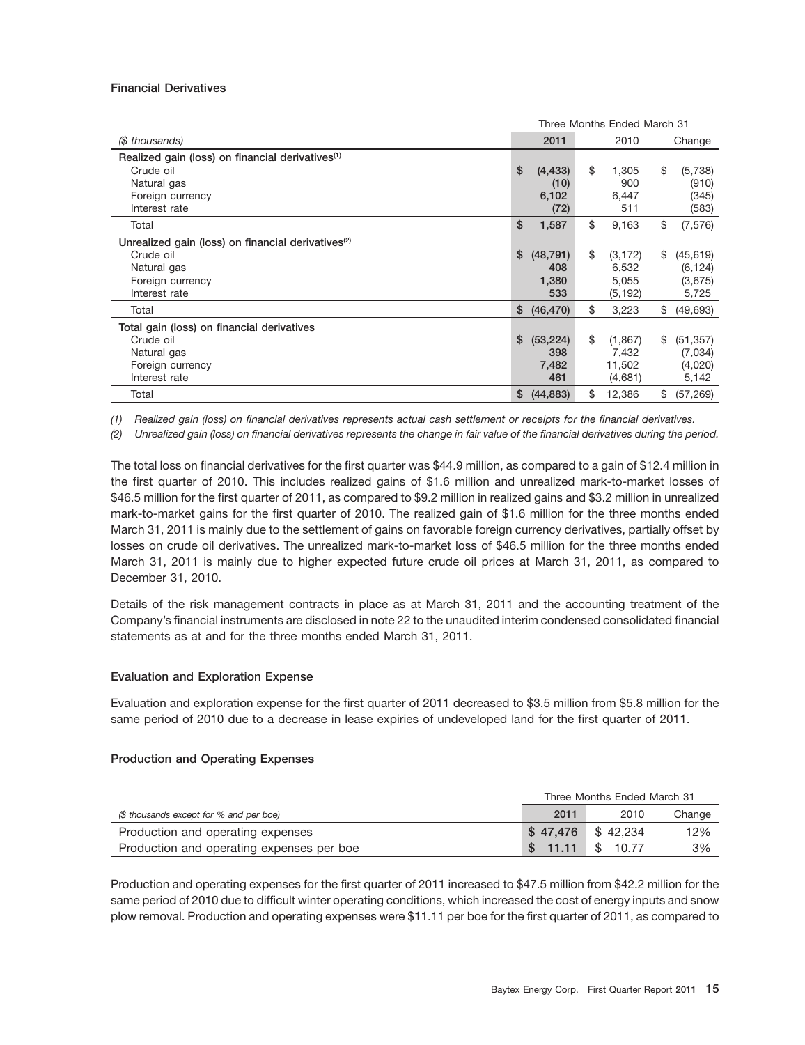### Financial Derivatives

| | Three Months Ended March 31 | | |
|---|---|---|---|
| *($ thousands)* | 2011 | 2010 | Change |
| **Realized gain (loss) on financial derivatives**[(1)] | | | |
| Crude oil | $ (4,433) | $ 1,305 | $ (5,738) |
| Natural gas | (10) | 900 | (910) |
| Foreign currency | 6,102 | 6,447 | (345) |
| Interest rate | (72) | 511 | (583) |
| Total | $ 1,587 | $ 9,163 | $ (7,576) |
| **Unrealized gain (loss) on financial derivatives**[(2)] | | | |
| Crude oil | $ (48,791) | $ (3,172) | $ (45,619) |
| Natural gas | 408 | 6,532 | (6,124) |
| Foreign currency | 1,380 | 5,055 | (3,675) |
| Interest rate | 533 | (5,192) | 5,725 |
| Total | $ (46,470) | $ 3,223 | $ (49,693) |
| **Total gain (loss) on financial derivatives** | | | |
| Crude oil | $ (53,224) | $ (1,867) | $ (51,357) |
| Natural gas | 398 | 7,432 | (7,034) |
| Foreign currency | 7,482 | 11,502 | (4,020) |
| Interest rate | 461 | (4,681) | 5,142 |
| Total | $ (44,883) | $ 12,386 | $ (57,269) |

*(1) Realized gain (loss) on financial derivatives represents actual cash settlement or receipts for the financial derivatives.*

*(2) Unrealized gain (loss) on financial derivatives represents the change in fair value of the financial derivatives during the period.*

The total loss on financial derivatives for the first quarter was $44.9 million, as compared to a gain of $12.4 million in the first quarter of 2010. This includes realized gains of $1.6 million and unrealized mark-to-market losses of $46.5 million for the first quarter of 2011, as compared to $9.2 million in realized gains and $3.2 million in unrealized mark-to-market gains for the first quarter of 2010. The realized gain of $1.6 million for the three months ended March 31, 2011 is mainly due to the settlement of gains on favorable foreign currency derivatives, partially offset by losses on crude oil derivatives. The unrealized mark-to-market loss of $46.5 million for the three months ended March 31, 2011 is mainly due to higher expected future crude oil prices at March 31, 2011, as compared to December 31, 2010.

Details of the risk management contracts in place as at March 31, 2011 and the accounting treatment of the Company's financial instruments are disclosed in note 22 to the unaudited interim condensed consolidated financial statements as at and for the three months ended March 31, 2011.

### Evaluation and Exploration Expense

Evaluation and exploration expense for the first quarter of 2011 decreased to $3.5 million from $5.8 million for the same period of 2010 due to a decrease in lease expiries of undeveloped land for the first quarter of 2011.

### Production and Operating Expenses

| | Three Months Ended March 31 | | |
|---|---|---|---|
| *($ thousands except for % and per boe)* | 2011 | 2010 | Change |
| Production and operating expenses | $ 47,476 | $ 42,234 | 12% |
| Production and operating expenses per boe | $ 11.11 | $ 10.77 | 3% |

Production and operating expenses for the first quarter of 2011 increased to $47.5 million from $42.2 million for the same period of 2010 due to difficult winter operating conditions, which increased the cost of energy inputs and snow plow removal. Production and operating expenses were $11.11 per boe for the first quarter of 2011, as compared to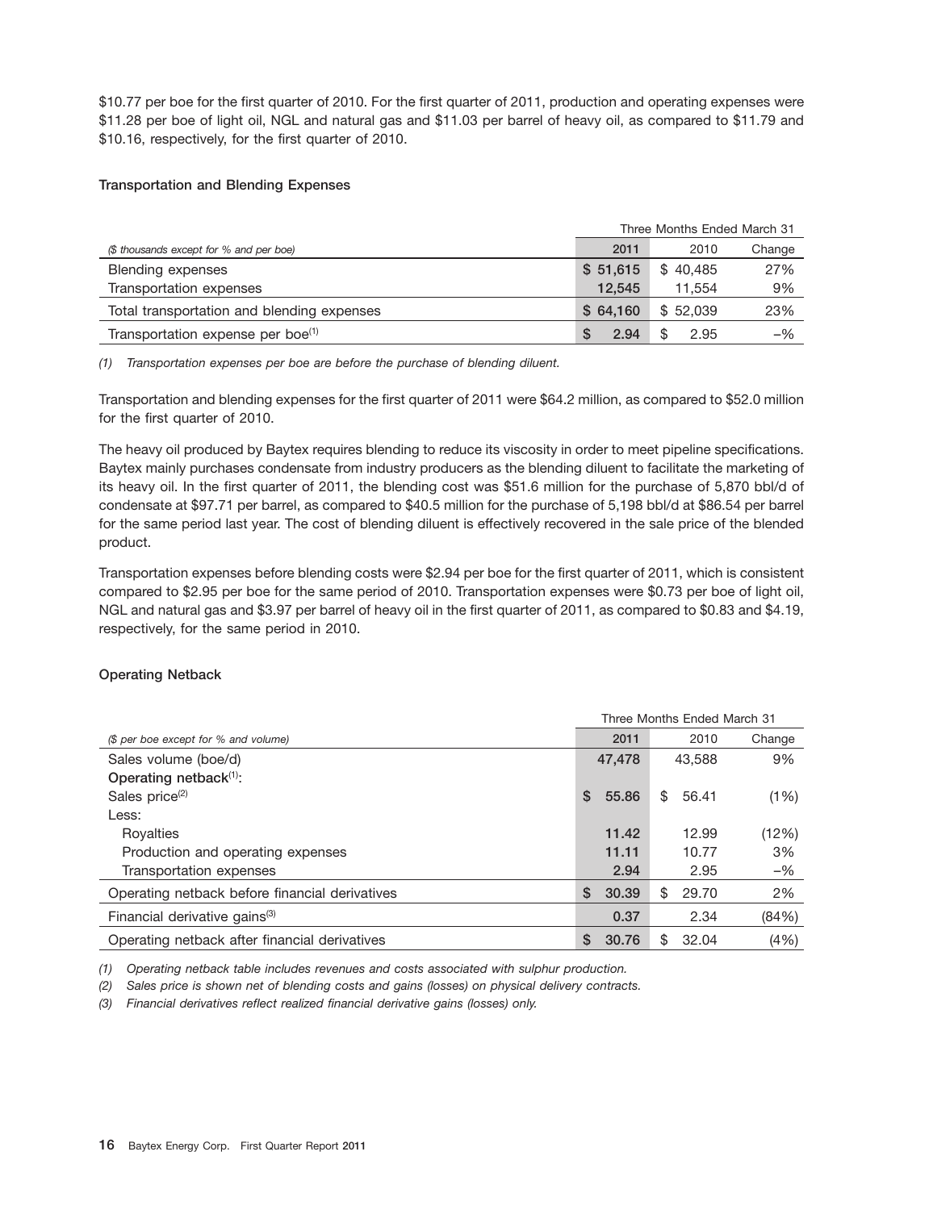$10.77 per boe for the first quarter of 2010. For the first quarter of 2011, production and operating expenses were $11.28 per boe of light oil, NGL and natural gas and $11.03 per barrel of heavy oil, as compared to $11.79 and $10.16, respectively, for the first quarter of 2010.

**Transportation and Blending Expenses**

| | Three Months Ended March 31 | | |
|---|---|---|---|
| *($ thousands except for % and per boe)* | 2011 | 2010 | Change |
| Blending expenses | $ 51,615 | $ 40,485 | 27% |
| Transportation expenses | 12,545 | 11,554 | 9% |
| Total transportation and blending expenses | $ 64,160 | $ 52,039 | 23% |
| Transportation expense per boe(1) | $ 2.94 | $ 2.95 | –% |

*(1) Transportation expenses per boe are before the purchase of blending diluent.*

Transportation and blending expenses for the first quarter of 2011 were $64.2 million, as compared to $52.0 million for the first quarter of 2010.

The heavy oil produced by Baytex requires blending to reduce its viscosity in order to meet pipeline specifications. Baytex mainly purchases condensate from industry producers as the blending diluent to facilitate the marketing of its heavy oil. In the first quarter of 2011, the blending cost was $51.6 million for the purchase of 5,870 bbl/d of condensate at $97.71 per barrel, as compared to $40.5 million for the purchase of 5,198 bbl/d at $86.54 per barrel for the same period last year. The cost of blending diluent is effectively recovered in the sale price of the blended product.

Transportation expenses before blending costs were $2.94 per boe for the first quarter of 2011, which is consistent compared to $2.95 per boe for the same period of 2010. Transportation expenses were $0.73 per boe of light oil, NGL and natural gas and $3.97 per barrel of heavy oil in the first quarter of 2011, as compared to $0.83 and $4.19, respectively, for the same period in 2010.

**Operating Netback**

| | Three Months Ended March 31 | | |
|---|---|---|---|
| *($ per boe except for % and volume)* | 2011 | 2010 | Change |
| Sales volume (boe/d) | 47,478 | 43,588 | 9% |
| **Operating netback(1):** | | | |
| Sales price(2) | $ 55.86 | $ 56.41 | (1%) |
| Less: | | | |
| Royalties | 11.42 | 12.99 | (12%) |
| Production and operating expenses | 11.11 | 10.77 | 3% |
| Transportation expenses | 2.94 | 2.95 | –% |
| Operating netback before financial derivatives | $ 30.39 | $ 29.70 | 2% |
| Financial derivative gains(3) | 0.37 | 2.34 | (84%) |
| Operating netback after financial derivatives | $ 30.76 | $ 32.04 | (4%) |

*(1) Operating netback table includes revenues and costs associated with sulphur production.*

*(2) Sales price is shown net of blending costs and gains (losses) on physical delivery contracts.*

*(3) Financial derivatives reflect realized financial derivative gains (losses) only.*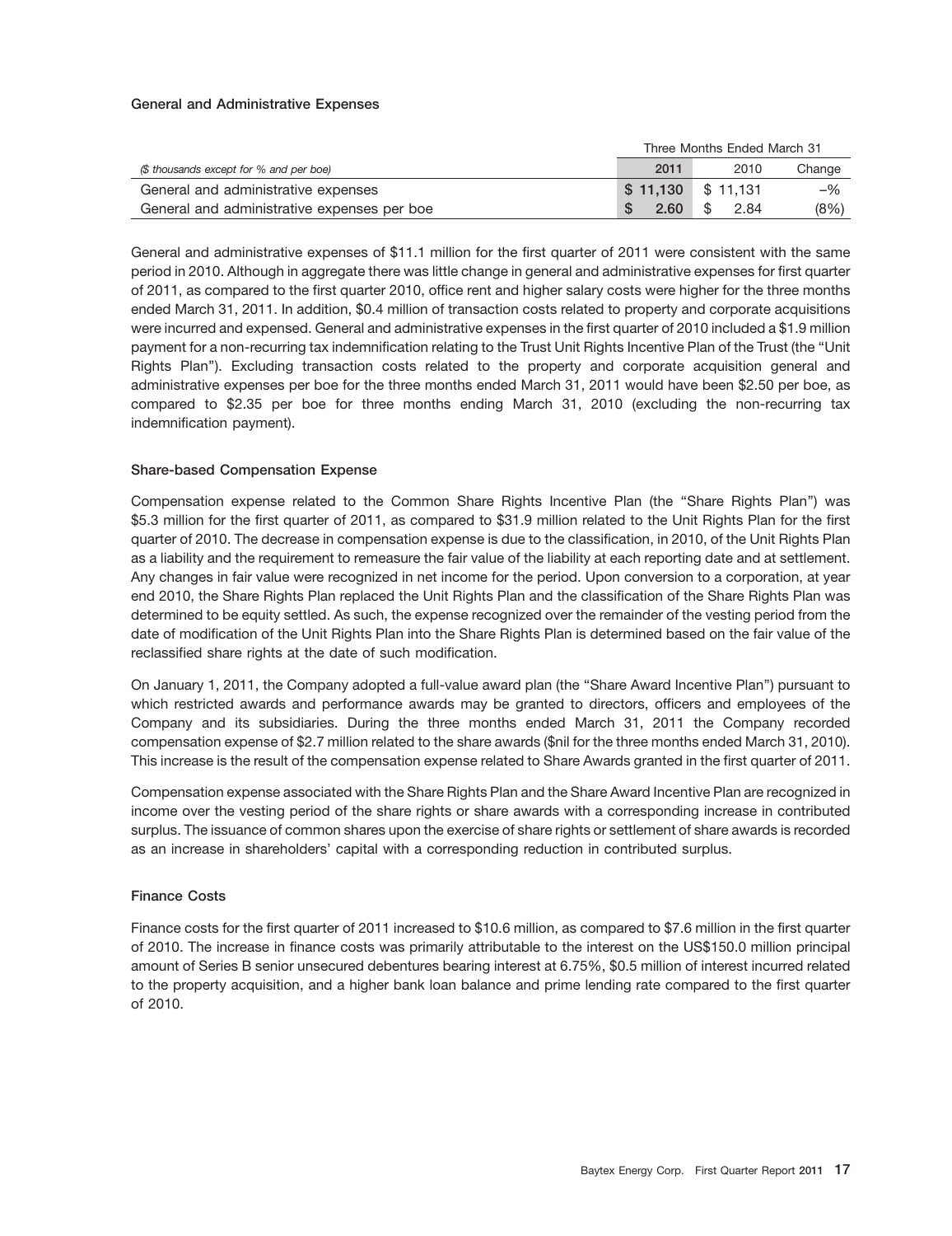### General and Administrative Expenses

| | Three Months Ended March 31 | | |
|---|---|---|---|
| *($ thousands except for % and per boe)* | 2011 | 2010 | Change |
| General and administrative expenses | $ 11,130 | $ 11,131 | –% |
| General and administrative expenses per boe | $ 2.60 | $ 2.84 | (8%) |

General and administrative expenses of $11.1 million for the first quarter of 2011 were consistent with the same period in 2010. Although in aggregate there was little change in general and administrative expenses for first quarter of 2011, as compared to the first quarter 2010, office rent and higher salary costs were higher for the three months ended March 31, 2011. In addition, $0.4 million of transaction costs related to property and corporate acquisitions were incurred and expensed. General and administrative expenses in the first quarter of 2010 included a $1.9 million payment for a non-recurring tax indemnification relating to the Trust Unit Rights Incentive Plan of the Trust (the "Unit Rights Plan"). Excluding transaction costs related to the property and corporate acquisition general and administrative expenses per boe for the three months ended March 31, 2011 would have been $2.50 per boe, as compared to $2.35 per boe for three months ending March 31, 2010 (excluding the non-recurring tax indemnification payment).

### Share-based Compensation Expense

Compensation expense related to the Common Share Rights Incentive Plan (the "Share Rights Plan") was $5.3 million for the first quarter of 2011, as compared to $31.9 million related to the Unit Rights Plan for the first quarter of 2010. The decrease in compensation expense is due to the classification, in 2010, of the Unit Rights Plan as a liability and the requirement to remeasure the fair value of the liability at each reporting date and at settlement. Any changes in fair value were recognized in net income for the period. Upon conversion to a corporation, at year end 2010, the Share Rights Plan replaced the Unit Rights Plan and the classification of the Share Rights Plan was determined to be equity settled. As such, the expense recognized over the remainder of the vesting period from the date of modification of the Unit Rights Plan into the Share Rights Plan is determined based on the fair value of the reclassified share rights at the date of such modification.

On January 1, 2011, the Company adopted a full-value award plan (the "Share Award Incentive Plan") pursuant to which restricted awards and performance awards may be granted to directors, officers and employees of the Company and its subsidiaries. During the three months ended March 31, 2011 the Company recorded compensation expense of $2.7 million related to the share awards ($nil for the three months ended March 31, 2010). This increase is the result of the compensation expense related to Share Awards granted in the first quarter of 2011.

Compensation expense associated with the Share Rights Plan and the Share Award Incentive Plan are recognized in income over the vesting period of the share rights or share awards with a corresponding increase in contributed surplus. The issuance of common shares upon the exercise of share rights or settlement of share awards is recorded as an increase in shareholders' capital with a corresponding reduction in contributed surplus.

### Finance Costs

Finance costs for the first quarter of 2011 increased to $10.6 million, as compared to $7.6 million in the first quarter of 2010. The increase in finance costs was primarily attributable to the interest on the US$150.0 million principal amount of Series B senior unsecured debentures bearing interest at 6.75%, $0.5 million of interest incurred related to the property acquisition, and a higher bank loan balance and prime lending rate compared to the first quarter of 2010.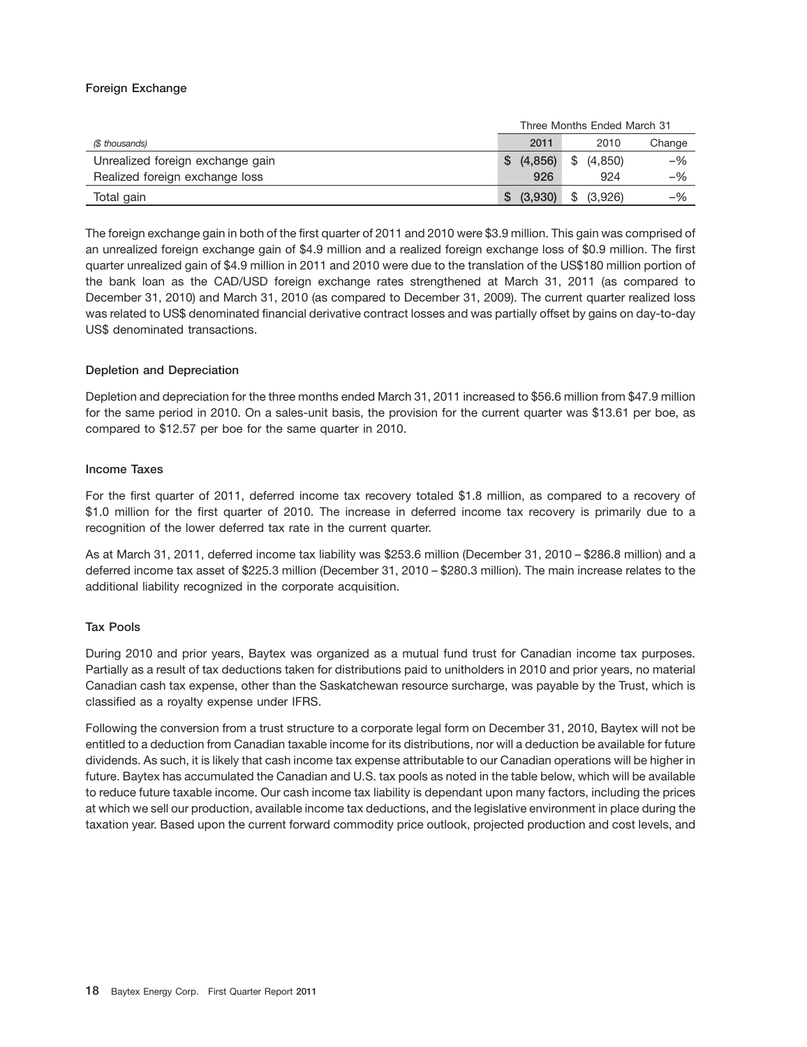### Foreign Exchange

| | Three Months Ended March 31 | | |
|---|---|---|---|
| *($ thousands)* | **2011** | 2010 | Change |
| Unrealized foreign exchange gain | **$ (4,856)** | $ (4,850) | –% |
| Realized foreign exchange loss | **926** | 924 | –% |
| Total gain | **$ (3,930)** | $ (3,926) | –% |

The foreign exchange gain in both of the first quarter of 2011 and 2010 were $3.9 million. This gain was comprised of an unrealized foreign exchange gain of $4.9 million and a realized foreign exchange loss of $0.9 million. The first quarter unrealized gain of $4.9 million in 2011 and 2010 were due to the translation of the US$180 million portion of the bank loan as the CAD/USD foreign exchange rates strengthened at March 31, 2011 (as compared to December 31, 2010) and March 31, 2010 (as compared to December 31, 2009). The current quarter realized loss was related to US$ denominated financial derivative contract losses and was partially offset by gains on day-to-day US$ denominated transactions.

### Depletion and Depreciation

Depletion and depreciation for the three months ended March 31, 2011 increased to $56.6 million from $47.9 million for the same period in 2010. On a sales-unit basis, the provision for the current quarter was $13.61 per boe, as compared to $12.57 per boe for the same quarter in 2010.

### Income Taxes

For the first quarter of 2011, deferred income tax recovery totaled $1.8 million, as compared to a recovery of $1.0 million for the first quarter of 2010. The increase in deferred income tax recovery is primarily due to a recognition of the lower deferred tax rate in the current quarter.

As at March 31, 2011, deferred income tax liability was $253.6 million (December 31, 2010 – $286.8 million) and a deferred income tax asset of $225.3 million (December 31, 2010 – $280.3 million). The main increase relates to the additional liability recognized in the corporate acquisition.

### Tax Pools

During 2010 and prior years, Baytex was organized as a mutual fund trust for Canadian income tax purposes. Partially as a result of tax deductions taken for distributions paid to unitholders in 2010 and prior years, no material Canadian cash tax expense, other than the Saskatchewan resource surcharge, was payable by the Trust, which is classified as a royalty expense under IFRS.

Following the conversion from a trust structure to a corporate legal form on December 31, 2010, Baytex will not be entitled to a deduction from Canadian taxable income for its distributions, nor will a deduction be available for future dividends. As such, it is likely that cash income tax expense attributable to our Canadian operations will be higher in future. Baytex has accumulated the Canadian and U.S. tax pools as noted in the table below, which will be available to reduce future taxable income. Our cash income tax liability is dependant upon many factors, including the prices at which we sell our production, available income tax deductions, and the legislative environment in place during the taxation year. Based upon the current forward commodity price outlook, projected production and cost levels, and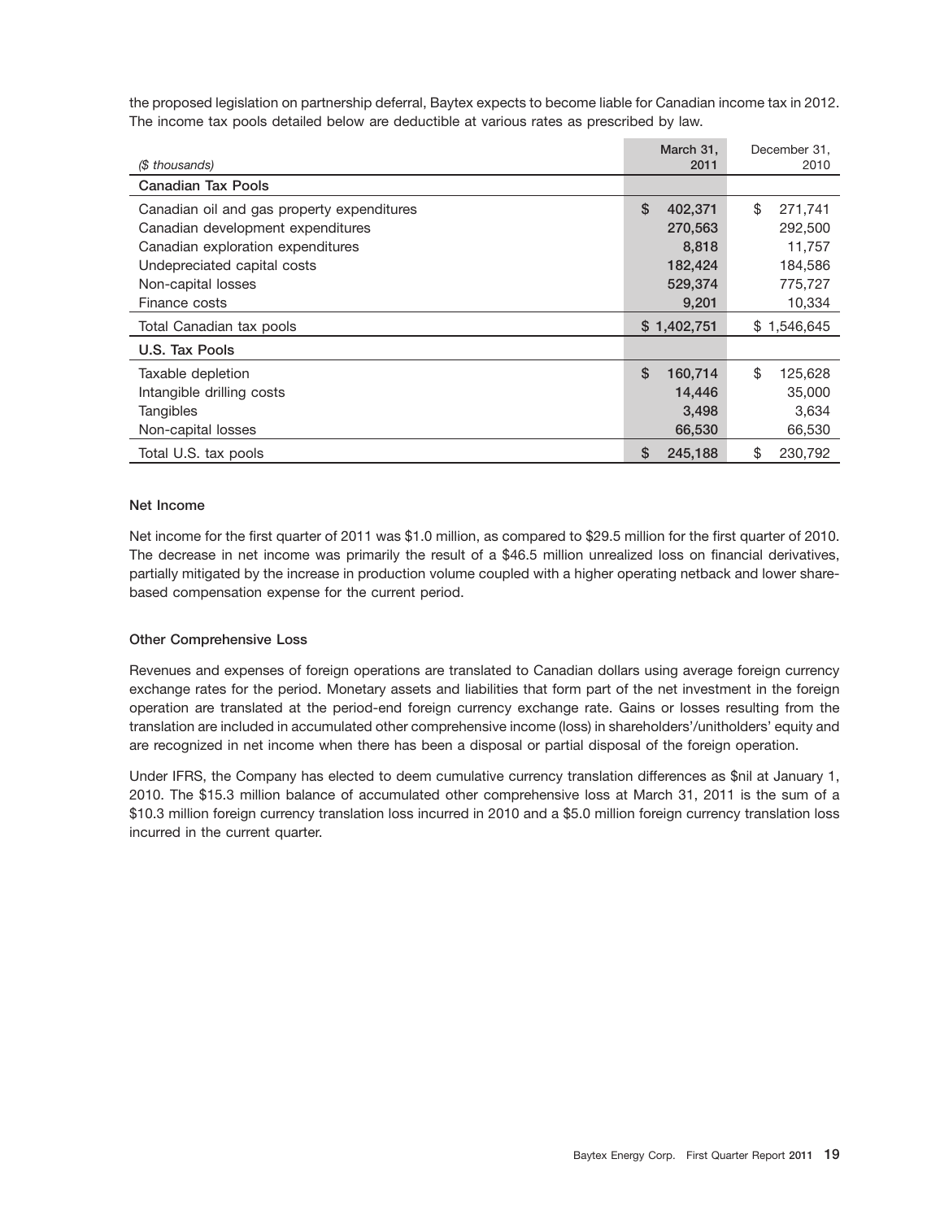the proposed legislation on partnership deferral, Baytex expects to become liable for Canadian income tax in 2012. The income tax pools detailed below are deductible at various rates as prescribed by law.

| *($ thousands)* | March 31, 2011 | December 31, 2010 |
|---|---|---|
| **Canadian Tax Pools** | | |
| Canadian oil and gas property expenditures | $ 402,371 | $ 271,741 |
| Canadian development expenditures | 270,563 | 292,500 |
| Canadian exploration expenditures | 8,818 | 11,757 |
| Undepreciated capital costs | 182,424 | 184,586 |
| Non-capital losses | 529,374 | 775,727 |
| Finance costs | 9,201 | 10,334 |
| Total Canadian tax pools | $ 1,402,751 | $ 1,546,645 |
| **U.S. Tax Pools** | | |
| Taxable depletion | $ 160,714 | $ 125,628 |
| Intangible drilling costs | 14,446 | 35,000 |
| Tangibles | 3,498 | 3,634 |
| Non-capital losses | 66,530 | 66,530 |
| Total U.S. tax pools | $ 245,188 | $ 230,792 |

### Net Income

Net income for the first quarter of 2011 was $1.0 million, as compared to $29.5 million for the first quarter of 2010. The decrease in net income was primarily the result of a $46.5 million unrealized loss on financial derivatives, partially mitigated by the increase in production volume coupled with a higher operating netback and lower share-based compensation expense for the current period.

### Other Comprehensive Loss

Revenues and expenses of foreign operations are translated to Canadian dollars using average foreign currency exchange rates for the period. Monetary assets and liabilities that form part of the net investment in the foreign operation are translated at the period-end foreign currency exchange rate. Gains or losses resulting from the translation are included in accumulated other comprehensive income (loss) in shareholders'/unitholders' equity and are recognized in net income when there has been a disposal or partial disposal of the foreign operation.

Under IFRS, the Company has elected to deem cumulative currency translation differences as $nil at January 1, 2010. The $15.3 million balance of accumulated other comprehensive loss at March 31, 2011 is the sum of a $10.3 million foreign currency translation loss incurred in 2010 and a $5.0 million foreign currency translation loss incurred in the current quarter.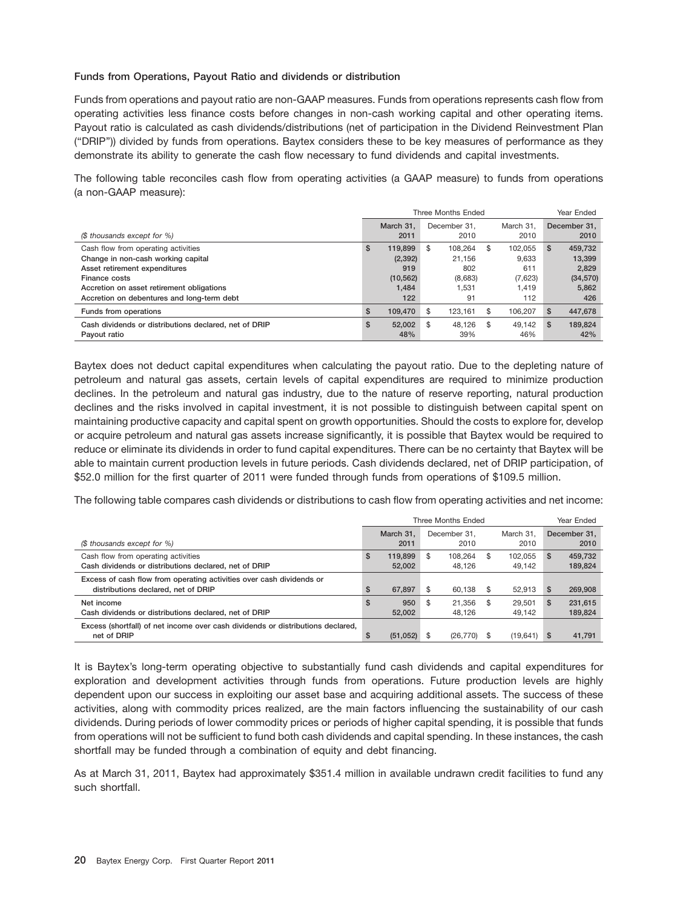**Funds from Operations, Payout Ratio and dividends or distribution**

Funds from operations and payout ratio are non-GAAP measures. Funds from operations represents cash flow from operating activities less finance costs before changes in non-cash working capital and other operating items. Payout ratio is calculated as cash dividends/distributions (net of participation in the Dividend Reinvestment Plan ("DRIP")) divided by funds from operations. Baytex considers these to be key measures of performance as they demonstrate its ability to generate the cash flow necessary to fund dividends and capital investments.

The following table reconciles cash flow from operating activities (a GAAP measure) to funds from operations (a non-GAAP measure):

| | Three Months Ended | | | Year Ended |
|---|---|---|---|---|
| *($ thousands except for %)* | March 31, 2011 | December 31, 2010 | March 31, 2010 | December 31, 2010 |
| Cash flow from operating activities | $ 119,899 | $ 108,264 | $ 102,055 | $ 459,732 |
| Change in non-cash working capital | (2,392) | 21,156 | 9,633 | 13,399 |
| Asset retirement expenditures | 919 | 802 | 611 | 2,829 |
| Finance costs | (10,562) | (8,683) | (7,623) | (34,570) |
| Accretion on asset retirement obligations | 1,484 | 1,531 | 1,419 | 5,862 |
| Accretion on debentures and long-term debt | 122 | 91 | 112 | 426 |
| Funds from operations | $ 109,470 | $ 123,161 | $ 106,207 | $ 447,678 |
| Cash dividends or distributions declared, net of DRIP | $ 52,002 | $ 48,126 | $ 49,142 | $ 189,824 |
| Payout ratio | 48% | 39% | 46% | 42% |

Baytex does not deduct capital expenditures when calculating the payout ratio. Due to the depleting nature of petroleum and natural gas assets, certain levels of capital expenditures are required to minimize production declines. In the petroleum and natural gas industry, due to the nature of reserve reporting, natural production declines and the risks involved in capital investment, it is not possible to distinguish between capital spent on maintaining productive capacity and capital spent on growth opportunities. Should the costs to explore for, develop or acquire petroleum and natural gas assets increase significantly, it is possible that Baytex would be required to reduce or eliminate its dividends in order to fund capital expenditures. There can be no certainty that Baytex will be able to maintain current production levels in future periods. Cash dividends declared, net of DRIP participation, of $52.0 million for the first quarter of 2011 were funded through funds from operations of $109.5 million.

The following table compares cash dividends or distributions to cash flow from operating activities and net income:

| | Three Months Ended | | | Year Ended |
|---|---|---|---|---|
| *($ thousands except for %)* | March 31, 2011 | December 31, 2010 | March 31, 2010 | December 31, 2010 |
| Cash flow from operating activities | $ 119,899 | $ 108,264 | $ 102,055 | $ 459,732 |
| Cash dividends or distributions declared, net of DRIP | 52,002 | 48,126 | 49,142 | 189,824 |
| Excess of cash flow from operating activities over cash dividends or distributions declared, net of DRIP | $ 67,897 | $ 60,138 | $ 52,913 | $ 269,908 |
| Net income | $ 950 | $ 21,356 | $ 29,501 | $ 231,615 |
| Cash dividends or distributions declared, net of DRIP | 52,002 | 48,126 | 49,142 | 189,824 |
| Excess (shortfall) of net income over cash dividends or distributions declared, net of DRIP | $ (51,052) | $ (26,770) | $ (19,641) | $ 41,791 |

It is Baytex's long-term operating objective to substantially fund cash dividends and capital expenditures for exploration and development activities through funds from operations. Future production levels are highly dependent upon our success in exploiting our asset base and acquiring additional assets. The success of these activities, along with commodity prices realized, are the main factors influencing the sustainability of our cash dividends. During periods of lower commodity prices or periods of higher capital spending, it is possible that funds from operations will not be sufficient to fund both cash dividends and capital spending. In these instances, the cash shortfall may be funded through a combination of equity and debt financing.

As at March 31, 2011, Baytex had approximately $351.4 million in available undrawn credit facilities to fund any such shortfall.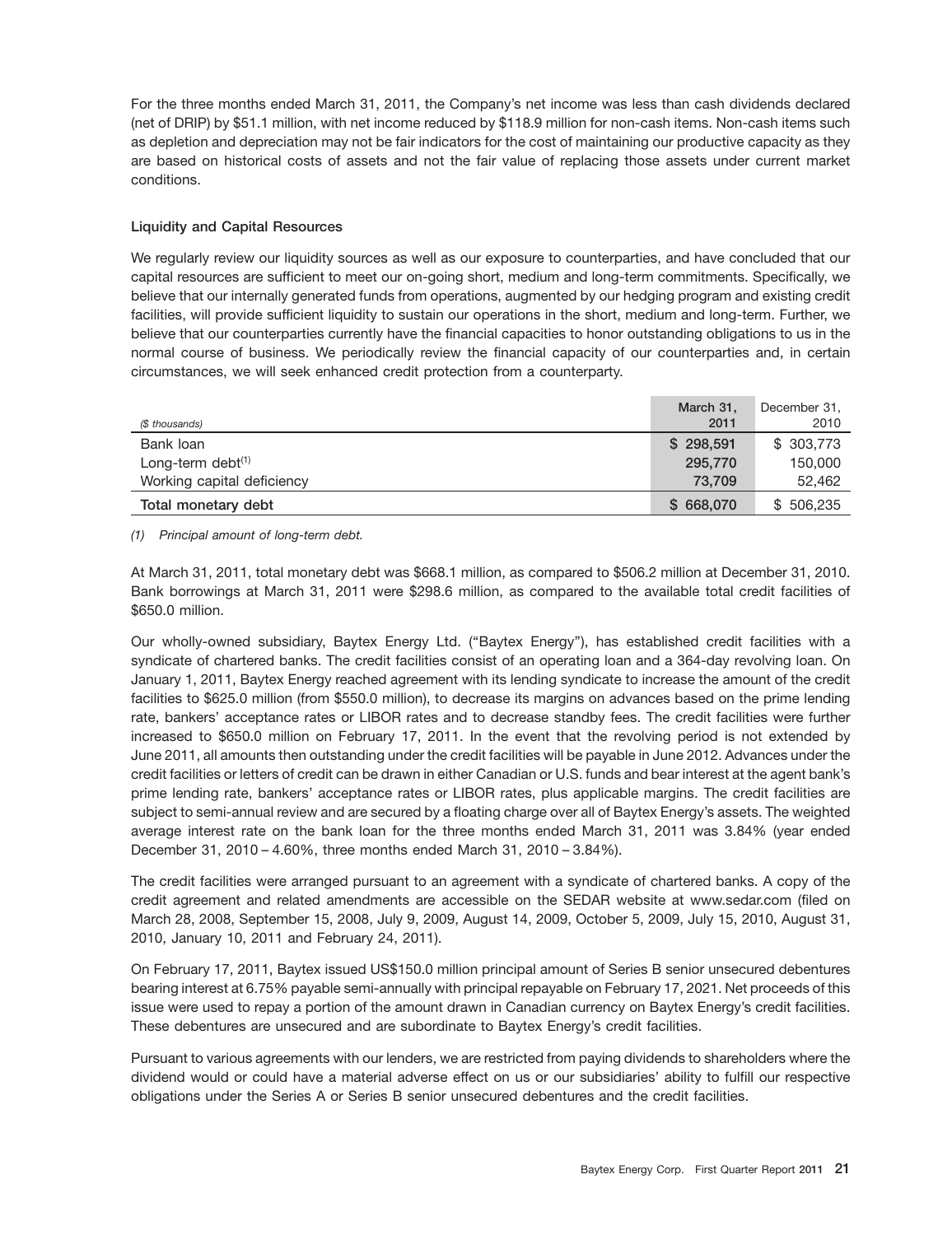For the three months ended March 31, 2011, the Company's net income was less than cash dividends declared (net of DRIP) by $51.1 million, with net income reduced by $118.9 million for non-cash items. Non-cash items such as depletion and depreciation may not be fair indicators for the cost of maintaining our productive capacity as they are based on historical costs of assets and not the fair value of replacing those assets under current market conditions.

### Liquidity and Capital Resources

We regularly review our liquidity sources as well as our exposure to counterparties, and have concluded that our capital resources are sufficient to meet our on-going short, medium and long-term commitments. Specifically, we believe that our internally generated funds from operations, augmented by our hedging program and existing credit facilities, will provide sufficient liquidity to sustain our operations in the short, medium and long-term. Further, we believe that our counterparties currently have the financial capacities to honor outstanding obligations to us in the normal course of business. We periodically review the financial capacity of our counterparties and, in certain circumstances, we will seek enhanced credit protection from a counterparty.

| *($ thousands)* | **March 31, 2011** | December 31, 2010 |
|---|---|---|
| Bank loan | **$ 298,591** | $ 303,773 |
| Long-term debt[(1)] | **295,770** | 150,000 |
| Working capital deficiency | **73,709** | 52,462 |
| **Total monetary debt** | **$ 668,070** | $ 506,235 |

*(1) Principal amount of long-term debt.*

At March 31, 2011, total monetary debt was $668.1 million, as compared to $506.2 million at December 31, 2010. Bank borrowings at March 31, 2011 were $298.6 million, as compared to the available total credit facilities of $650.0 million.

Our wholly-owned subsidiary, Baytex Energy Ltd. ("Baytex Energy"), has established credit facilities with a syndicate of chartered banks. The credit facilities consist of an operating loan and a 364-day revolving loan. On January 1, 2011, Baytex Energy reached agreement with its lending syndicate to increase the amount of the credit facilities to $625.0 million (from $550.0 million), to decrease its margins on advances based on the prime lending rate, bankers' acceptance rates or LIBOR rates and to decrease standby fees. The credit facilities were further increased to $650.0 million on February 17, 2011. In the event that the revolving period is not extended by June 2011, all amounts then outstanding under the credit facilities will be payable in June 2012. Advances under the credit facilities or letters of credit can be drawn in either Canadian or U.S. funds and bear interest at the agent bank's prime lending rate, bankers' acceptance rates or LIBOR rates, plus applicable margins. The credit facilities are subject to semi-annual review and are secured by a floating charge over all of Baytex Energy's assets. The weighted average interest rate on the bank loan for the three months ended March 31, 2011 was 3.84% (year ended December 31, 2010 – 4.60%, three months ended March 31, 2010 – 3.84%).

The credit facilities were arranged pursuant to an agreement with a syndicate of chartered banks. A copy of the credit agreement and related amendments are accessible on the SEDAR website at www.sedar.com (filed on March 28, 2008, September 15, 2008, July 9, 2009, August 14, 2009, October 5, 2009, July 15, 2010, August 31, 2010, January 10, 2011 and February 24, 2011).

On February 17, 2011, Baytex issued US$150.0 million principal amount of Series B senior unsecured debentures bearing interest at 6.75% payable semi-annually with principal repayable on February 17, 2021. Net proceeds of this issue were used to repay a portion of the amount drawn in Canadian currency on Baytex Energy's credit facilities. These debentures are unsecured and are subordinate to Baytex Energy's credit facilities.

Pursuant to various agreements with our lenders, we are restricted from paying dividends to shareholders where the dividend would or could have a material adverse effect on us or our subsidiaries' ability to fulfill our respective obligations under the Series A or Series B senior unsecured debentures and the credit facilities.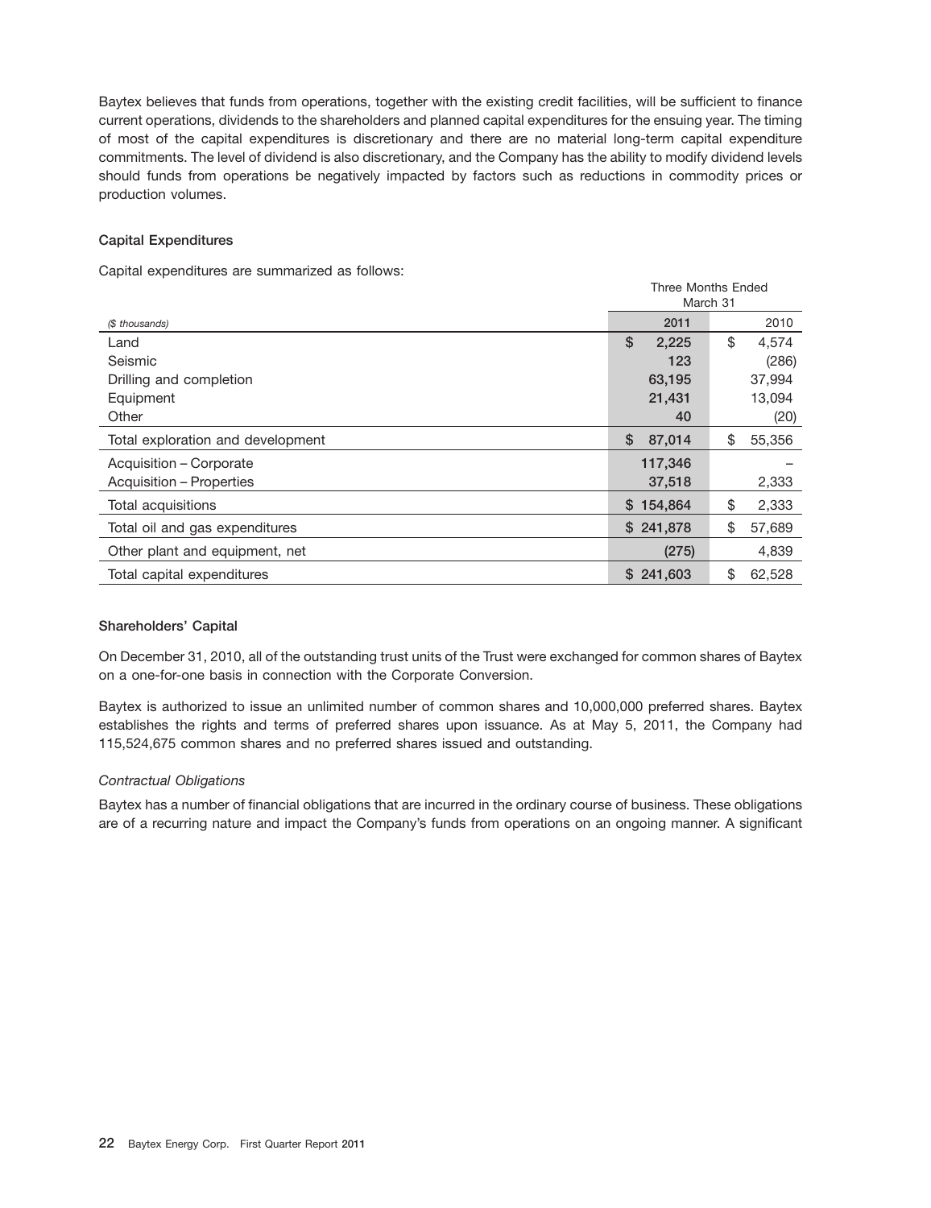Baytex believes that funds from operations, together with the existing credit facilities, will be sufficient to finance current operations, dividends to the shareholders and planned capital expenditures for the ensuing year. The timing of most of the capital expenditures is discretionary and there are no material long-term capital expenditure commitments. The level of dividend is also discretionary, and the Company has the ability to modify dividend levels should funds from operations be negatively impacted by factors such as reductions in commodity prices or production volumes.

**Capital Expenditures**

Capital expenditures are summarized as follows:

| | Three Months Ended March 31 | |
|---|---|---|
| *($ thousands)* | **2011** | 2010 |
| Land | **$ 2,225** | $ 4,574 |
| Seismic | **123** | (286) |
| Drilling and completion | **63,195** | 37,994 |
| Equipment | **21,431** | 13,094 |
| Other | **40** | (20) |
| Total exploration and development | **$ 87,014** | $ 55,356 |
| Acquisition – Corporate | **117,346** | – |
| Acquisition – Properties | **37,518** | 2,333 |
| Total acquisitions | **$ 154,864** | $ 2,333 |
| Total oil and gas expenditures | **$ 241,878** | $ 57,689 |
| Other plant and equipment, net | **(275)** | 4,839 |
| Total capital expenditures | **$ 241,603** | $ 62,528 |

**Shareholders' Capital**

On December 31, 2010, all of the outstanding trust units of the Trust were exchanged for common shares of Baytex on a one-for-one basis in connection with the Corporate Conversion.

Baytex is authorized to issue an unlimited number of common shares and 10,000,000 preferred shares. Baytex establishes the rights and terms of preferred shares upon issuance. As at May 5, 2011, the Company had 115,524,675 common shares and no preferred shares issued and outstanding.

*Contractual Obligations*

Baytex has a number of financial obligations that are incurred in the ordinary course of business. These obligations are of a recurring nature and impact the Company's funds from operations on an ongoing manner. A significant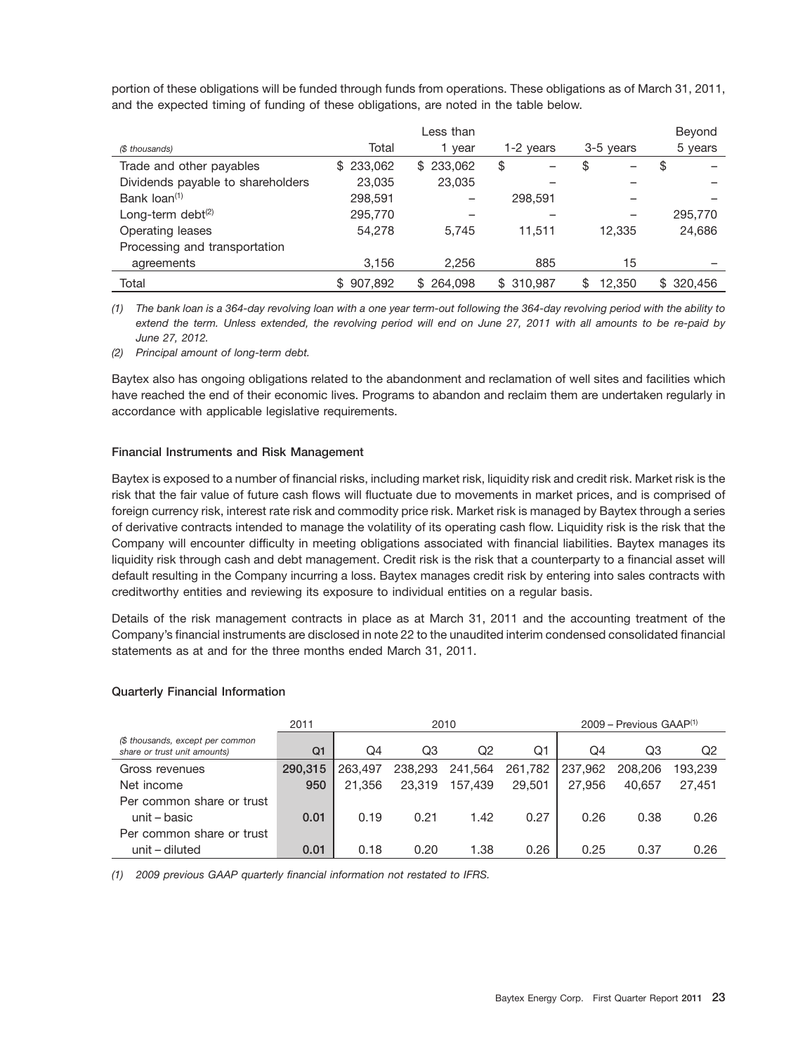portion of these obligations will be funded through funds from operations. These obligations as of March 31, 2011, and the expected timing of funding of these obligations, are noted in the table below.

| ($ thousands) | Total | Less than 1 year | 1-2 years | 3-5 years | Beyond 5 years |
|---|---|---|---|---|---|
| Trade and other payables | $ 233,062 | $ 233,062 | $ – | $ – | $ – |
| Dividends payable to shareholders | 23,035 | 23,035 | – | – | – |
| Bank loan[(1)] | 298,591 | – | 298,591 | – | – |
| Long-term debt[(2)] | 295,770 | – | – | – | 295,770 |
| Operating leases | 54,278 | 5,745 | 11,511 | 12,335 | 24,686 |
| Processing and transportation agreements | 3,156 | 2,256 | 885 | 15 | – |
| Total | $ 907,892 | $ 264,098 | $ 310,987 | $ 12,350 | $ 320,456 |

*(1) The bank loan is a 364-day revolving loan with a one year term-out following the 364-day revolving period with the ability to extend the term. Unless extended, the revolving period will end on June 27, 2011 with all amounts to be re-paid by June 27, 2012.*

*(2) Principal amount of long-term debt.*

Baytex also has ongoing obligations related to the abandonment and reclamation of well sites and facilities which have reached the end of their economic lives. Programs to abandon and reclaim them are undertaken regularly in accordance with applicable legislative requirements.

**Financial Instruments and Risk Management**

Baytex is exposed to a number of financial risks, including market risk, liquidity risk and credit risk. Market risk is the risk that the fair value of future cash flows will fluctuate due to movements in market prices, and is comprised of foreign currency risk, interest rate risk and commodity price risk. Market risk is managed by Baytex through a series of derivative contracts intended to manage the volatility of its operating cash flow. Liquidity risk is the risk that the Company will encounter difficulty in meeting obligations associated with financial liabilities. Baytex manages its liquidity risk through cash and debt management. Credit risk is the risk that a counterparty to a financial asset will default resulting in the Company incurring a loss. Baytex manages credit risk by entering into sales contracts with creditworthy entities and reviewing its exposure to individual entities on a regular basis.

Details of the risk management contracts in place as at March 31, 2011 and the accounting treatment of the Company's financial instruments are disclosed in note 22 to the unaudited interim condensed consolidated financial statements as at and for the three months ended March 31, 2011.

**Quarterly Financial Information**

| | 2011 | 2010 | | | | 2009 – Previous GAAP[(1)] | | |
|---|---|---|---|---|---|---|---|---|
| *($ thousands, except per common share or trust unit amounts)* | **Q1** | Q4 | Q3 | Q2 | Q1 | Q4 | Q3 | Q2 |
| Gross revenues | **290,315** | 263,497 | 238,293 | 241,564 | 261,782 | 237,962 | 208,206 | 193,239 |
| Net income | **950** | 21,356 | 23,319 | 157,439 | 29,501 | 27,956 | 40,657 | 27,451 |
| Per common share or trust unit – basic | **0.01** | 0.19 | 0.21 | 1.42 | 0.27 | 0.26 | 0.38 | 0.26 |
| Per common share or trust unit – diluted | **0.01** | 0.18 | 0.20 | 1.38 | 0.26 | 0.25 | 0.37 | 0.26 |

*(1) 2009 previous GAAP quarterly financial information not restated to IFRS.*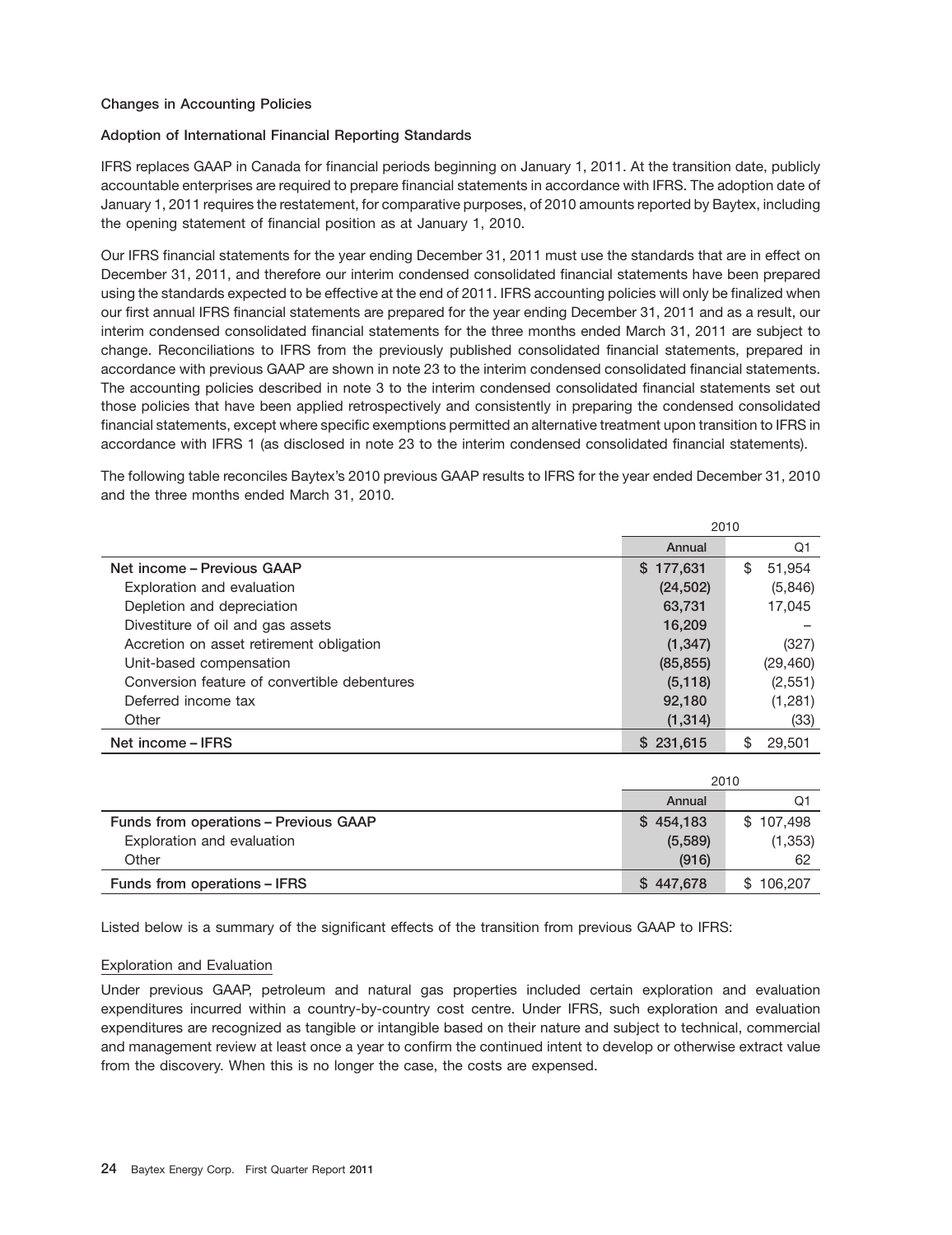### Changes in Accounting Policies

### Adoption of International Financial Reporting Standards

IFRS replaces GAAP in Canada for financial periods beginning on January 1, 2011. At the transition date, publicly accountable enterprises are required to prepare financial statements in accordance with IFRS. The adoption date of January 1, 2011 requires the restatement, for comparative purposes, of 2010 amounts reported by Baytex, including the opening statement of financial position as at January 1, 2010.

Our IFRS financial statements for the year ending December 31, 2011 must use the standards that are in effect on December 31, 2011, and therefore our interim condensed consolidated financial statements have been prepared using the standards expected to be effective at the end of 2011. IFRS accounting policies will only be finalized when our first annual IFRS financial statements are prepared for the year ending December 31, 2011 and as a result, our interim condensed consolidated financial statements for the three months ended March 31, 2011 are subject to change. Reconciliations to IFRS from the previously published consolidated financial statements, prepared in accordance with previous GAAP are shown in note 23 to the interim condensed consolidated financial statements. The accounting policies described in note 3 to the interim condensed consolidated financial statements set out those policies that have been applied retrospectively and consistently in preparing the condensed consolidated financial statements, except where specific exemptions permitted an alternative treatment upon transition to IFRS in accordance with IFRS 1 (as disclosed in note 23 to the interim condensed consolidated financial statements).

The following table reconciles Baytex's 2010 previous GAAP results to IFRS for the year ended December 31, 2010 and the three months ended March 31, 2010.

| | 2010 | |
|---|---|---|
| | Annual | Q1 |
| **Net income – Previous GAAP** | $ 177,631 | $ 51,954 |
| Exploration and evaluation | (24,502) | (5,846) |
| Depletion and depreciation | 63,731 | 17,045 |
| Divestiture of oil and gas assets | 16,209 | – |
| Accretion on asset retirement obligation | (1,347) | (327) |
| Unit-based compensation | (85,855) | (29,460) |
| Conversion feature of convertible debentures | (5,118) | (2,551) |
| Deferred income tax | 92,180 | (1,281) |
| Other | (1,314) | (33) |
| **Net income – IFRS** | $ 231,615 | $ 29,501 |

| | 2010 | |
|---|---|---|
| | Annual | Q1 |
| **Funds from operations – Previous GAAP** | $ 454,183 | $ 107,498 |
| Exploration and evaluation | (5,589) | (1,353) |
| Other | (916) | 62 |
| **Funds from operations – IFRS** | $ 447,678 | $ 106,207 |

Listed below is a summary of the significant effects of the transition from previous GAAP to IFRS:

Exploration and Evaluation

Under previous GAAP, petroleum and natural gas properties included certain exploration and evaluation expenditures incurred within a country-by-country cost centre. Under IFRS, such exploration and evaluation expenditures are recognized as tangible or intangible based on their nature and subject to technical, commercial and management review at least once a year to confirm the continued intent to develop or otherwise extract value from the discovery. When this is no longer the case, the costs are expensed.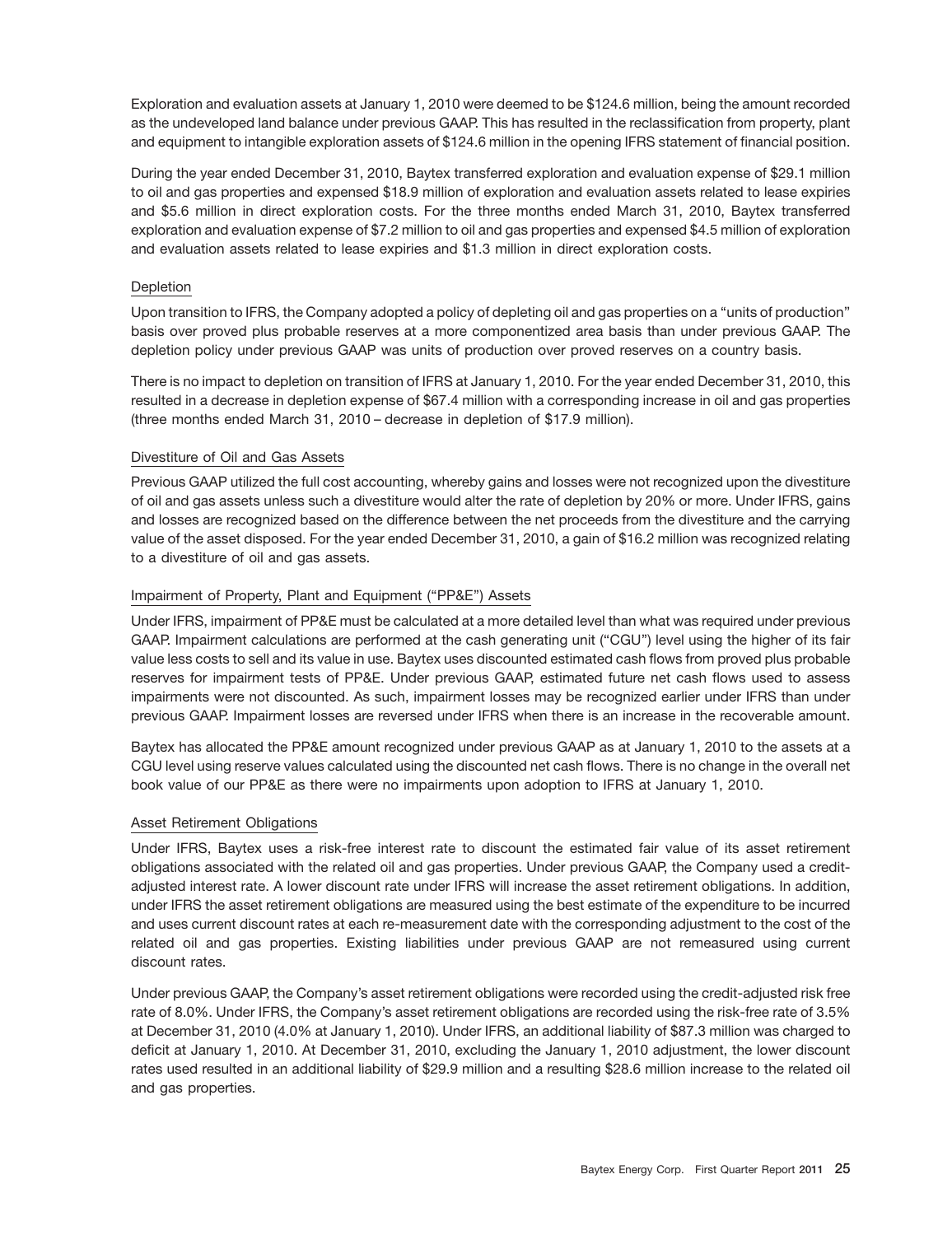Exploration and evaluation assets at January 1, 2010 were deemed to be $124.6 million, being the amount recorded as the undeveloped land balance under previous GAAP. This has resulted in the reclassification from property, plant and equipment to intangible exploration assets of $124.6 million in the opening IFRS statement of financial position.

During the year ended December 31, 2010, Baytex transferred exploration and evaluation expense of $29.1 million to oil and gas properties and expensed $18.9 million of exploration and evaluation assets related to lease expiries and $5.6 million in direct exploration costs. For the three months ended March 31, 2010, Baytex transferred exploration and evaluation expense of $7.2 million to oil and gas properties and expensed $4.5 million of exploration and evaluation assets related to lease expiries and $1.3 million in direct exploration costs.

### Depletion

Upon transition to IFRS, the Company adopted a policy of depleting oil and gas properties on a "units of production" basis over proved plus probable reserves at a more componentized area basis than under previous GAAP. The depletion policy under previous GAAP was units of production over proved reserves on a country basis.

There is no impact to depletion on transition of IFRS at January 1, 2010. For the year ended December 31, 2010, this resulted in a decrease in depletion expense of $67.4 million with a corresponding increase in oil and gas properties (three months ended March 31, 2010 – decrease in depletion of $17.9 million).

### Divestiture of Oil and Gas Assets

Previous GAAP utilized the full cost accounting, whereby gains and losses were not recognized upon the divestiture of oil and gas assets unless such a divestiture would alter the rate of depletion by 20% or more. Under IFRS, gains and losses are recognized based on the difference between the net proceeds from the divestiture and the carrying value of the asset disposed. For the year ended December 31, 2010, a gain of $16.2 million was recognized relating to a divestiture of oil and gas assets.

### Impairment of Property, Plant and Equipment ("PP&E") Assets

Under IFRS, impairment of PP&E must be calculated at a more detailed level than what was required under previous GAAP. Impairment calculations are performed at the cash generating unit ("CGU") level using the higher of its fair value less costs to sell and its value in use. Baytex uses discounted estimated cash flows from proved plus probable reserves for impairment tests of PP&E. Under previous GAAP, estimated future net cash flows used to assess impairments were not discounted. As such, impairment losses may be recognized earlier under IFRS than under previous GAAP. Impairment losses are reversed under IFRS when there is an increase in the recoverable amount.

Baytex has allocated the PP&E amount recognized under previous GAAP as at January 1, 2010 to the assets at a CGU level using reserve values calculated using the discounted net cash flows. There is no change in the overall net book value of our PP&E as there were no impairments upon adoption to IFRS at January 1, 2010.

### Asset Retirement Obligations

Under IFRS, Baytex uses a risk-free interest rate to discount the estimated fair value of its asset retirement obligations associated with the related oil and gas properties. Under previous GAAP, the Company used a credit-adjusted interest rate. A lower discount rate under IFRS will increase the asset retirement obligations. In addition, under IFRS the asset retirement obligations are measured using the best estimate of the expenditure to be incurred and uses current discount rates at each re-measurement date with the corresponding adjustment to the cost of the related oil and gas properties. Existing liabilities under previous GAAP are not remeasured using current discount rates.

Under previous GAAP, the Company's asset retirement obligations were recorded using the credit-adjusted risk free rate of 8.0%. Under IFRS, the Company's asset retirement obligations are recorded using the risk-free rate of 3.5% at December 31, 2010 (4.0% at January 1, 2010). Under IFRS, an additional liability of $87.3 million was charged to deficit at January 1, 2010. At December 31, 2010, excluding the January 1, 2010 adjustment, the lower discount rates used resulted in an additional liability of $29.9 million and a resulting $28.6 million increase to the related oil and gas properties.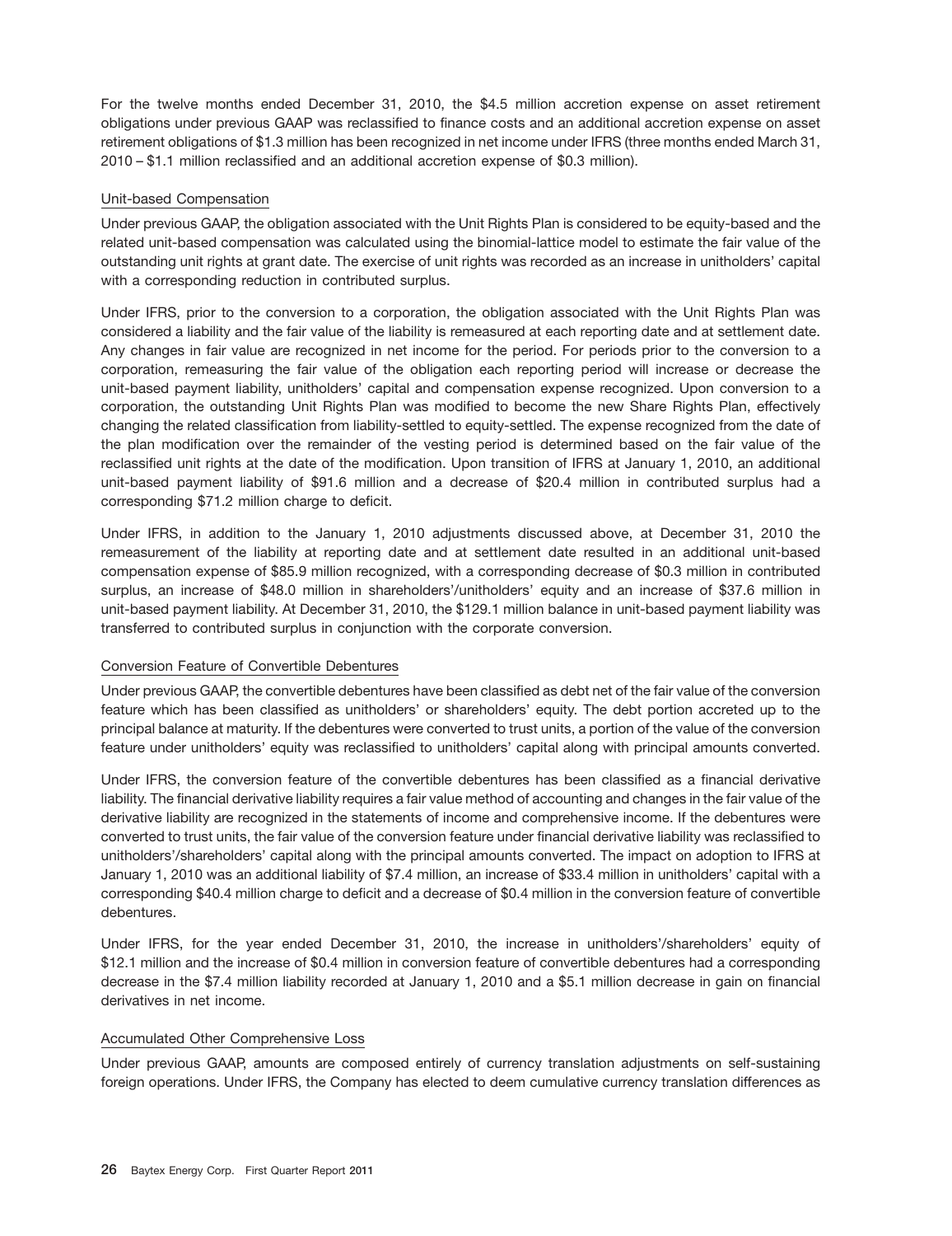For the twelve months ended December 31, 2010, the $4.5 million accretion expense on asset retirement obligations under previous GAAP was reclassified to finance costs and an additional accretion expense on asset retirement obligations of $1.3 million has been recognized in net income under IFRS (three months ended March 31, 2010 – $1.1 million reclassified and an additional accretion expense of $0.3 million).

### Unit-based Compensation

Under previous GAAP, the obligation associated with the Unit Rights Plan is considered to be equity-based and the related unit-based compensation was calculated using the binomial-lattice model to estimate the fair value of the outstanding unit rights at grant date. The exercise of unit rights was recorded as an increase in unitholders' capital with a corresponding reduction in contributed surplus.

Under IFRS, prior to the conversion to a corporation, the obligation associated with the Unit Rights Plan was considered a liability and the fair value of the liability is remeasured at each reporting date and at settlement date. Any changes in fair value are recognized in net income for the period. For periods prior to the conversion to a corporation, remeasuring the fair value of the obligation each reporting period will increase or decrease the unit-based payment liability, unitholders' capital and compensation expense recognized. Upon conversion to a corporation, the outstanding Unit Rights Plan was modified to become the new Share Rights Plan, effectively changing the related classification from liability-settled to equity-settled. The expense recognized from the date of the plan modification over the remainder of the vesting period is determined based on the fair value of the reclassified unit rights at the date of the modification. Upon transition of IFRS at January 1, 2010, an additional unit-based payment liability of $91.6 million and a decrease of $20.4 million in contributed surplus had a corresponding $71.2 million charge to deficit.

Under IFRS, in addition to the January 1, 2010 adjustments discussed above, at December 31, 2010 the remeasurement of the liability at reporting date and at settlement date resulted in an additional unit-based compensation expense of $85.9 million recognized, with a corresponding decrease of $0.3 million in contributed surplus, an increase of $48.0 million in shareholders'/unitholders' equity and an increase of $37.6 million in unit-based payment liability. At December 31, 2010, the $129.1 million balance in unit-based payment liability was transferred to contributed surplus in conjunction with the corporate conversion.

### Conversion Feature of Convertible Debentures

Under previous GAAP, the convertible debentures have been classified as debt net of the fair value of the conversion feature which has been classified as unitholders' or shareholders' equity. The debt portion accreted up to the principal balance at maturity. If the debentures were converted to trust units, a portion of the value of the conversion feature under unitholders' equity was reclassified to unitholders' capital along with principal amounts converted.

Under IFRS, the conversion feature of the convertible debentures has been classified as a financial derivative liability. The financial derivative liability requires a fair value method of accounting and changes in the fair value of the derivative liability are recognized in the statements of income and comprehensive income. If the debentures were converted to trust units, the fair value of the conversion feature under financial derivative liability was reclassified to unitholders'/shareholders' capital along with the principal amounts converted. The impact on adoption to IFRS at January 1, 2010 was an additional liability of $7.4 million, an increase of $33.4 million in unitholders' capital with a corresponding $40.4 million charge to deficit and a decrease of $0.4 million in the conversion feature of convertible debentures.

Under IFRS, for the year ended December 31, 2010, the increase in unitholders'/shareholders' equity of $12.1 million and the increase of $0.4 million in conversion feature of convertible debentures had a corresponding decrease in the $7.4 million liability recorded at January 1, 2010 and a $5.1 million decrease in gain on financial derivatives in net income.

### Accumulated Other Comprehensive Loss

Under previous GAAP, amounts are composed entirely of currency translation adjustments on self-sustaining foreign operations. Under IFRS, the Company has elected to deem cumulative currency translation differences as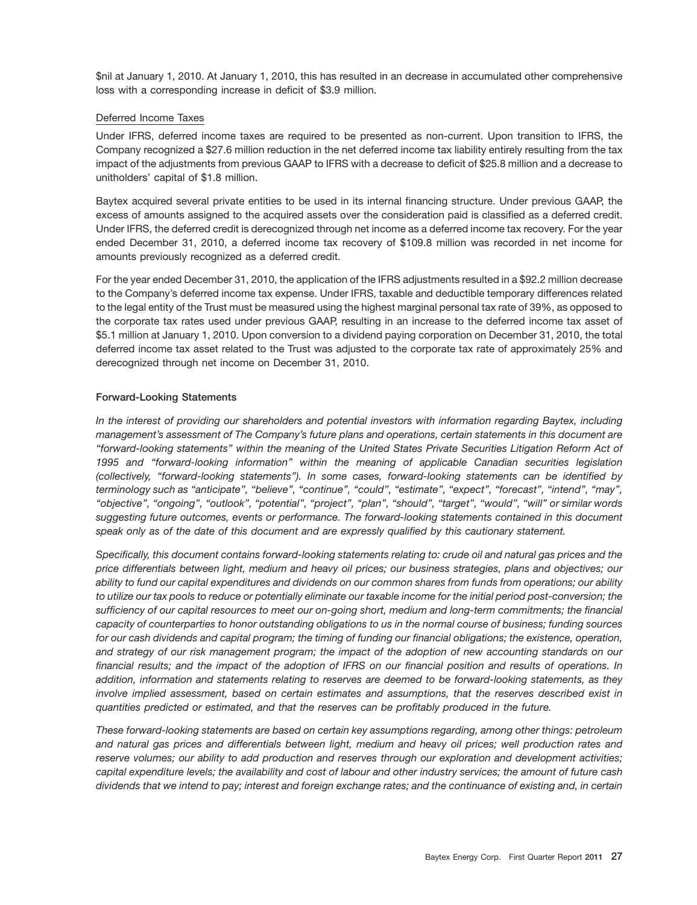$nil at January 1, 2010. At January 1, 2010, this has resulted in an decrease in accumulated other comprehensive loss with a corresponding increase in deficit of $3.9 million.

Deferred Income Taxes

Under IFRS, deferred income taxes are required to be presented as non-current. Upon transition to IFRS, the Company recognized a $27.6 million reduction in the net deferred income tax liability entirely resulting from the tax impact of the adjustments from previous GAAP to IFRS with a decrease to deficit of $25.8 million and a decrease to unitholders' capital of $1.8 million.

Baytex acquired several private entities to be used in its internal financing structure. Under previous GAAP, the excess of amounts assigned to the acquired assets over the consideration paid is classified as a deferred credit. Under IFRS, the deferred credit is derecognized through net income as a deferred income tax recovery. For the year ended December 31, 2010, a deferred income tax recovery of $109.8 million was recorded in net income for amounts previously recognized as a deferred credit.

For the year ended December 31, 2010, the application of the IFRS adjustments resulted in a $92.2 million decrease to the Company's deferred income tax expense. Under IFRS, taxable and deductible temporary differences related to the legal entity of the Trust must be measured using the highest marginal personal tax rate of 39%, as opposed to the corporate tax rates used under previous GAAP, resulting in an increase to the deferred income tax asset of $5.1 million at January 1, 2010. Upon conversion to a dividend paying corporation on December 31, 2010, the total deferred income tax asset related to the Trust was adjusted to the corporate tax rate of approximately 25% and derecognized through net income on December 31, 2010.

**Forward-Looking Statements**

*In the interest of providing our shareholders and potential investors with information regarding Baytex, including management's assessment of The Company's future plans and operations, certain statements in this document are "forward-looking statements" within the meaning of the United States Private Securities Litigation Reform Act of 1995 and "forward-looking information" within the meaning of applicable Canadian securities legislation (collectively, "forward-looking statements"). In some cases, forward-looking statements can be identified by terminology such as "anticipate", "believe", "continue", "could", "estimate", "expect", "forecast", "intend", "may", "objective", "ongoing", "outlook", "potential", "project", "plan", "should", "target", "would", "will" or similar words suggesting future outcomes, events or performance. The forward-looking statements contained in this document speak only as of the date of this document and are expressly qualified by this cautionary statement.*

*Specifically, this document contains forward-looking statements relating to: crude oil and natural gas prices and the price differentials between light, medium and heavy oil prices; our business strategies, plans and objectives; our ability to fund our capital expenditures and dividends on our common shares from funds from operations; our ability to utilize our tax pools to reduce or potentially eliminate our taxable income for the initial period post-conversion; the sufficiency of our capital resources to meet our on-going short, medium and long-term commitments; the financial capacity of counterparties to honor outstanding obligations to us in the normal course of business; funding sources for our cash dividends and capital program; the timing of funding our financial obligations; the existence, operation, and strategy of our risk management program; the impact of the adoption of new accounting standards on our financial results; and the impact of the adoption of IFRS on our financial position and results of operations. In addition, information and statements relating to reserves are deemed to be forward-looking statements, as they involve implied assessment, based on certain estimates and assumptions, that the reserves described exist in quantities predicted or estimated, and that the reserves can be profitably produced in the future.*

*These forward-looking statements are based on certain key assumptions regarding, among other things: petroleum and natural gas prices and differentials between light, medium and heavy oil prices; well production rates and reserve volumes; our ability to add production and reserves through our exploration and development activities; capital expenditure levels; the availability and cost of labour and other industry services; the amount of future cash dividends that we intend to pay; interest and foreign exchange rates; and the continuance of existing and, in certain*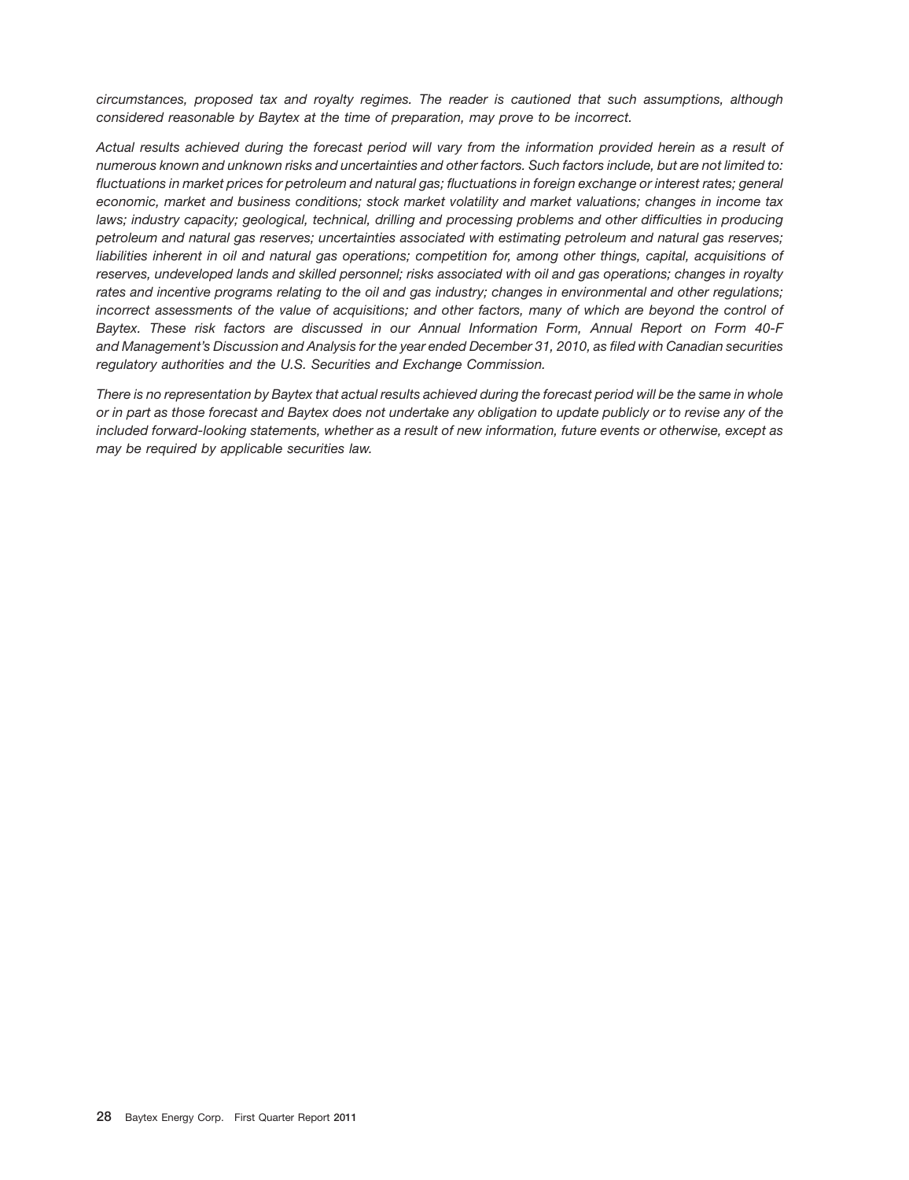*circumstances, proposed tax and royalty regimes. The reader is cautioned that such assumptions, although considered reasonable by Baytex at the time of preparation, may prove to be incorrect.*

*Actual results achieved during the forecast period will vary from the information provided herein as a result of numerous known and unknown risks and uncertainties and other factors. Such factors include, but are not limited to: fluctuations in market prices for petroleum and natural gas; fluctuations in foreign exchange or interest rates; general economic, market and business conditions; stock market volatility and market valuations; changes in income tax laws; industry capacity; geological, technical, drilling and processing problems and other difficulties in producing petroleum and natural gas reserves; uncertainties associated with estimating petroleum and natural gas reserves; liabilities inherent in oil and natural gas operations; competition for, among other things, capital, acquisitions of reserves, undeveloped lands and skilled personnel; risks associated with oil and gas operations; changes in royalty rates and incentive programs relating to the oil and gas industry; changes in environmental and other regulations; incorrect assessments of the value of acquisitions; and other factors, many of which are beyond the control of Baytex. These risk factors are discussed in our Annual Information Form, Annual Report on Form 40-F and Management's Discussion and Analysis for the year ended December 31, 2010, as filed with Canadian securities regulatory authorities and the U.S. Securities and Exchange Commission.*

*There is no representation by Baytex that actual results achieved during the forecast period will be the same in whole or in part as those forecast and Baytex does not undertake any obligation to update publicly or to revise any of the included forward-looking statements, whether as a result of new information, future events or otherwise, except as may be required by applicable securities law.*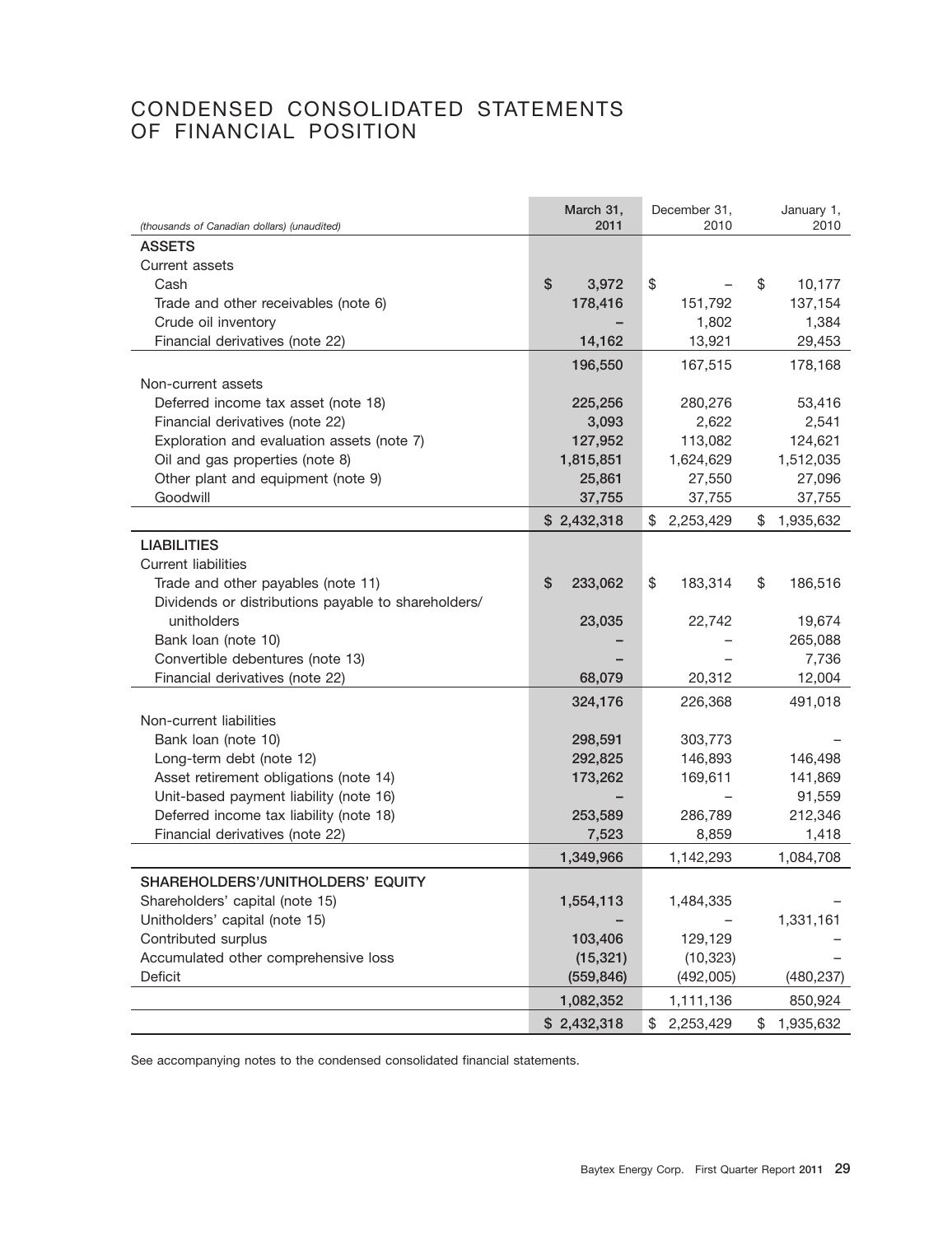# CONDENSED CONSOLIDATED STATEMENTS OF FINANCIAL POSITION

| *(thousands of Canadian dollars) (unaudited)* | March 31, 2011 | December 31, 2010 | January 1, 2010 |
|---|---|---|---|
| **ASSETS** | | | |
| Current assets | | | |
| Cash | $ 3,972 | $ – | $ 10,177 |
| Trade and other receivables (note 6) | 178,416 | 151,792 | 137,154 |
| Crude oil inventory | – | 1,802 | 1,384 |
| Financial derivatives (note 22) | 14,162 | 13,921 | 29,453 |
| | 196,550 | 167,515 | 178,168 |
| Non-current assets | | | |
| Deferred income tax asset (note 18) | 225,256 | 280,276 | 53,416 |
| Financial derivatives (note 22) | 3,093 | 2,622 | 2,541 |
| Exploration and evaluation assets (note 7) | 127,952 | 113,082 | 124,621 |
| Oil and gas properties (note 8) | 1,815,851 | 1,624,629 | 1,512,035 |
| Other plant and equipment (note 9) | 25,861 | 27,550 | 27,096 |
| Goodwill | 37,755 | 37,755 | 37,755 |
| | $ 2,432,318 | $ 2,253,429 | $ 1,935,632 |
| **LIABILITIES** | | | |
| Current liabilities | | | |
| Trade and other payables (note 11) | $ 233,062 | $ 183,314 | $ 186,516 |
| Dividends or distributions payable to shareholders/unitholders | 23,035 | 22,742 | 19,674 |
| Bank loan (note 10) | – | – | 265,088 |
| Convertible debentures (note 13) | – | – | 7,736 |
| Financial derivatives (note 22) | 68,079 | 20,312 | 12,004 |
| | 324,176 | 226,368 | 491,018 |
| Non-current liabilities | | | |
| Bank loan (note 10) | 298,591 | 303,773 | – |
| Long-term debt (note 12) | 292,825 | 146,893 | 146,498 |
| Asset retirement obligations (note 14) | 173,262 | 169,611 | 141,869 |
| Unit-based payment liability (note 16) | – | – | 91,559 |
| Deferred income tax liability (note 18) | 253,589 | 286,789 | 212,346 |
| Financial derivatives (note 22) | 7,523 | 8,859 | 1,418 |
| | 1,349,966 | 1,142,293 | 1,084,708 |
| **SHAREHOLDERS'/UNITHOLDERS' EQUITY** | | | |
| Shareholders' capital (note 15) | 1,554,113 | 1,484,335 | – |
| Unitholders' capital (note 15) | – | – | 1,331,161 |
| Contributed surplus | 103,406 | 129,129 | – |
| Accumulated other comprehensive loss | (15,321) | (10,323) | – |
| Deficit | (559,846) | (492,005) | (480,237) |
| | 1,082,352 | 1,111,136 | 850,924 |
| | $ 2,432,318 | $ 2,253,429 | $ 1,935,632 |

See accompanying notes to the condensed consolidated financial statements.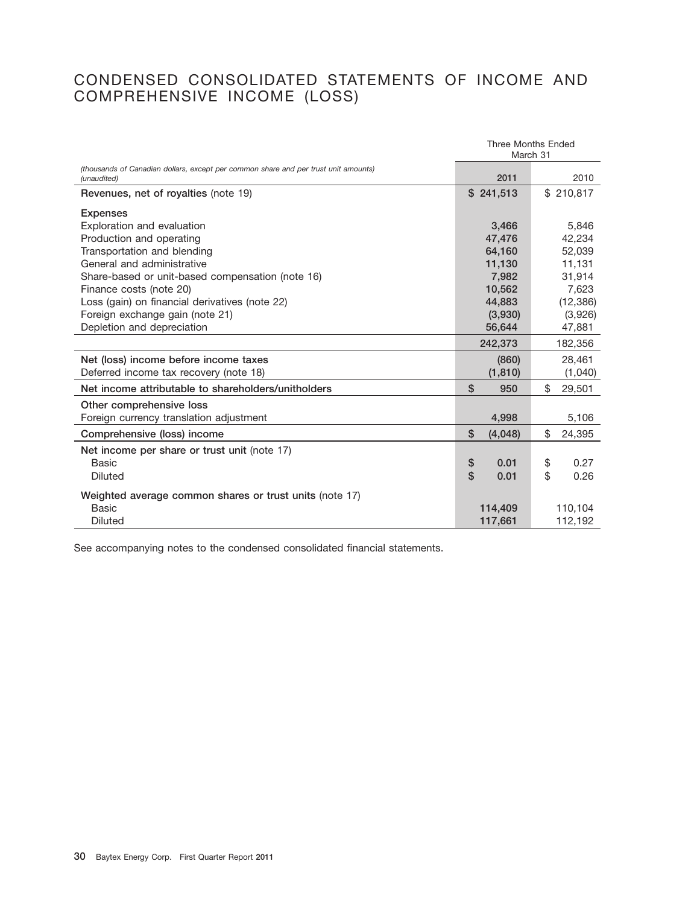# CONDENSED CONSOLIDATED STATEMENTS OF INCOME AND COMPREHENSIVE INCOME (LOSS)

| *(thousands of Canadian dollars, except per common share and per trust unit amounts) (unaudited)* | Three Months Ended March 31 2011 | 2010 |
|---|---|---|
| **Revenues, net of royalties** (note 19) | $ 241,513 | $ 210,817 |
| **Expenses** | | |
| Exploration and evaluation | 3,466 | 5,846 |
| Production and operating | 47,476 | 42,234 |
| Transportation and blending | 64,160 | 52,039 |
| General and administrative | 11,130 | 11,131 |
| Share-based or unit-based compensation (note 16) | 7,982 | 31,914 |
| Finance costs (note 20) | 10,562 | 7,623 |
| Loss (gain) on financial derivatives (note 22) | 44,883 | (12,386) |
| Foreign exchange gain (note 21) | (3,930) | (3,926) |
| Depletion and depreciation | 56,644 | 47,881 |
| | 242,373 | 182,356 |
| **Net (loss) income before income taxes** | (860) | 28,461 |
| Deferred income tax recovery (note 18) | (1,810) | (1,040) |
| **Net income attributable to shareholders/unitholders** | $ 950 | $ 29,501 |
| **Other comprehensive loss** | | |
| Foreign currency translation adjustment | 4,998 | 5,106 |
| **Comprehensive (loss) income** | $ (4,048) | $ 24,395 |
| **Net income per share or trust unit** (note 17) | | |
| Basic | $ 0.01 | $ 0.27 |
| Diluted | $ 0.01 | $ 0.26 |
| **Weighted average common shares or trust units** (note 17) | | |
| Basic | 114,409 | 110,104 |
| Diluted | 117,661 | 112,192 |

See accompanying notes to the condensed consolidated financial statements.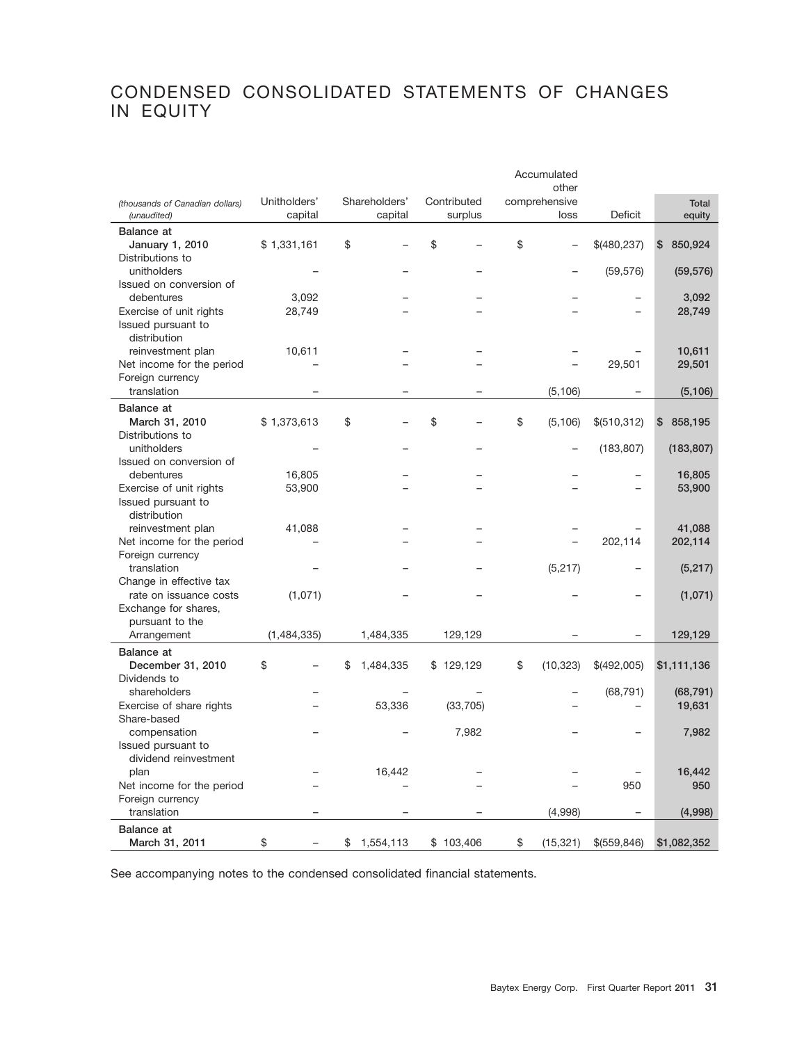# CONDENSED CONSOLIDATED STATEMENTS OF CHANGES IN EQUITY

| *(thousands of Canadian dollars) (unaudited)* | Unitholders' capital | Shareholders' capital | Contributed surplus | Accumulated other comprehensive loss | Deficit | Total equity |
|---|---|---|---|---|---|---|
| **Balance at January 1, 2010** | $ 1,331,161 | $ – | $ – | $ – | $(480,237) | **$ 850,924** |
| Distributions to unitholders | – | – | – | – | (59,576) | **(59,576)** |
| Issued on conversion of debentures | 3,092 | – | – | – | – | **3,092** |
| Exercise of unit rights | 28,749 | – | – | – | – | **28,749** |
| Issued pursuant to distribution reinvestment plan | 10,611 | – | – | – | – | **10,611** |
| Net income for the period | – | – | – | – | 29,501 | **29,501** |
| Foreign currency translation | – | – | – | (5,106) | – | **(5,106)** |
| **Balance at March 31, 2010** | $ 1,373,613 | $ – | $ – | $ (5,106) | $(510,312) | **$ 858,195** |
| Distributions to unitholders | – | – | – | – | (183,807) | **(183,807)** |
| Issued on conversion of debentures | 16,805 | – | – | – | – | **16,805** |
| Exercise of unit rights | 53,900 | – | – | – | – | **53,900** |
| Issued pursuant to distribution reinvestment plan | 41,088 | – | – | – | – | **41,088** |
| Net income for the period | – | – | – | – | 202,114 | **202,114** |
| Foreign currency translation | – | – | – | (5,217) | – | **(5,217)** |
| Change in effective tax rate on issuance costs | (1,071) | – | – | – | – | **(1,071)** |
| Exchange for shares, pursuant to the Arrangement | (1,484,335) | 1,484,335 | 129,129 | – | – | **129,129** |
| **Balance at December 31, 2010** | $ – | $ 1,484,335 | $ 129,129 | $ (10,323) | $(492,005) | **$1,111,136** |
| Dividends to shareholders | – | – | – | – | (68,791) | **(68,791)** |
| Exercise of share rights | – | 53,336 | (33,705) | – | – | **19,631** |
| Share-based compensation | – | – | 7,982 | – | – | **7,982** |
| Issued pursuant to dividend reinvestment plan | – | 16,442 | – | – | – | **16,442** |
| Net income for the period | – | – | – | – | 950 | **950** |
| Foreign currency translation | – | – | – | (4,998) | – | **(4,998)** |
| **Balance at March 31, 2011** | $ – | $ 1,554,113 | $ 103,406 | $ (15,321) | $(559,846) | **$1,082,352** |

See accompanying notes to the condensed consolidated financial statements.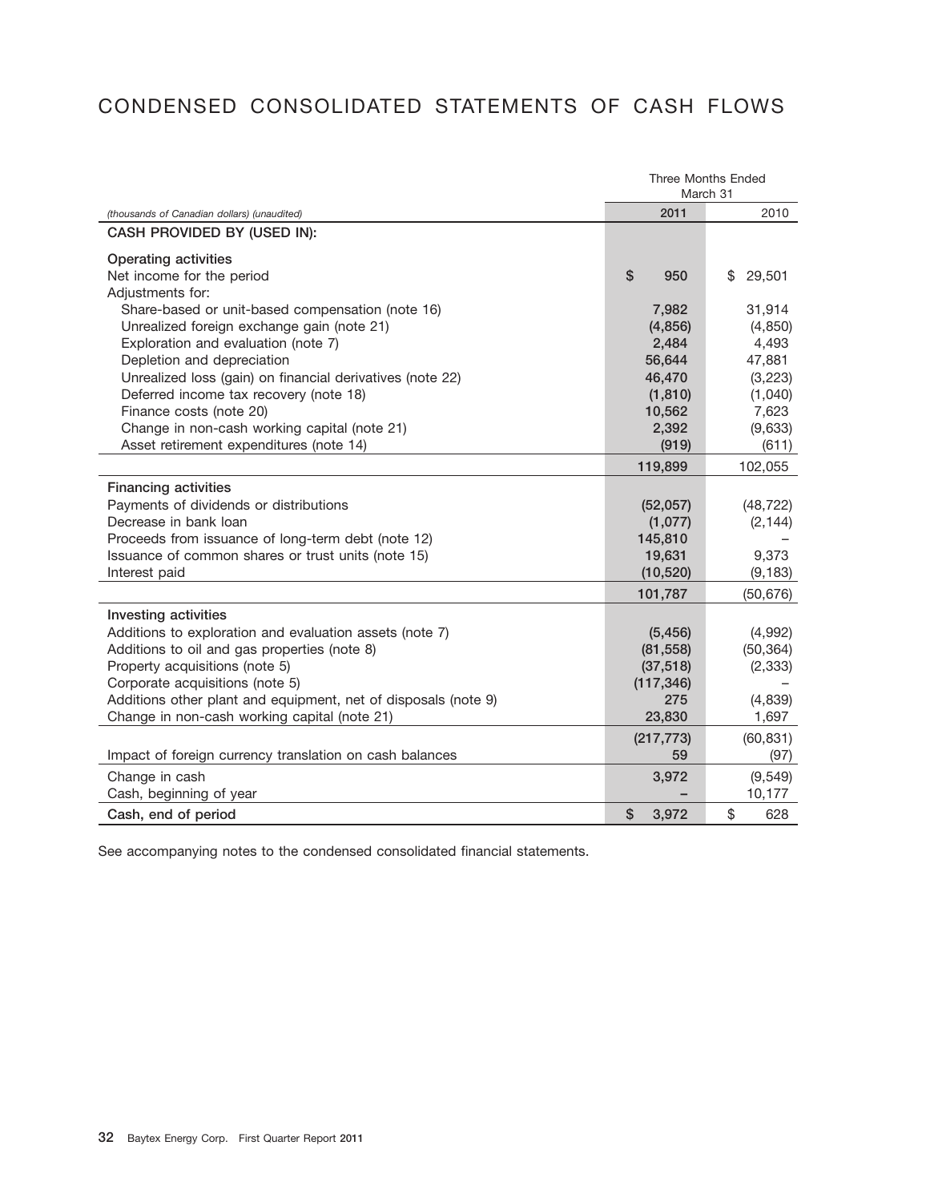# CONDENSED CONSOLIDATED STATEMENTS OF CASH FLOWS

| *(thousands of Canadian dollars) (unaudited)* | Three Months Ended March 31 2011 | 2010 |
|---|---|---|
| **CASH PROVIDED BY (USED IN):** | | |
| **Operating activities** | | |
| Net income for the period | $ 950 | $ 29,501 |
| Adjustments for: | | |
| Share-based or unit-based compensation (note 16) | 7,982 | 31,914 |
| Unrealized foreign exchange gain (note 21) | (4,856) | (4,850) |
| Exploration and evaluation (note 7) | 2,484 | 4,493 |
| Depletion and depreciation | 56,644 | 47,881 |
| Unrealized loss (gain) on financial derivatives (note 22) | 46,470 | (3,223) |
| Deferred income tax recovery (note 18) | (1,810) | (1,040) |
| Finance costs (note 20) | 10,562 | 7,623 |
| Change in non-cash working capital (note 21) | 2,392 | (9,633) |
| Asset retirement expenditures (note 14) | (919) | (611) |
| | 119,899 | 102,055 |
| **Financing activities** | | |
| Payments of dividends or distributions | (52,057) | (48,722) |
| Decrease in bank loan | (1,077) | (2,144) |
| Proceeds from issuance of long-term debt (note 12) | 145,810 | – |
| Issuance of common shares or trust units (note 15) | 19,631 | 9,373 |
| Interest paid | (10,520) | (9,183) |
| | 101,787 | (50,676) |
| **Investing activities** | | |
| Additions to exploration and evaluation assets (note 7) | (5,456) | (4,992) |
| Additions to oil and gas properties (note 8) | (81,558) | (50,364) |
| Property acquisitions (note 5) | (37,518) | (2,333) |
| Corporate acquisitions (note 5) | (117,346) | – |
| Additions other plant and equipment, net of disposals (note 9) | 275 | (4,839) |
| Change in non-cash working capital (note 21) | 23,830 | 1,697 |
| | (217,773) | (60,831) |
| Impact of foreign currency translation on cash balances | 59 | (97) |
| Change in cash | 3,972 | (9,549) |
| Cash, beginning of year | – | 10,177 |
| **Cash, end of period** | $ 3,972 | $ 628 |

See accompanying notes to the condensed consolidated financial statements.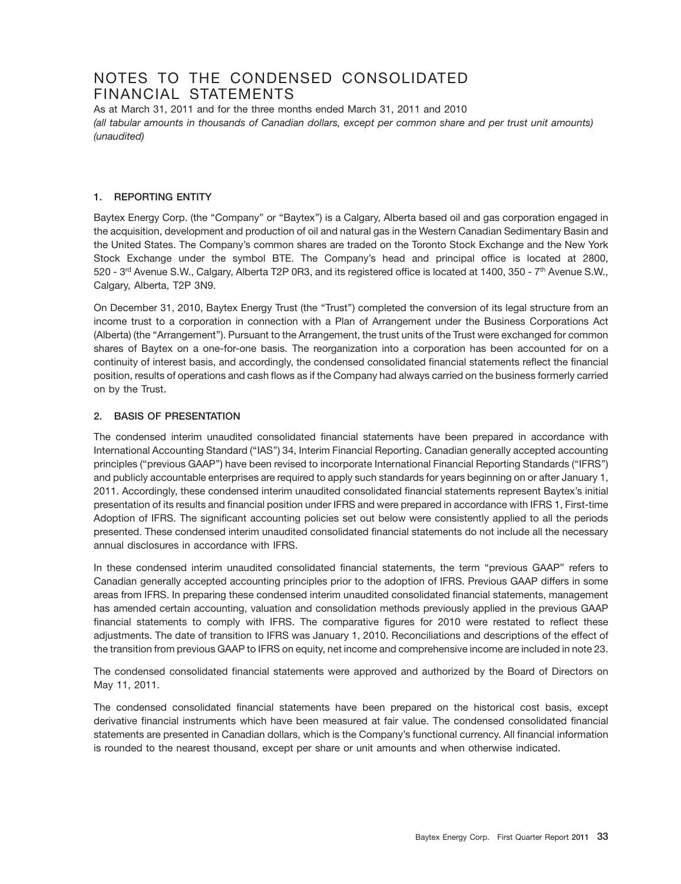# NOTES TO THE CONDENSED CONSOLIDATED FINANCIAL STATEMENTS

As at March 31, 2011 and for the three months ended March 31, 2011 and 2010

*(all tabular amounts in thousands of Canadian dollars, except per common share and per trust unit amounts)*
*(unaudited)*

## 1. REPORTING ENTITY

Baytex Energy Corp. (the "Company" or "Baytex") is a Calgary, Alberta based oil and gas corporation engaged in the acquisition, development and production of oil and natural gas in the Western Canadian Sedimentary Basin and the United States. The Company's common shares are traded on the Toronto Stock Exchange and the New York Stock Exchange under the symbol BTE. The Company's head and principal office is located at 2800, 520 - 3rd Avenue S.W., Calgary, Alberta T2P 0R3, and its registered office is located at 1400, 350 - 7th Avenue S.W., Calgary, Alberta, T2P 3N9.

On December 31, 2010, Baytex Energy Trust (the "Trust") completed the conversion of its legal structure from an income trust to a corporation in connection with a Plan of Arrangement under the Business Corporations Act (Alberta) (the "Arrangement"). Pursuant to the Arrangement, the trust units of the Trust were exchanged for common shares of Baytex on a one-for-one basis. The reorganization into a corporation has been accounted for on a continuity of interest basis, and accordingly, the condensed consolidated financial statements reflect the financial position, results of operations and cash flows as if the Company had always carried on the business formerly carried on by the Trust.

## 2. BASIS OF PRESENTATION

The condensed interim unaudited consolidated financial statements have been prepared in accordance with International Accounting Standard ("IAS") 34, Interim Financial Reporting. Canadian generally accepted accounting principles ("previous GAAP") have been revised to incorporate International Financial Reporting Standards ("IFRS") and publicly accountable enterprises are required to apply such standards for years beginning on or after January 1, 2011. Accordingly, these condensed interim unaudited consolidated financial statements represent Baytex's initial presentation of its results and financial position under IFRS and were prepared in accordance with IFRS 1, First-time Adoption of IFRS. The significant accounting policies set out below were consistently applied to all the periods presented. These condensed interim unaudited consolidated financial statements do not include all the necessary annual disclosures in accordance with IFRS.

In these condensed interim unaudited consolidated financial statements, the term "previous GAAP" refers to Canadian generally accepted accounting principles prior to the adoption of IFRS. Previous GAAP differs in some areas from IFRS. In preparing these condensed interim unaudited consolidated financial statements, management has amended certain accounting, valuation and consolidation methods previously applied in the previous GAAP financial statements to comply with IFRS. The comparative figures for 2010 were restated to reflect these adjustments. The date of transition to IFRS was January 1, 2010. Reconciliations and descriptions of the effect of the transition from previous GAAP to IFRS on equity, net income and comprehensive income are included in note 23.

The condensed consolidated financial statements were approved and authorized by the Board of Directors on May 11, 2011.

The condensed consolidated financial statements have been prepared on the historical cost basis, except derivative financial instruments which have been measured at fair value. The condensed consolidated financial statements are presented in Canadian dollars, which is the Company's functional currency. All financial information is rounded to the nearest thousand, except per share or unit amounts and when otherwise indicated.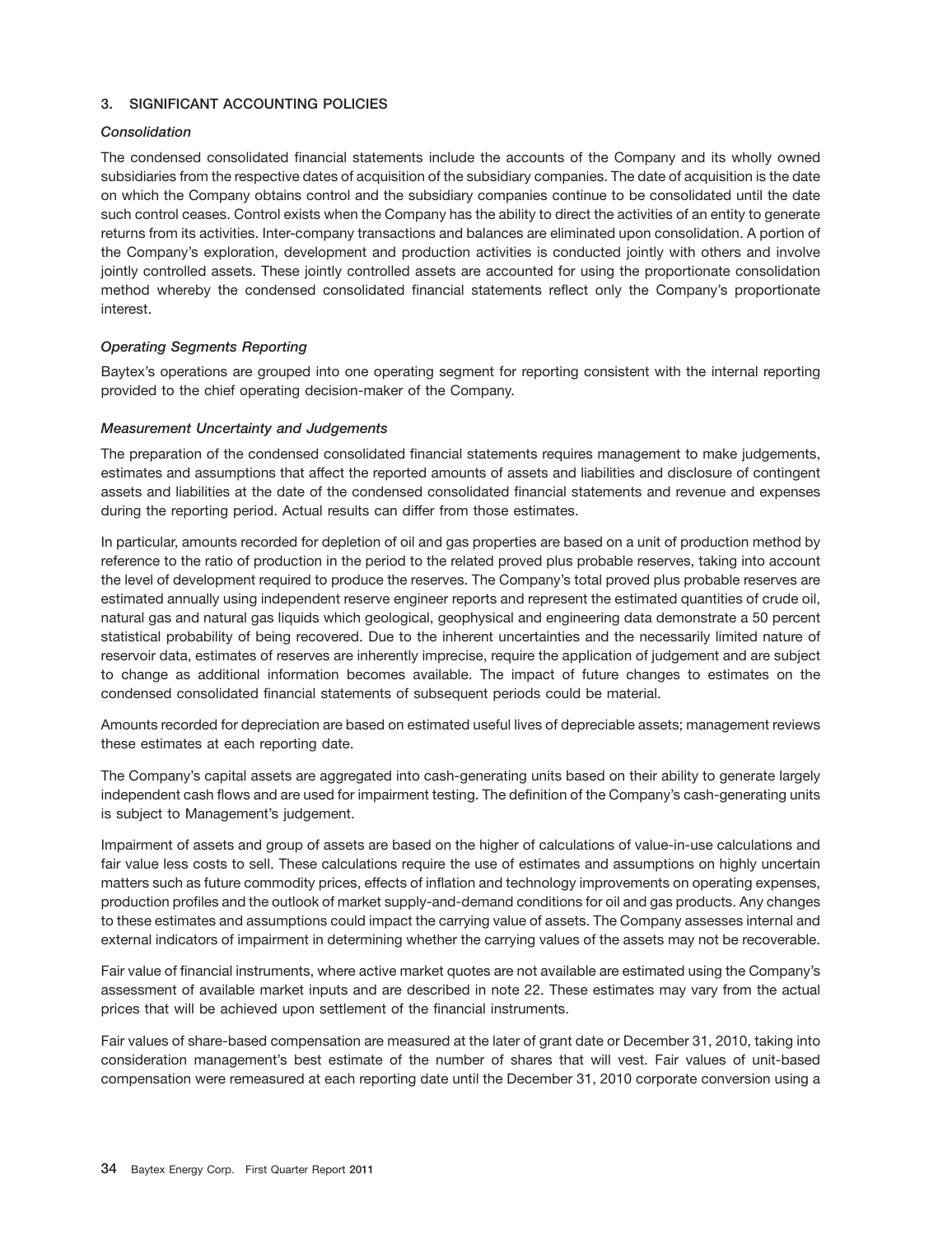## 3. SIGNIFICANT ACCOUNTING POLICIES

### *Consolidation*

The condensed consolidated financial statements include the accounts of the Company and its wholly owned subsidiaries from the respective dates of acquisition of the subsidiary companies. The date of acquisition is the date on which the Company obtains control and the subsidiary companies continue to be consolidated until the date such control ceases. Control exists when the Company has the ability to direct the activities of an entity to generate returns from its activities. Inter-company transactions and balances are eliminated upon consolidation. A portion of the Company's exploration, development and production activities is conducted jointly with others and involve jointly controlled assets. These jointly controlled assets are accounted for using the proportionate consolidation method whereby the condensed consolidated financial statements reflect only the Company's proportionate interest.

### *Operating Segments Reporting*

Baytex's operations are grouped into one operating segment for reporting consistent with the internal reporting provided to the chief operating decision-maker of the Company.

### *Measurement Uncertainty and Judgements*

The preparation of the condensed consolidated financial statements requires management to make judgements, estimates and assumptions that affect the reported amounts of assets and liabilities and disclosure of contingent assets and liabilities at the date of the condensed consolidated financial statements and revenue and expenses during the reporting period. Actual results can differ from those estimates.

In particular, amounts recorded for depletion of oil and gas properties are based on a unit of production method by reference to the ratio of production in the period to the related proved plus probable reserves, taking into account the level of development required to produce the reserves. The Company's total proved plus probable reserves are estimated annually using independent reserve engineer reports and represent the estimated quantities of crude oil, natural gas and natural gas liquids which geological, geophysical and engineering data demonstrate a 50 percent statistical probability of being recovered. Due to the inherent uncertainties and the necessarily limited nature of reservoir data, estimates of reserves are inherently imprecise, require the application of judgement and are subject to change as additional information becomes available. The impact of future changes to estimates on the condensed consolidated financial statements of subsequent periods could be material.

Amounts recorded for depreciation are based on estimated useful lives of depreciable assets; management reviews these estimates at each reporting date.

The Company's capital assets are aggregated into cash-generating units based on their ability to generate largely independent cash flows and are used for impairment testing. The definition of the Company's cash-generating units is subject to Management's judgement.

Impairment of assets and group of assets are based on the higher of calculations of value-in-use calculations and fair value less costs to sell. These calculations require the use of estimates and assumptions on highly uncertain matters such as future commodity prices, effects of inflation and technology improvements on operating expenses, production profiles and the outlook of market supply-and-demand conditions for oil and gas products. Any changes to these estimates and assumptions could impact the carrying value of assets. The Company assesses internal and external indicators of impairment in determining whether the carrying values of the assets may not be recoverable.

Fair value of financial instruments, where active market quotes are not available are estimated using the Company's assessment of available market inputs and are described in note 22. These estimates may vary from the actual prices that will be achieved upon settlement of the financial instruments.

Fair values of share-based compensation are measured at the later of grant date or December 31, 2010, taking into consideration management's best estimate of the number of shares that will vest. Fair values of unit-based compensation were remeasured at each reporting date until the December 31, 2010 corporate conversion using a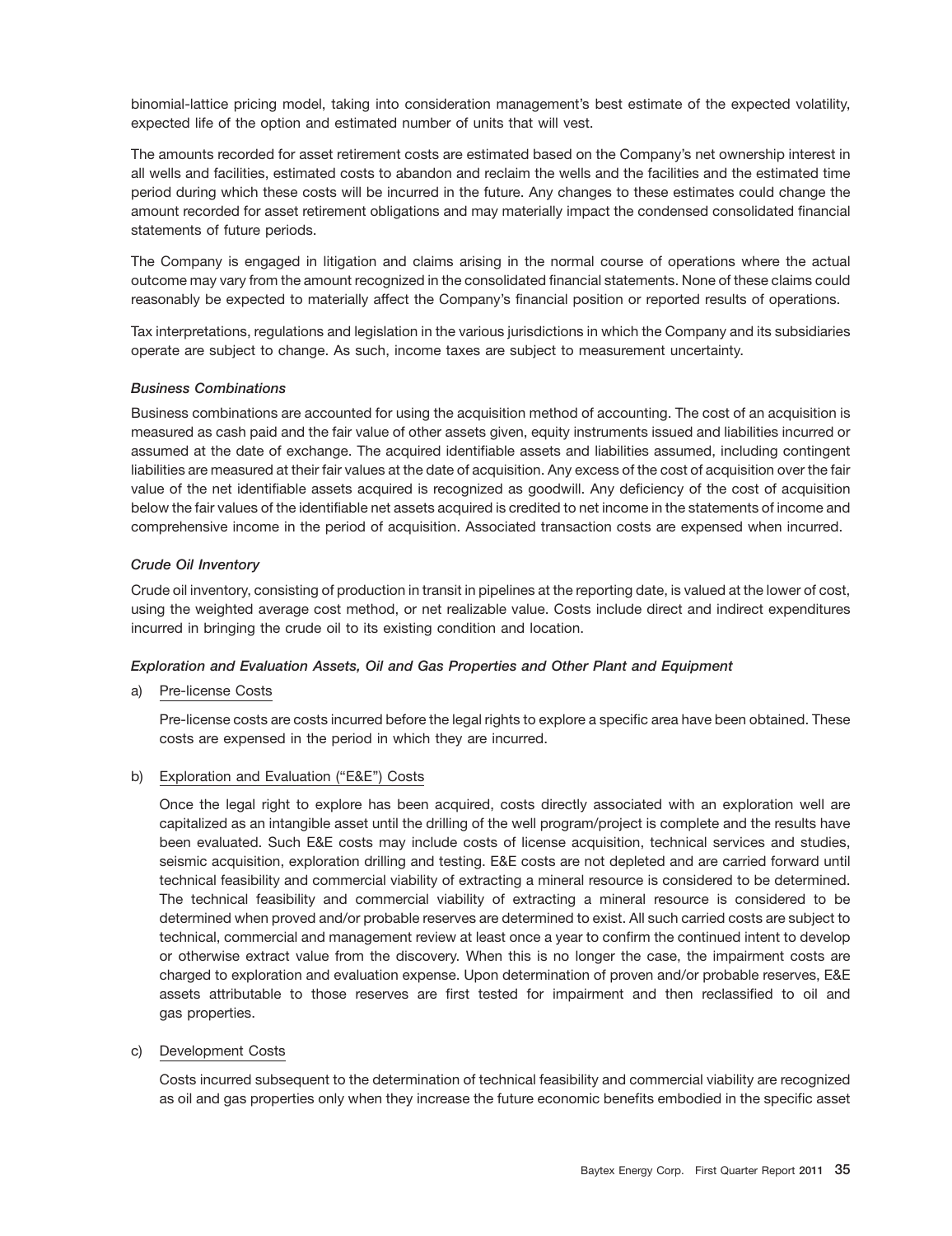binomial-lattice pricing model, taking into consideration management's best estimate of the expected volatility, expected life of the option and estimated number of units that will vest.

The amounts recorded for asset retirement costs are estimated based on the Company's net ownership interest in all wells and facilities, estimated costs to abandon and reclaim the wells and the facilities and the estimated time period during which these costs will be incurred in the future. Any changes to these estimates could change the amount recorded for asset retirement obligations and may materially impact the condensed consolidated financial statements of future periods.

The Company is engaged in litigation and claims arising in the normal course of operations where the actual outcome may vary from the amount recognized in the consolidated financial statements. None of these claims could reasonably be expected to materially affect the Company's financial position or reported results of operations.

Tax interpretations, regulations and legislation in the various jurisdictions in which the Company and its subsidiaries operate are subject to change. As such, income taxes are subject to measurement uncertainty.

***Business Combinations***

Business combinations are accounted for using the acquisition method of accounting. The cost of an acquisition is measured as cash paid and the fair value of other assets given, equity instruments issued and liabilities incurred or assumed at the date of exchange. The acquired identifiable assets and liabilities assumed, including contingent liabilities are measured at their fair values at the date of acquisition. Any excess of the cost of acquisition over the fair value of the net identifiable assets acquired is recognized as goodwill. Any deficiency of the cost of acquisition below the fair values of the identifiable net assets acquired is credited to net income in the statements of income and comprehensive income in the period of acquisition. Associated transaction costs are expensed when incurred.

***Crude Oil Inventory***

Crude oil inventory, consisting of production in transit in pipelines at the reporting date, is valued at the lower of cost, using the weighted average cost method, or net realizable value. Costs include direct and indirect expenditures incurred in bringing the crude oil to its existing condition and location.

***Exploration and Evaluation Assets, Oil and Gas Properties and Other Plant and Equipment***

a) Pre-license Costs

Pre-license costs are costs incurred before the legal rights to explore a specific area have been obtained. These costs are expensed in the period in which they are incurred.

b) Exploration and Evaluation ("E&E") Costs

Once the legal right to explore has been acquired, costs directly associated with an exploration well are capitalized as an intangible asset until the drilling of the well program/project is complete and the results have been evaluated. Such E&E costs may include costs of license acquisition, technical services and studies, seismic acquisition, exploration drilling and testing. E&E costs are not depleted and are carried forward until technical feasibility and commercial viability of extracting a mineral resource is considered to be determined. The technical feasibility and commercial viability of extracting a mineral resource is considered to be determined when proved and/or probable reserves are determined to exist. All such carried costs are subject to technical, commercial and management review at least once a year to confirm the continued intent to develop or otherwise extract value from the discovery. When this is no longer the case, the impairment costs are charged to exploration and evaluation expense. Upon determination of proven and/or probable reserves, E&E assets attributable to those reserves are first tested for impairment and then reclassified to oil and gas properties.

c) Development Costs

Costs incurred subsequent to the determination of technical feasibility and commercial viability are recognized as oil and gas properties only when they increase the future economic benefits embodied in the specific asset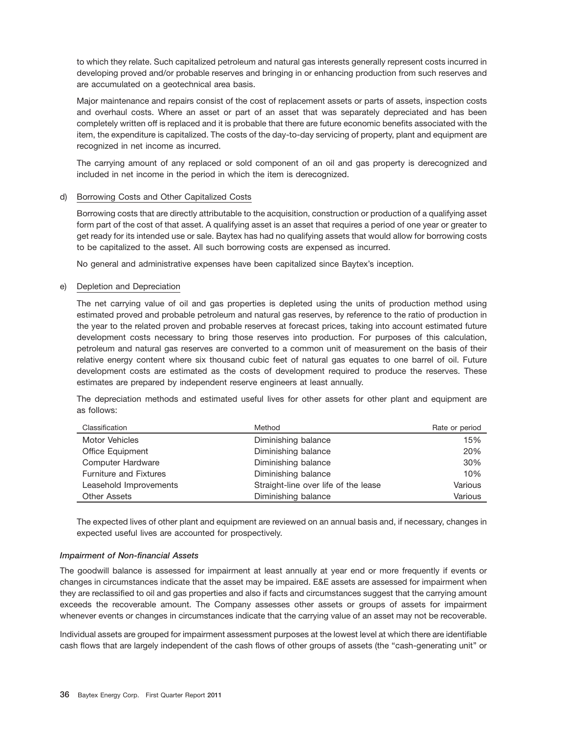to which they relate. Such capitalized petroleum and natural gas interests generally represent costs incurred in developing proved and/or probable reserves and bringing in or enhancing production from such reserves and are accumulated on a geotechnical area basis.

Major maintenance and repairs consist of the cost of replacement assets or parts of assets, inspection costs and overhaul costs. Where an asset or part of an asset that was separately depreciated and has been completely written off is replaced and it is probable that there are future economic benefits associated with the item, the expenditure is capitalized. The costs of the day-to-day servicing of property, plant and equipment are recognized in net income as incurred.

The carrying amount of any replaced or sold component of an oil and gas property is derecognized and included in net income in the period in which the item is derecognized.

d) Borrowing Costs and Other Capitalized Costs

Borrowing costs that are directly attributable to the acquisition, construction or production of a qualifying asset form part of the cost of that asset. A qualifying asset is an asset that requires a period of one year or greater to get ready for its intended use or sale. Baytex has had no qualifying assets that would allow for borrowing costs to be capitalized to the asset. All such borrowing costs are expensed as incurred.

No general and administrative expenses have been capitalized since Baytex's inception.

e) Depletion and Depreciation

The net carrying value of oil and gas properties is depleted using the units of production method using estimated proved and probable petroleum and natural gas reserves, by reference to the ratio of production in the year to the related proven and probable reserves at forecast prices, taking into account estimated future development costs necessary to bring those reserves into production. For purposes of this calculation, petroleum and natural gas reserves are converted to a common unit of measurement on the basis of their relative energy content where six thousand cubic feet of natural gas equates to one barrel of oil. Future development costs are estimated as the costs of development required to produce the reserves. These estimates are prepared by independent reserve engineers at least annually.

The depreciation methods and estimated useful lives for other assets for other plant and equipment are as follows:

| Classification | Method | Rate or period |
|---|---|---|
| Motor Vehicles | Diminishing balance | 15% |
| Office Equipment | Diminishing balance | 20% |
| Computer Hardware | Diminishing balance | 30% |
| Furniture and Fixtures | Diminishing balance | 10% |
| Leasehold Improvements | Straight-line over life of the lease | Various |
| Other Assets | Diminishing balance | Various |

The expected lives of other plant and equipment are reviewed on an annual basis and, if necessary, changes in expected useful lives are accounted for prospectively.

***Impairment of Non-financial Assets***

The goodwill balance is assessed for impairment at least annually at year end or more frequently if events or changes in circumstances indicate that the asset may be impaired. E&E assets are assessed for impairment when they are reclassified to oil and gas properties and also if facts and circumstances suggest that the carrying amount exceeds the recoverable amount. The Company assesses other assets or groups of assets for impairment whenever events or changes in circumstances indicate that the carrying value of an asset may not be recoverable.

Individual assets are grouped for impairment assessment purposes at the lowest level at which there are identifiable cash flows that are largely independent of the cash flows of other groups of assets (the "cash-generating unit" or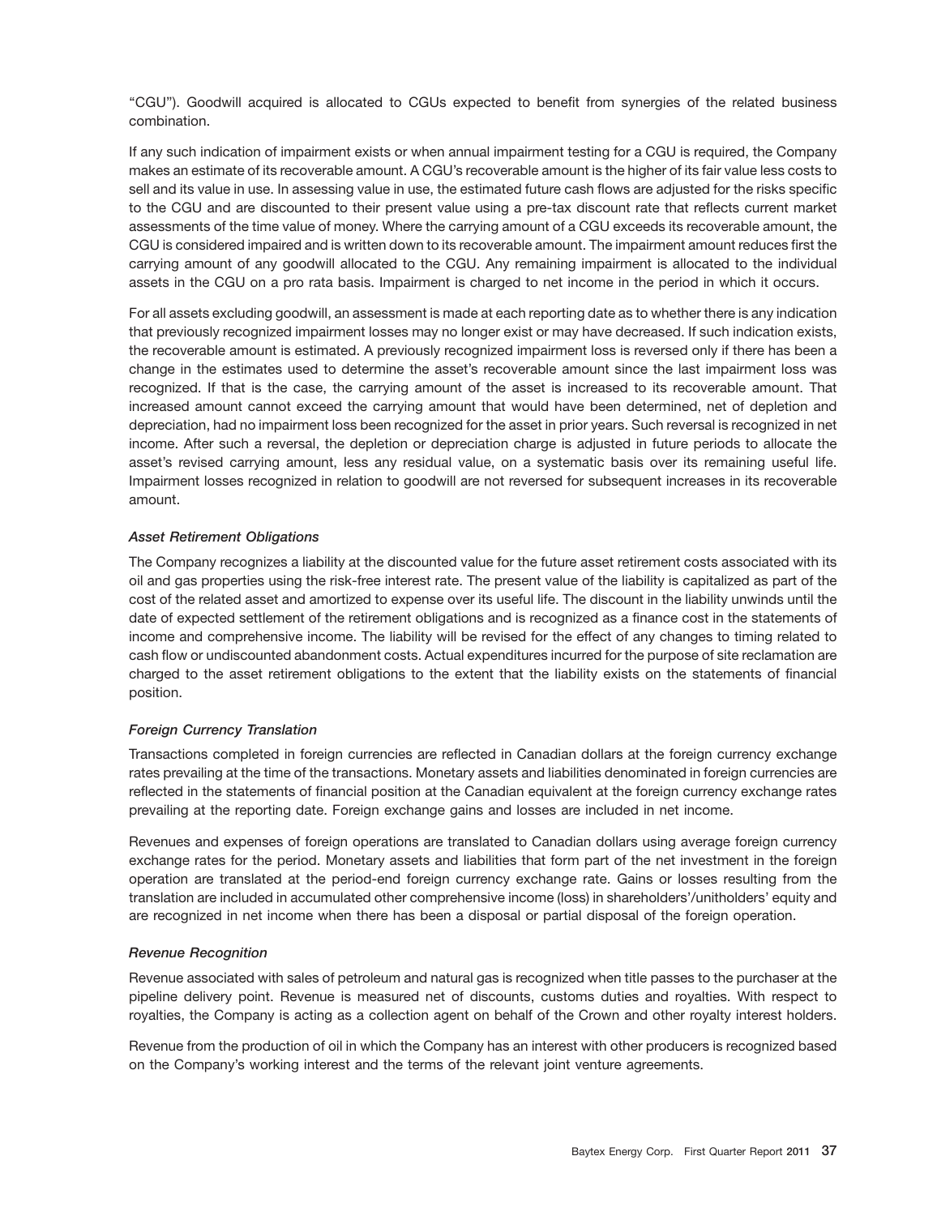"CGU"). Goodwill acquired is allocated to CGUs expected to benefit from synergies of the related business combination.

If any such indication of impairment exists or when annual impairment testing for a CGU is required, the Company makes an estimate of its recoverable amount. A CGU's recoverable amount is the higher of its fair value less costs to sell and its value in use. In assessing value in use, the estimated future cash flows are adjusted for the risks specific to the CGU and are discounted to their present value using a pre-tax discount rate that reflects current market assessments of the time value of money. Where the carrying amount of a CGU exceeds its recoverable amount, the CGU is considered impaired and is written down to its recoverable amount. The impairment amount reduces first the carrying amount of any goodwill allocated to the CGU. Any remaining impairment is allocated to the individual assets in the CGU on a pro rata basis. Impairment is charged to net income in the period in which it occurs.

For all assets excluding goodwill, an assessment is made at each reporting date as to whether there is any indication that previously recognized impairment losses may no longer exist or may have decreased. If such indication exists, the recoverable amount is estimated. A previously recognized impairment loss is reversed only if there has been a change in the estimates used to determine the asset's recoverable amount since the last impairment loss was recognized. If that is the case, the carrying amount of the asset is increased to its recoverable amount. That increased amount cannot exceed the carrying amount that would have been determined, net of depletion and depreciation, had no impairment loss been recognized for the asset in prior years. Such reversal is recognized in net income. After such a reversal, the depletion or depreciation charge is adjusted in future periods to allocate the asset's revised carrying amount, less any residual value, on a systematic basis over its remaining useful life. Impairment losses recognized in relation to goodwill are not reversed for subsequent increases in its recoverable amount.

### *Asset Retirement Obligations*

The Company recognizes a liability at the discounted value for the future asset retirement costs associated with its oil and gas properties using the risk-free interest rate. The present value of the liability is capitalized as part of the cost of the related asset and amortized to expense over its useful life. The discount in the liability unwinds until the date of expected settlement of the retirement obligations and is recognized as a finance cost in the statements of income and comprehensive income. The liability will be revised for the effect of any changes to timing related to cash flow or undiscounted abandonment costs. Actual expenditures incurred for the purpose of site reclamation are charged to the asset retirement obligations to the extent that the liability exists on the statements of financial position.

### *Foreign Currency Translation*

Transactions completed in foreign currencies are reflected in Canadian dollars at the foreign currency exchange rates prevailing at the time of the transactions. Monetary assets and liabilities denominated in foreign currencies are reflected in the statements of financial position at the Canadian equivalent at the foreign currency exchange rates prevailing at the reporting date. Foreign exchange gains and losses are included in net income.

Revenues and expenses of foreign operations are translated to Canadian dollars using average foreign currency exchange rates for the period. Monetary assets and liabilities that form part of the net investment in the foreign operation are translated at the period-end foreign currency exchange rate. Gains or losses resulting from the translation are included in accumulated other comprehensive income (loss) in shareholders'/unitholders' equity and are recognized in net income when there has been a disposal or partial disposal of the foreign operation.

### *Revenue Recognition*

Revenue associated with sales of petroleum and natural gas is recognized when title passes to the purchaser at the pipeline delivery point. Revenue is measured net of discounts, customs duties and royalties. With respect to royalties, the Company is acting as a collection agent on behalf of the Crown and other royalty interest holders.

Revenue from the production of oil in which the Company has an interest with other producers is recognized based on the Company's working interest and the terms of the relevant joint venture agreements.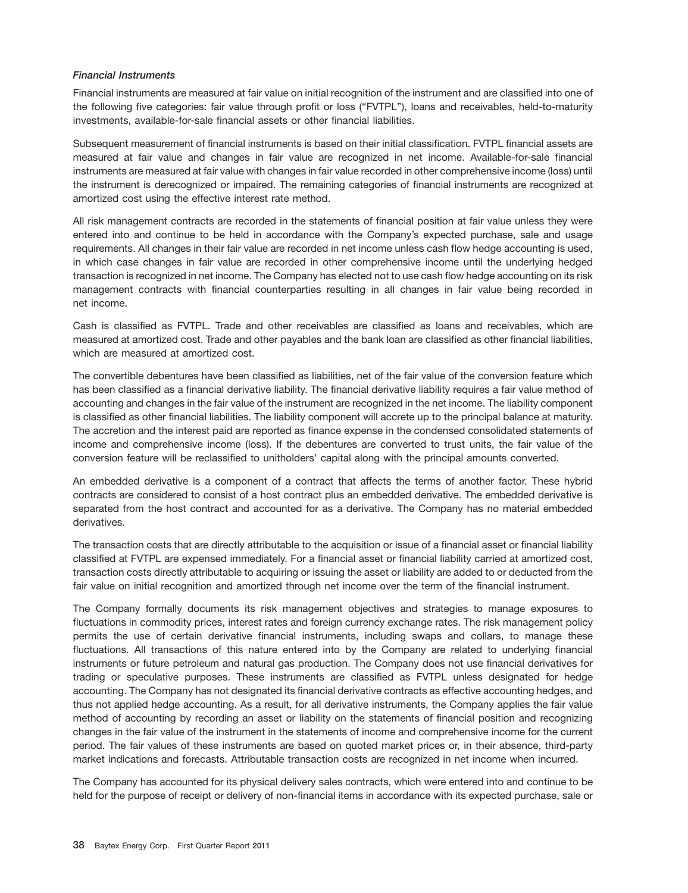### *Financial Instruments*

Financial instruments are measured at fair value on initial recognition of the instrument and are classified into one of the following five categories: fair value through profit or loss ("FVTPL"), loans and receivables, held-to-maturity investments, available-for-sale financial assets or other financial liabilities.

Subsequent measurement of financial instruments is based on their initial classification. FVTPL financial assets are measured at fair value and changes in fair value are recognized in net income. Available-for-sale financial instruments are measured at fair value with changes in fair value recorded in other comprehensive income (loss) until the instrument is derecognized or impaired. The remaining categories of financial instruments are recognized at amortized cost using the effective interest rate method.

All risk management contracts are recorded in the statements of financial position at fair value unless they were entered into and continue to be held in accordance with the Company's expected purchase, sale and usage requirements. All changes in their fair value are recorded in net income unless cash flow hedge accounting is used, in which case changes in fair value are recorded in other comprehensive income until the underlying hedged transaction is recognized in net income. The Company has elected not to use cash flow hedge accounting on its risk management contracts with financial counterparties resulting in all changes in fair value being recorded in net income.

Cash is classified as FVTPL. Trade and other receivables are classified as loans and receivables, which are measured at amortized cost. Trade and other payables and the bank loan are classified as other financial liabilities, which are measured at amortized cost.

The convertible debentures have been classified as liabilities, net of the fair value of the conversion feature which has been classified as a financial derivative liability. The financial derivative liability requires a fair value method of accounting and changes in the fair value of the instrument are recognized in the net income. The liability component is classified as other financial liabilities. The liability component will accrete up to the principal balance at maturity. The accretion and the interest paid are reported as finance expense in the condensed consolidated statements of income and comprehensive income (loss). If the debentures are converted to trust units, the fair value of the conversion feature will be reclassified to unitholders' capital along with the principal amounts converted.

An embedded derivative is a component of a contract that affects the terms of another factor. These hybrid contracts are considered to consist of a host contract plus an embedded derivative. The embedded derivative is separated from the host contract and accounted for as a derivative. The Company has no material embedded derivatives.

The transaction costs that are directly attributable to the acquisition or issue of a financial asset or financial liability classified at FVTPL are expensed immediately. For a financial asset or financial liability carried at amortized cost, transaction costs directly attributable to acquiring or issuing the asset or liability are added to or deducted from the fair value on initial recognition and amortized through net income over the term of the financial instrument.

The Company formally documents its risk management objectives and strategies to manage exposures to fluctuations in commodity prices, interest rates and foreign currency exchange rates. The risk management policy permits the use of certain derivative financial instruments, including swaps and collars, to manage these fluctuations. All transactions of this nature entered into by the Company are related to underlying financial instruments or future petroleum and natural gas production. The Company does not use financial derivatives for trading or speculative purposes. These instruments are classified as FVTPL unless designated for hedge accounting. The Company has not designated its financial derivative contracts as effective accounting hedges, and thus not applied hedge accounting. As a result, for all derivative instruments, the Company applies the fair value method of accounting by recording an asset or liability on the statements of financial position and recognizing changes in the fair value of the instrument in the statements of income and comprehensive income for the current period. The fair values of these instruments are based on quoted market prices or, in their absence, third-party market indications and forecasts. Attributable transaction costs are recognized in net income when incurred.

The Company has accounted for its physical delivery sales contracts, which were entered into and continue to be held for the purpose of receipt or delivery of non-financial items in accordance with its expected purchase, sale or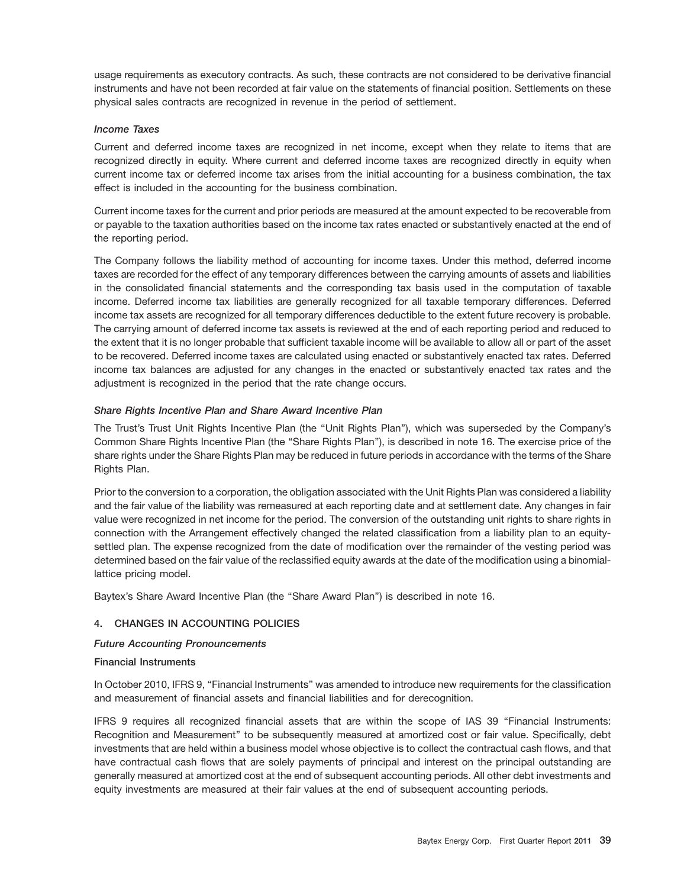usage requirements as executory contracts. As such, these contracts are not considered to be derivative financial instruments and have not been recorded at fair value on the statements of financial position. Settlements on these physical sales contracts are recognized in revenue in the period of settlement.

### *Income Taxes*

Current and deferred income taxes are recognized in net income, except when they relate to items that are recognized directly in equity. Where current and deferred income taxes are recognized directly in equity when current income tax or deferred income tax arises from the initial accounting for a business combination, the tax effect is included in the accounting for the business combination.

Current income taxes for the current and prior periods are measured at the amount expected to be recoverable from or payable to the taxation authorities based on the income tax rates enacted or substantively enacted at the end of the reporting period.

The Company follows the liability method of accounting for income taxes. Under this method, deferred income taxes are recorded for the effect of any temporary differences between the carrying amounts of assets and liabilities in the consolidated financial statements and the corresponding tax basis used in the computation of taxable income. Deferred income tax liabilities are generally recognized for all taxable temporary differences. Deferred income tax assets are recognized for all temporary differences deductible to the extent future recovery is probable. The carrying amount of deferred income tax assets is reviewed at the end of each reporting period and reduced to the extent that it is no longer probable that sufficient taxable income will be available to allow all or part of the asset to be recovered. Deferred income taxes are calculated using enacted or substantively enacted tax rates. Deferred income tax balances are adjusted for any changes in the enacted or substantively enacted tax rates and the adjustment is recognized in the period that the rate change occurs.

### *Share Rights Incentive Plan and Share Award Incentive Plan*

The Trust's Trust Unit Rights Incentive Plan (the "Unit Rights Plan"), which was superseded by the Company's Common Share Rights Incentive Plan (the "Share Rights Plan"), is described in note 16. The exercise price of the share rights under the Share Rights Plan may be reduced in future periods in accordance with the terms of the Share Rights Plan.

Prior to the conversion to a corporation, the obligation associated with the Unit Rights Plan was considered a liability and the fair value of the liability was remeasured at each reporting date and at settlement date. Any changes in fair value were recognized in net income for the period. The conversion of the outstanding unit rights to share rights in connection with the Arrangement effectively changed the related classification from a liability plan to an equity-settled plan. The expense recognized from the date of modification over the remainder of the vesting period was determined based on the fair value of the reclassified equity awards at the date of the modification using a binomial-lattice pricing model.

Baytex's Share Award Incentive Plan (the "Share Award Plan") is described in note 16.

## 4. CHANGES IN ACCOUNTING POLICIES

### *Future Accounting Pronouncements*

**Financial Instruments**

In October 2010, IFRS 9, "Financial Instruments" was amended to introduce new requirements for the classification and measurement of financial assets and financial liabilities and for derecognition.

IFRS 9 requires all recognized financial assets that are within the scope of IAS 39 "Financial Instruments: Recognition and Measurement" to be subsequently measured at amortized cost or fair value. Specifically, debt investments that are held within a business model whose objective is to collect the contractual cash flows, and that have contractual cash flows that are solely payments of principal and interest on the principal outstanding are generally measured at amortized cost at the end of subsequent accounting periods. All other debt investments and equity investments are measured at their fair values at the end of subsequent accounting periods.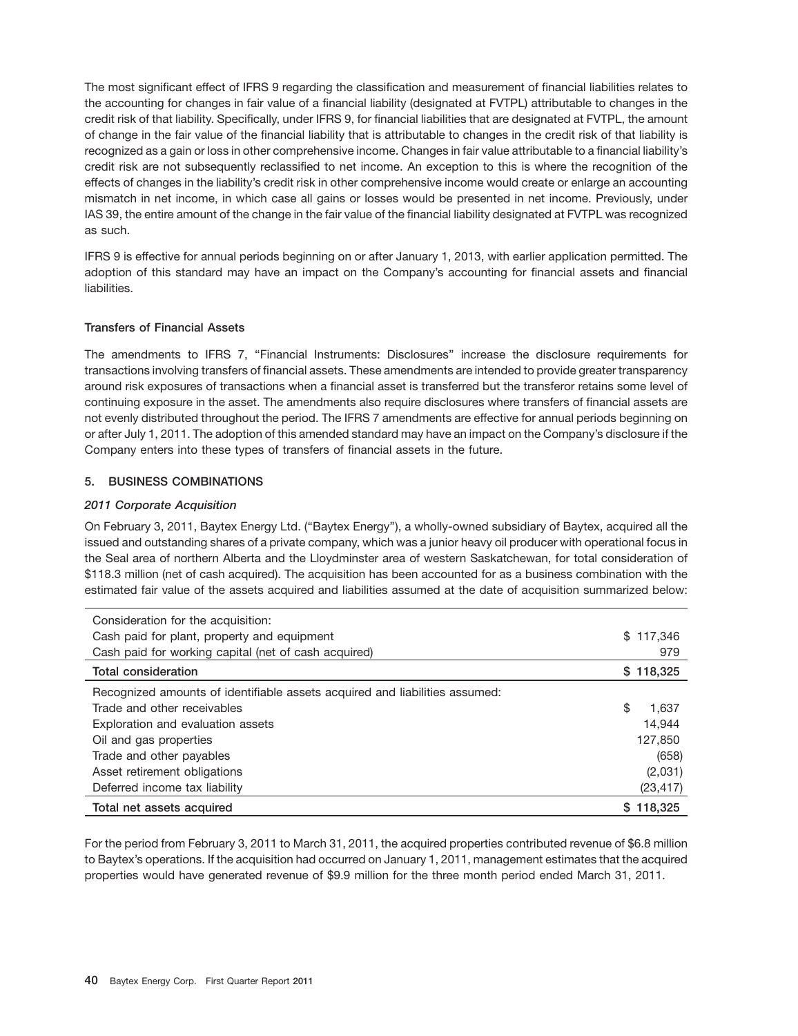The most significant effect of IFRS 9 regarding the classification and measurement of financial liabilities relates to the accounting for changes in fair value of a financial liability (designated at FVTPL) attributable to changes in the credit risk of that liability. Specifically, under IFRS 9, for financial liabilities that are designated at FVTPL, the amount of change in the fair value of the financial liability that is attributable to changes in the credit risk of that liability is recognized as a gain or loss in other comprehensive income. Changes in fair value attributable to a financial liability's credit risk are not subsequently reclassified to net income. An exception to this is where the recognition of the effects of changes in the liability's credit risk in other comprehensive income would create or enlarge an accounting mismatch in net income, in which case all gains or losses would be presented in net income. Previously, under IAS 39, the entire amount of the change in the fair value of the financial liability designated at FVTPL was recognized as such.

IFRS 9 is effective for annual periods beginning on or after January 1, 2013, with earlier application permitted. The adoption of this standard may have an impact on the Company's accounting for financial assets and financial liabilities.

**Transfers of Financial Assets**

The amendments to IFRS 7, "Financial Instruments: Disclosures" increase the disclosure requirements for transactions involving transfers of financial assets. These amendments are intended to provide greater transparency around risk exposures of transactions when a financial asset is transferred but the transferor retains some level of continuing exposure in the asset. The amendments also require disclosures where transfers of financial assets are not evenly distributed throughout the period. The IFRS 7 amendments are effective for annual periods beginning on or after July 1, 2011. The adoption of this amended standard may have an impact on the Company's disclosure if the Company enters into these types of transfers of financial assets in the future.

## 5. BUSINESS COMBINATIONS

***2011 Corporate Acquisition***

On February 3, 2011, Baytex Energy Ltd. ("Baytex Energy"), a wholly-owned subsidiary of Baytex, acquired all the issued and outstanding shares of a private company, which was a junior heavy oil producer with operational focus in the Seal area of northern Alberta and the Lloydminster area of western Saskatchewan, for total consideration of $118.3 million (net of cash acquired). The acquisition has been accounted for as a business combination with the estimated fair value of the assets acquired and liabilities assumed at the date of acquisition summarized below:

| | |
|---|---|
| Consideration for the acquisition: | |
| Cash paid for plant, property and equipment | $ 117,346 |
| Cash paid for working capital (net of cash acquired) | 979 |
| **Total consideration** | **$ 118,325** |
| Recognized amounts of identifiable assets acquired and liabilities assumed: | |
| Trade and other receivables | $ 1,637 |
| Exploration and evaluation assets | 14,944 |
| Oil and gas properties | 127,850 |
| Trade and other payables | (658) |
| Asset retirement obligations | (2,031) |
| Deferred income tax liability | (23,417) |
| **Total net assets acquired** | **$ 118,325** |

For the period from February 3, 2011 to March 31, 2011, the acquired properties contributed revenue of $6.8 million to Baytex's operations. If the acquisition had occurred on January 1, 2011, management estimates that the acquired properties would have generated revenue of $9.9 million for the three month period ended March 31, 2011.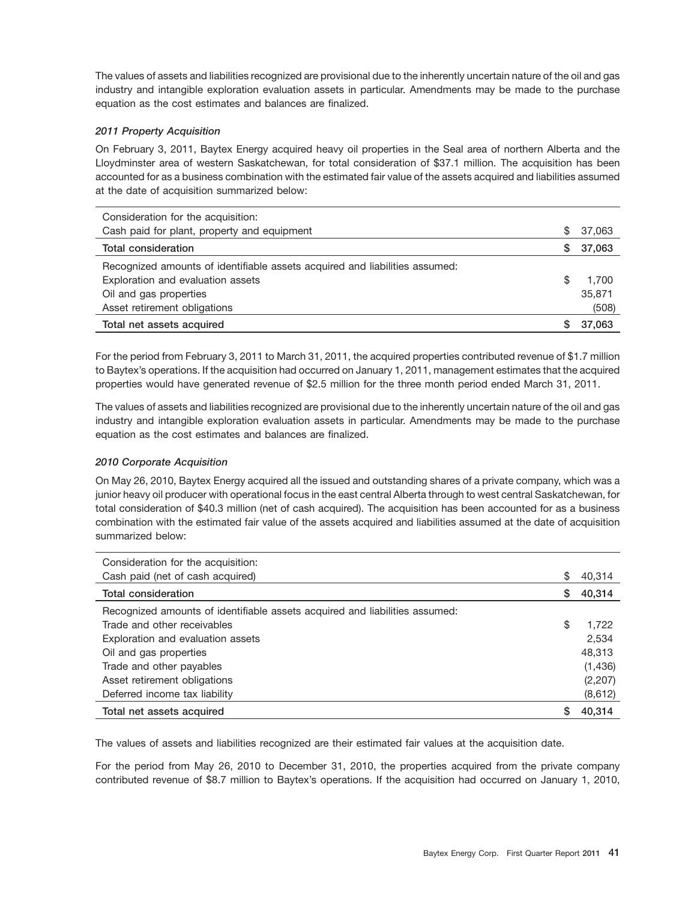The values of assets and liabilities recognized are provisional due to the inherently uncertain nature of the oil and gas industry and intangible exploration evaluation assets in particular. Amendments may be made to the purchase equation as the cost estimates and balances are finalized.

***2011 Property Acquisition***

On February 3, 2011, Baytex Energy acquired heavy oil properties in the Seal area of northern Alberta and the Lloydminster area of western Saskatchewan, for total consideration of $37.1 million. The acquisition has been accounted for as a business combination with the estimated fair value of the assets acquired and liabilities assumed at the date of acquisition summarized below:

| | |
|---|---|
| Consideration for the acquisition: | |
| Cash paid for plant, property and equipment | $ 37,063 |
| **Total consideration** | **$ 37,063** |
| Recognized amounts of identifiable assets acquired and liabilities assumed: | |
| Exploration and evaluation assets | $ 1,700 |
| Oil and gas properties | 35,871 |
| Asset retirement obligations | (508) |
| **Total net assets acquired** | **$ 37,063** |

For the period from February 3, 2011 to March 31, 2011, the acquired properties contributed revenue of $1.7 million to Baytex's operations. If the acquisition had occurred on January 1, 2011, management estimates that the acquired properties would have generated revenue of $2.5 million for the three month period ended March 31, 2011.

The values of assets and liabilities recognized are provisional due to the inherently uncertain nature of the oil and gas industry and intangible exploration evaluation assets in particular. Amendments may be made to the purchase equation as the cost estimates and balances are finalized.

***2010 Corporate Acquisition***

On May 26, 2010, Baytex Energy acquired all the issued and outstanding shares of a private company, which was a junior heavy oil producer with operational focus in the east central Alberta through to west central Saskatchewan, for total consideration of $40.3 million (net of cash acquired). The acquisition has been accounted for as a business combination with the estimated fair value of the assets and liabilities assumed at the date of acquisition summarized below:

| | |
|---|---|
| Consideration for the acquisition: | |
| Cash paid (net of cash acquired) | $ 40,314 |
| **Total consideration** | **$ 40,314** |
| Recognized amounts of identifiable assets acquired and liabilities assumed: | |
| Trade and other receivables | $ 1,722 |
| Exploration and evaluation assets | 2,534 |
| Oil and gas properties | 48,313 |
| Trade and other payables | (1,436) |
| Asset retirement obligations | (2,207) |
| Deferred income tax liability | (8,612) |
| **Total net assets acquired** | **$ 40,314** |

The values of assets and liabilities recognized are their estimated fair values at the acquisition date.

For the period from May 26, 2010 to December 31, 2010, the properties acquired from the private company contributed revenue of $8.7 million to Baytex's operations. If the acquisition had occurred on January 1, 2010,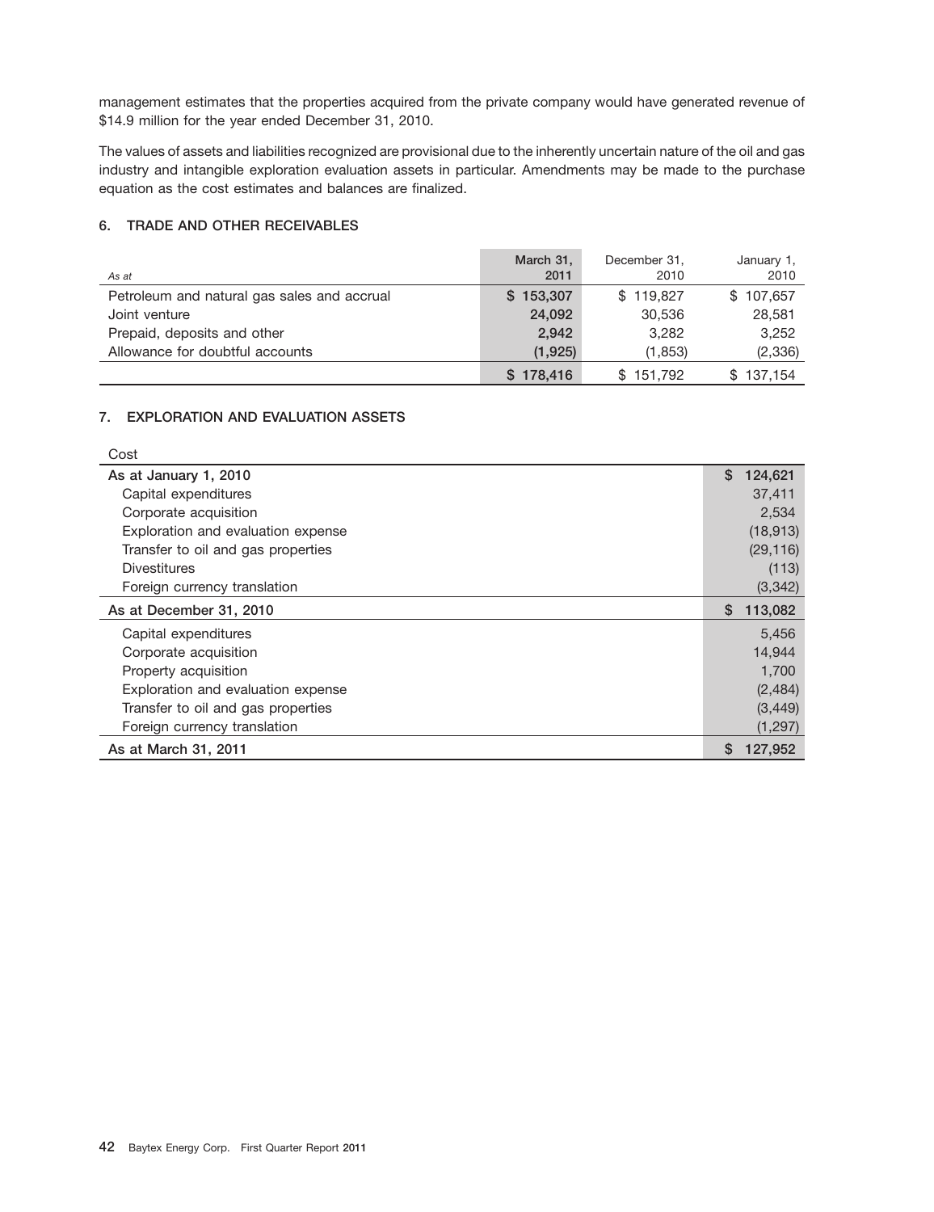management estimates that the properties acquired from the private company would have generated revenue of $14.9 million for the year ended December 31, 2010.

The values of assets and liabilities recognized are provisional due to the inherently uncertain nature of the oil and gas industry and intangible exploration evaluation assets in particular. Amendments may be made to the purchase equation as the cost estimates and balances are finalized.

## 6. TRADE AND OTHER RECEIVABLES

| *As at* | **March 31, 2011** | December 31, 2010 | January 1, 2010 |
|---|---|---|---|
| Petroleum and natural gas sales and accrual | **$ 153,307** | $ 119,827 | $ 107,657 |
| Joint venture | **24,092** | 30,536 | 28,581 |
| Prepaid, deposits and other | **2,942** | 3,282 | 3,252 |
| Allowance for doubtful accounts | **(1,925)** | (1,853) | (2,336) |
| | **$ 178,416** | $ 151,792 | $ 137,154 |

## 7. EXPLORATION AND EVALUATION ASSETS

| Cost | |
|---|---|
| As at January 1, 2010 | $ 124,621 |
| Capital expenditures | 37,411 |
| Corporate acquisition | 2,534 |
| Exploration and evaluation expense | (18,913) |
| Transfer to oil and gas properties | (29,116) |
| Divestitures | (113) |
| Foreign currency translation | (3,342) |
| As at December 31, 2010 | $ 113,082 |
| Capital expenditures | 5,456 |
| Corporate acquisition | 14,944 |
| Property acquisition | 1,700 |
| Exploration and evaluation expense | (2,484) |
| Transfer to oil and gas properties | (3,449) |
| Foreign currency translation | (1,297) |
| As at March 31, 2011 | $ 127,952 |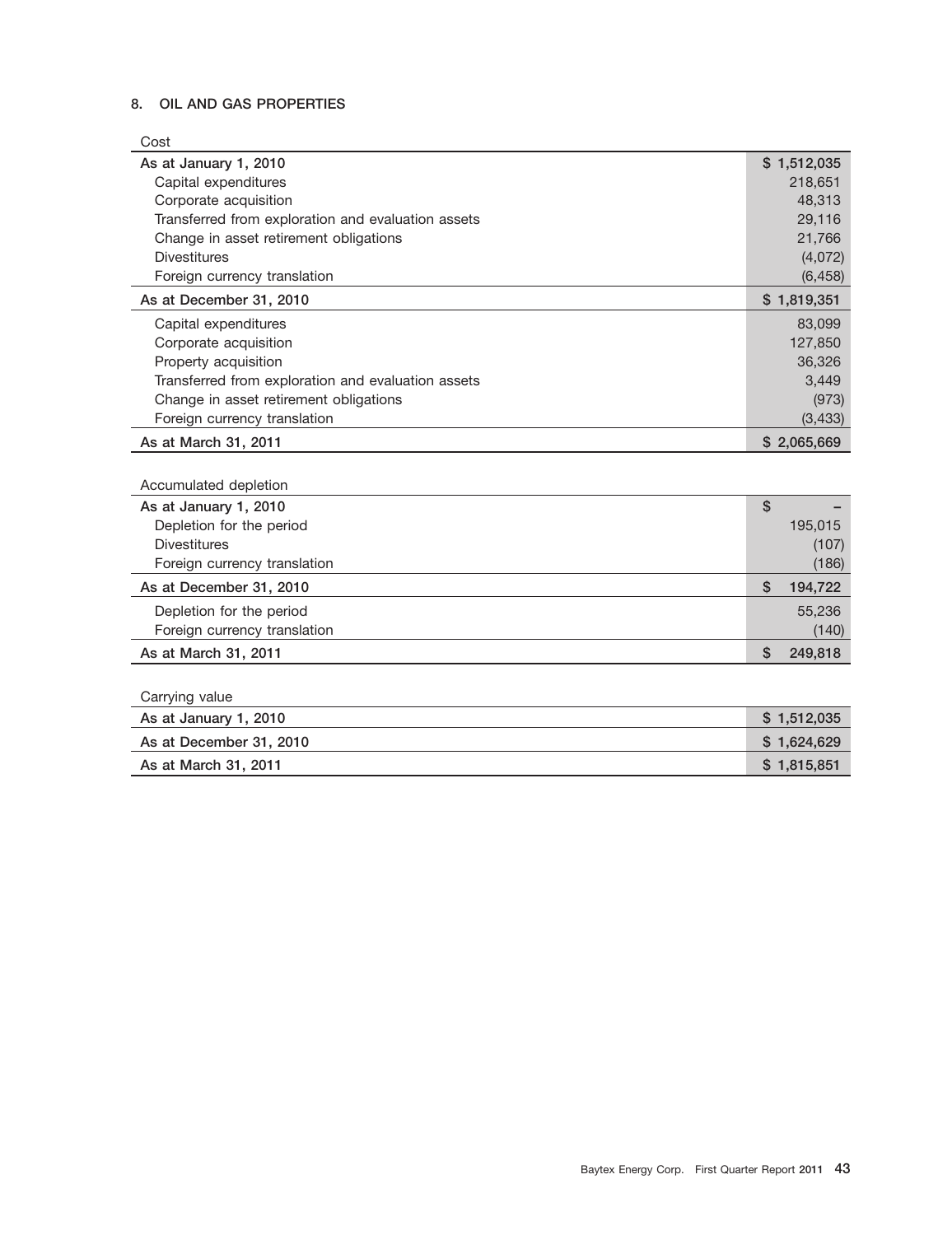## 8. OIL AND GAS PROPERTIES

| Cost | |
|---|---|
| **As at January 1, 2010** | $ 1,512,035 |
| Capital expenditures | 218,651 |
| Corporate acquisition | 48,313 |
| Transferred from exploration and evaluation assets | 29,116 |
| Change in asset retirement obligations | 21,766 |
| Divestitures | (4,072) |
| Foreign currency translation | (6,458) |
| **As at December 31, 2010** | $ 1,819,351 |
| Capital expenditures | 83,099 |
| Corporate acquisition | 127,850 |
| Property acquisition | 36,326 |
| Transferred from exploration and evaluation assets | 3,449 |
| Change in asset retirement obligations | (973) |
| Foreign currency translation | (3,433) |
| **As at March 31, 2011** | $ 2,065,669 |

| Accumulated depletion | |
|---|---|
| **As at January 1, 2010** | $ – |
| Depletion for the period | 195,015 |
| Divestitures | (107) |
| Foreign currency translation | (186) |
| **As at December 31, 2010** | $ 194,722 |
| Depletion for the period | 55,236 |
| Foreign currency translation | (140) |
| **As at March 31, 2011** | $ 249,818 |

| Carrying value | |
|---|---|
| **As at January 1, 2010** | $ 1,512,035 |
| **As at December 31, 2010** | $ 1,624,629 |
| **As at March 31, 2011** | $ 1,815,851 |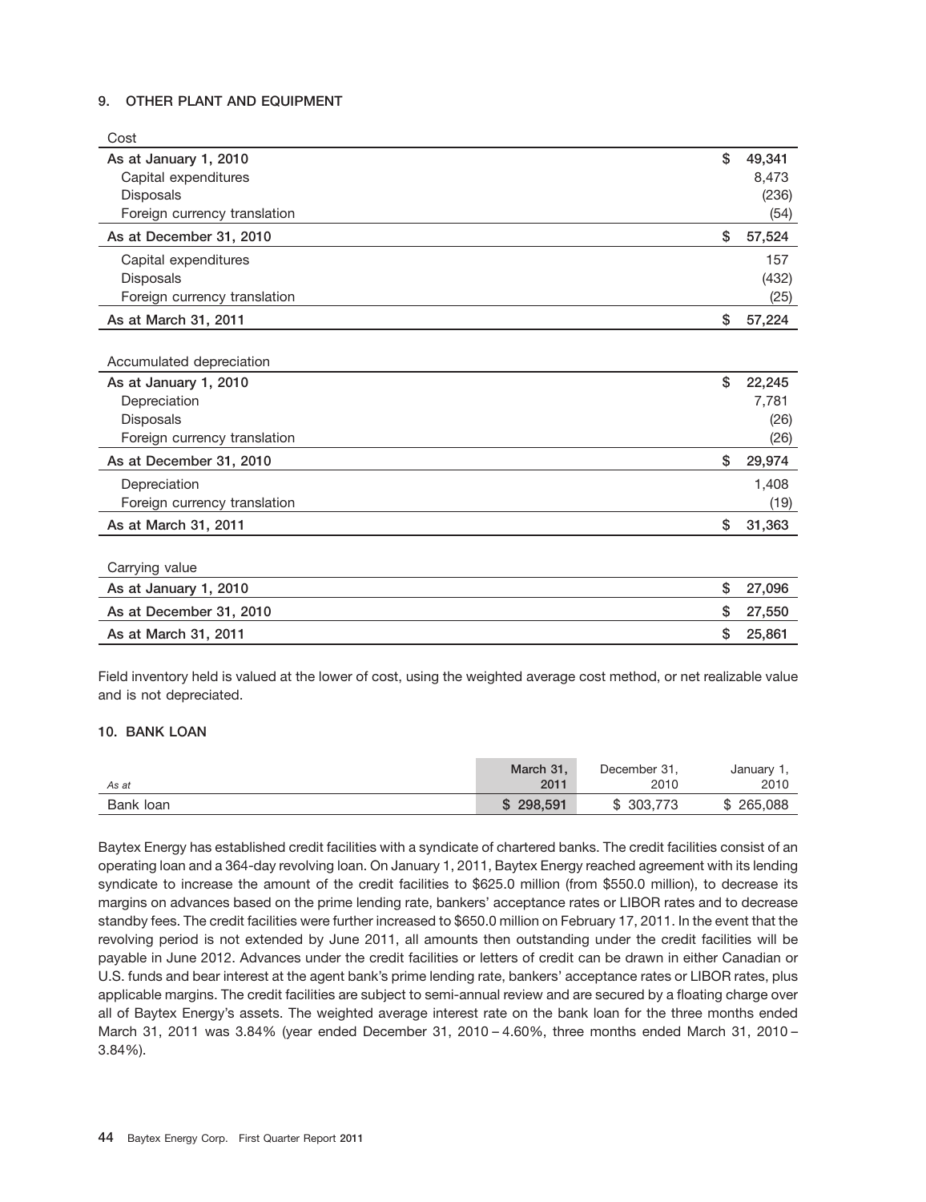## 9. OTHER PLANT AND EQUIPMENT

| Cost | |
|---|---|
| As at January 1, 2010 | $ 49,341 |
| Capital expenditures | 8,473 |
| Disposals | (236) |
| Foreign currency translation | (54) |
| As at December 31, 2010 | $ 57,524 |
| Capital expenditures | 157 |
| Disposals | (432) |
| Foreign currency translation | (25) |
| As at March 31, 2011 | $ 57,224 |

| Accumulated depreciation | |
|---|---|
| As at January 1, 2010 | $ 22,245 |
| Depreciation | 7,781 |
| Disposals | (26) |
| Foreign currency translation | (26) |
| As at December 31, 2010 | $ 29,974 |
| Depreciation | 1,408 |
| Foreign currency translation | (19) |
| As at March 31, 2011 | $ 31,363 |

| Carrying value | |
|---|---|
| As at January 1, 2010 | $ 27,096 |
| As at December 31, 2010 | $ 27,550 |
| As at March 31, 2011 | $ 25,861 |

Field inventory held is valued at the lower of cost, using the weighted average cost method, or net realizable value and is not depreciated.

## 10. BANK LOAN

| *As at* | **March 31, 2011** | December 31, 2010 | January 1, 2010 |
|---|---|---|---|
| Bank loan | **$ 298,591** | $ 303,773 | $ 265,088 |

Baytex Energy has established credit facilities with a syndicate of chartered banks. The credit facilities consist of an operating loan and a 364-day revolving loan. On January 1, 2011, Baytex Energy reached agreement with its lending syndicate to increase the amount of the credit facilities to $625.0 million (from $550.0 million), to decrease its margins on advances based on the prime lending rate, bankers' acceptance rates or LIBOR rates and to decrease standby fees. The credit facilities were further increased to $650.0 million on February 17, 2011. In the event that the revolving period is not extended by June 2011, all amounts then outstanding under the credit facilities will be payable in June 2012. Advances under the credit facilities or letters of credit can be drawn in either Canadian or U.S. funds and bear interest at the agent bank's prime lending rate, bankers' acceptance rates or LIBOR rates, plus applicable margins. The credit facilities are subject to semi-annual review and are secured by a floating charge over all of Baytex Energy's assets. The weighted average interest rate on the bank loan for the three months ended March 31, 2011 was 3.84% (year ended December 31, 2010 – 4.60%, three months ended March 31, 2010 – 3.84%).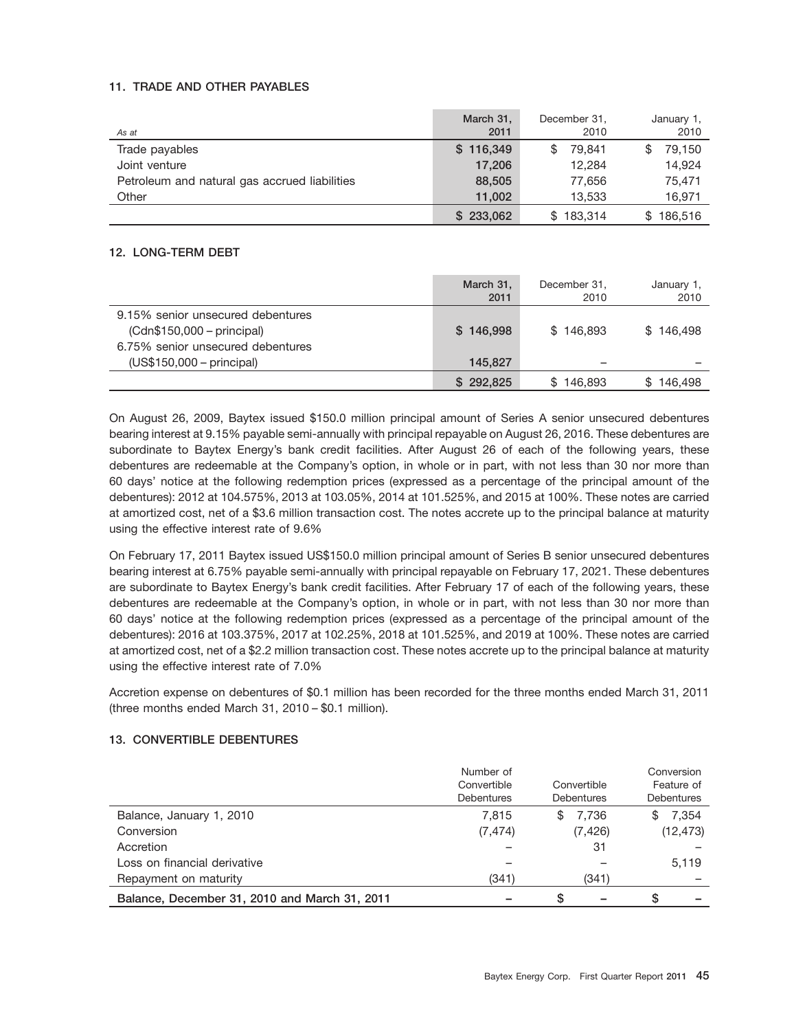### 11. TRADE AND OTHER PAYABLES

| *As at* | **March 31, 2011** | December 31, 2010 | January 1, 2010 |
|---|---|---|---|
| Trade payables | **$ 116,349** | $ 79,841 | $ 79,150 |
| Joint venture | **17,206** | 12,284 | 14,924 |
| Petroleum and natural gas accrued liabilities | **88,505** | 77,656 | 75,471 |
| Other | **11,002** | 13,533 | 16,971 |
| | **$ 233,062** | $ 183,314 | $ 186,516 |

### 12. LONG-TERM DEBT

| | **March 31, 2011** | December 31, 2010 | January 1, 2010 |
|---|---|---|---|
| 9.15% senior unsecured debentures (Cdn$150,000 – principal) | **$ 146,998** | $ 146,893 | $ 146,498 |
| 6.75% senior unsecured debentures (US$150,000 – principal) | **145,827** | – | – |
| | **$ 292,825** | $ 146,893 | $ 146,498 |

On August 26, 2009, Baytex issued $150.0 million principal amount of Series A senior unsecured debentures bearing interest at 9.15% payable semi-annually with principal repayable on August 26, 2016. These debentures are subordinate to Baytex Energy's bank credit facilities. After August 26 of each of the following years, these debentures are redeemable at the Company's option, in whole or in part, with not less than 30 nor more than 60 days' notice at the following redemption prices (expressed as a percentage of the principal amount of the debentures): 2012 at 104.575%, 2013 at 103.05%, 2014 at 101.525%, and 2015 at 100%. These notes are carried at amortized cost, net of a $3.6 million transaction cost. The notes accrete up to the principal balance at maturity using the effective interest rate of 9.6%

On February 17, 2011 Baytex issued US$150.0 million principal amount of Series B senior unsecured debentures bearing interest at 6.75% payable semi-annually with principal repayable on February 17, 2021. These debentures are subordinate to Baytex Energy's bank credit facilities. After February 17 of each of the following years, these debentures are redeemable at the Company's option, in whole or in part, with not less than 30 nor more than 60 days' notice at the following redemption prices (expressed as a percentage of the principal amount of the debentures): 2016 at 103.375%, 2017 at 102.25%, 2018 at 101.525%, and 2019 at 100%. These notes are carried at amortized cost, net of a $2.2 million transaction cost. These notes accrete up to the principal balance at maturity using the effective interest rate of 7.0%

Accretion expense on debentures of $0.1 million has been recorded for the three months ended March 31, 2011 (three months ended March 31, 2010 – $0.1 million).

### 13. CONVERTIBLE DEBENTURES

| | Number of Convertible Debentures | Convertible Debentures | Conversion Feature of Debentures |
|---|---|---|---|
| Balance, January 1, 2010 | 7,815 | $ 7,736 | $ 7,354 |
| Conversion | (7,474) | (7,426) | (12,473) |
| Accretion | – | 31 | – |
| Loss on financial derivative | – | – | 5,119 |
| Repayment on maturity | (341) | (341) | – |
| **Balance, December 31, 2010 and March 31, 2011** | – | $ – | $ – |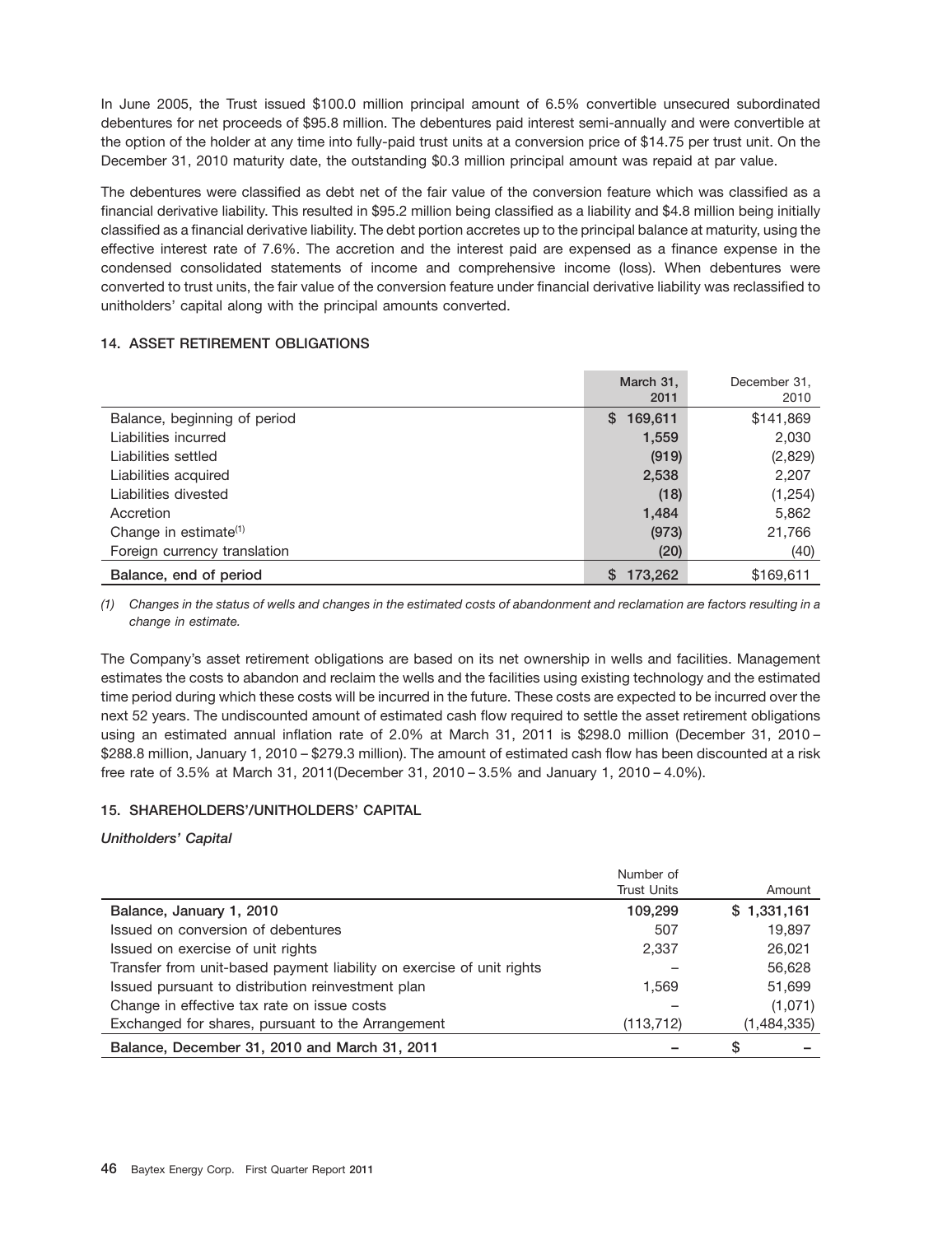In June 2005, the Trust issued $100.0 million principal amount of 6.5% convertible unsecured subordinated debentures for net proceeds of $95.8 million. The debentures paid interest semi-annually and were convertible at the option of the holder at any time into fully-paid trust units at a conversion price of $14.75 per trust unit. On the December 31, 2010 maturity date, the outstanding $0.3 million principal amount was repaid at par value.

The debentures were classified as debt net of the fair value of the conversion feature which was classified as a financial derivative liability. This resulted in $95.2 million being classified as a liability and $4.8 million being initially classified as a financial derivative liability. The debt portion accretes up to the principal balance at maturity, using the effective interest rate of 7.6%. The accretion and the interest paid are expensed as a finance expense in the condensed consolidated statements of income and comprehensive income (loss). When debentures were converted to trust units, the fair value of the conversion feature under financial derivative liability was reclassified to unitholders' capital along with the principal amounts converted.

## 14. ASSET RETIREMENT OBLIGATIONS

| | March 31, 2011 | December 31, 2010 |
|---|---|---|
| Balance, beginning of period | $ 169,611 | $141,869 |
| Liabilities incurred | 1,559 | 2,030 |
| Liabilities settled | (919) | (2,829) |
| Liabilities acquired | 2,538 | 2,207 |
| Liabilities divested | (18) | (1,254) |
| Accretion | 1,484 | 5,862 |
| Change in estimate[1] | (973) | 21,766 |
| Foreign currency translation | (20) | (40) |
| **Balance, end of period** | **$ 173,262** | **$169,611** |

*(1) Changes in the status of wells and changes in the estimated costs of abandonment and reclamation are factors resulting in a change in estimate.*

The Company's asset retirement obligations are based on its net ownership in wells and facilities. Management estimates the costs to abandon and reclaim the wells and the facilities using existing technology and the estimated time period during which these costs will be incurred in the future. These costs are expected to be incurred over the next 52 years. The undiscounted amount of estimated cash flow required to settle the asset retirement obligations using an estimated annual inflation rate of 2.0% at March 31, 2011 is $298.0 million (December 31, 2010 – $288.8 million, January 1, 2010 – $279.3 million). The amount of estimated cash flow has been discounted at a risk free rate of 3.5% at March 31, 2011(December 31, 2010 – 3.5% and January 1, 2010 – 4.0%).

## 15. SHAREHOLDERS'/UNITHOLDERS' CAPITAL

### *Unitholders' Capital*

| | Number of Trust Units | Amount |
|---|---|---|
| **Balance, January 1, 2010** | **109,299** | **$ 1,331,161** |
| Issued on conversion of debentures | 507 | 19,897 |
| Issued on exercise of unit rights | 2,337 | 26,021 |
| Transfer from unit-based payment liability on exercise of unit rights | – | 56,628 |
| Issued pursuant to distribution reinvestment plan | 1,569 | 51,699 |
| Change in effective tax rate on issue costs | – | (1,071) |
| Exchanged for shares, pursuant to the Arrangement | (113,712) | (1,484,335) |
| **Balance, December 31, 2010 and March 31, 2011** | **–** | **$ –** |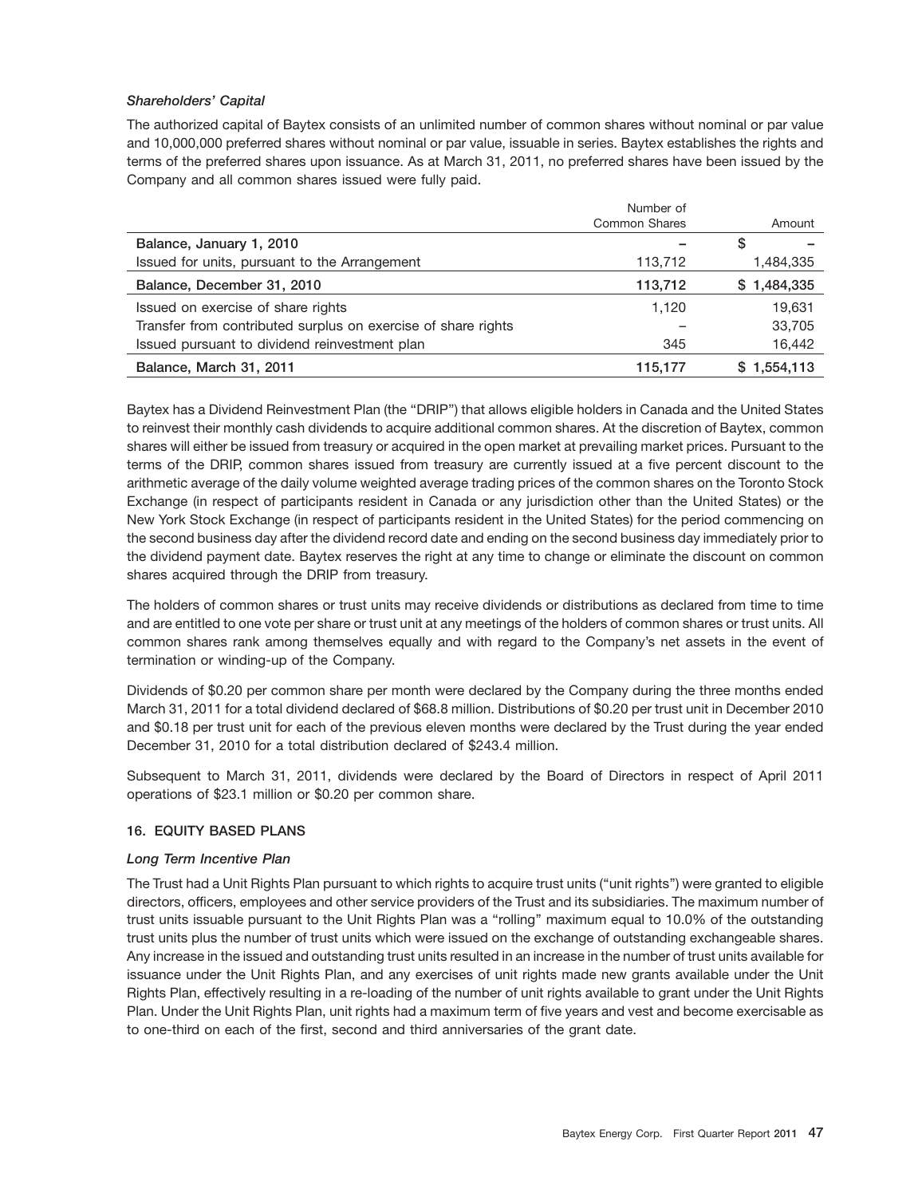### *Shareholders' Capital*

The authorized capital of Baytex consists of an unlimited number of common shares without nominal or par value and 10,000,000 preferred shares without nominal or par value, issuable in series. Baytex establishes the rights and terms of the preferred shares upon issuance. As at March 31, 2011, no preferred shares have been issued by the Company and all common shares issued were fully paid.

| | Number of Common Shares | Amount |
|---|---|---|
| **Balance, January 1, 2010** | – | $ – |
| Issued for units, pursuant to the Arrangement | 113,712 | 1,484,335 |
| **Balance, December 31, 2010** | **113,712** | **$ 1,484,335** |
| Issued on exercise of share rights | 1,120 | 19,631 |
| Transfer from contributed surplus on exercise of share rights | – | 33,705 |
| Issued pursuant to dividend reinvestment plan | 345 | 16,442 |
| **Balance, March 31, 2011** | **115,177** | **$ 1,554,113** |

Baytex has a Dividend Reinvestment Plan (the "DRIP") that allows eligible holders in Canada and the United States to reinvest their monthly cash dividends to acquire additional common shares. At the discretion of Baytex, common shares will either be issued from treasury or acquired in the open market at prevailing market prices. Pursuant to the terms of the DRIP, common shares issued from treasury are currently issued at a five percent discount to the arithmetic average of the daily volume weighted average trading prices of the common shares on the Toronto Stock Exchange (in respect of participants resident in Canada or any jurisdiction other than the United States) or the New York Stock Exchange (in respect of participants resident in the United States) for the period commencing on the second business day after the dividend record date and ending on the second business day immediately prior to the dividend payment date. Baytex reserves the right at any time to change or eliminate the discount on common shares acquired through the DRIP from treasury.

The holders of common shares or trust units may receive dividends or distributions as declared from time to time and are entitled to one vote per share or trust unit at any meetings of the holders of common shares or trust units. All common shares rank among themselves equally and with regard to the Company's net assets in the event of termination or winding-up of the Company.

Dividends of $0.20 per common share per month were declared by the Company during the three months ended March 31, 2011 for a total dividend declared of $68.8 million. Distributions of $0.20 per trust unit in December 2010 and $0.18 per trust unit for each of the previous eleven months were declared by the Trust during the year ended December 31, 2010 for a total distribution declared of $243.4 million.

Subsequent to March 31, 2011, dividends were declared by the Board of Directors in respect of April 2011 operations of $23.1 million or $0.20 per common share.

## 16. EQUITY BASED PLANS

### *Long Term Incentive Plan*

The Trust had a Unit Rights Plan pursuant to which rights to acquire trust units ("unit rights") were granted to eligible directors, officers, employees and other service providers of the Trust and its subsidiaries. The maximum number of trust units issuable pursuant to the Unit Rights Plan was a "rolling" maximum equal to 10.0% of the outstanding trust units plus the number of trust units which were issued on the exchange of outstanding exchangeable shares. Any increase in the issued and outstanding trust units resulted in an increase in the number of trust units available for issuance under the Unit Rights Plan, and any exercises of unit rights made new grants available under the Unit Rights Plan, effectively resulting in a re-loading of the number of unit rights available to grant under the Unit Rights Plan. Under the Unit Rights Plan, unit rights had a maximum term of five years and vest and become exercisable as to one-third on each of the first, second and third anniversaries of the grant date.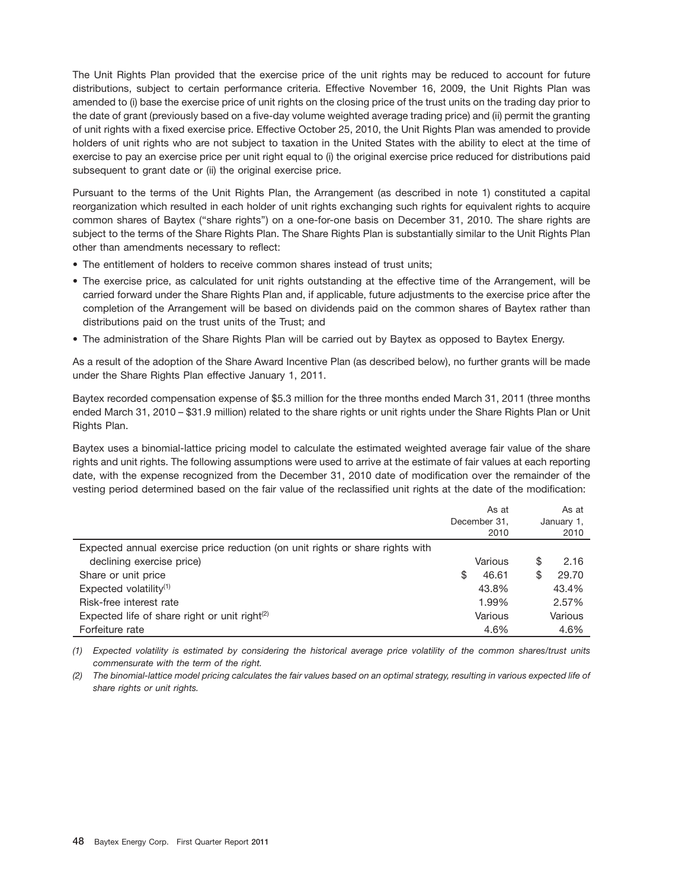The Unit Rights Plan provided that the exercise price of the unit rights may be reduced to account for future distributions, subject to certain performance criteria. Effective November 16, 2009, the Unit Rights Plan was amended to (i) base the exercise price of unit rights on the closing price of the trust units on the trading day prior to the date of grant (previously based on a five-day volume weighted average trading price) and (ii) permit the granting of unit rights with a fixed exercise price. Effective October 25, 2010, the Unit Rights Plan was amended to provide holders of unit rights who are not subject to taxation in the United States with the ability to elect at the time of exercise to pay an exercise price per unit right equal to (i) the original exercise price reduced for distributions paid subsequent to grant date or (ii) the original exercise price.

Pursuant to the terms of the Unit Rights Plan, the Arrangement (as described in note 1) constituted a capital reorganization which resulted in each holder of unit rights exchanging such rights for equivalent rights to acquire common shares of Baytex ("share rights") on a one-for-one basis on December 31, 2010. The share rights are subject to the terms of the Share Rights Plan. The Share Rights Plan is substantially similar to the Unit Rights Plan other than amendments necessary to reflect:

- The entitlement of holders to receive common shares instead of trust units;
- The exercise price, as calculated for unit rights outstanding at the effective time of the Arrangement, will be carried forward under the Share Rights Plan and, if applicable, future adjustments to the exercise price after the completion of the Arrangement will be based on dividends paid on the common shares of Baytex rather than distributions paid on the trust units of the Trust; and
- The administration of the Share Rights Plan will be carried out by Baytex as opposed to Baytex Energy.

As a result of the adoption of the Share Award Incentive Plan (as described below), no further grants will be made under the Share Rights Plan effective January 1, 2011.

Baytex recorded compensation expense of $5.3 million for the three months ended March 31, 2011 (three months ended March 31, 2010 – $31.9 million) related to the share rights or unit rights under the Share Rights Plan or Unit Rights Plan.

Baytex uses a binomial-lattice pricing model to calculate the estimated weighted average fair value of the share rights and unit rights. The following assumptions were used to arrive at the estimate of fair values at each reporting date, with the expense recognized from the December 31, 2010 date of modification over the remainder of the vesting period determined based on the fair value of the reclassified unit rights at the date of the modification:

| | As at December 31, 2010 | As at January 1, 2010 |
|---|---|---|
| Expected annual exercise price reduction (on unit rights or share rights with declining exercise price) | Various | $ 2.16 |
| Share or unit price | $ 46.61 | $ 29.70 |
| Expected volatility[(1)] | 43.8% | 43.4% |
| Risk-free interest rate | 1.99% | 2.57% |
| Expected life of share right or unit right[(2)] | Various | Various |
| Forfeiture rate | 4.6% | 4.6% |

*(1) Expected volatility is estimated by considering the historical average price volatility of the common shares/trust units commensurate with the term of the right.*

*(2) The binomial-lattice model pricing calculates the fair values based on an optimal strategy, resulting in various expected life of share rights or unit rights.*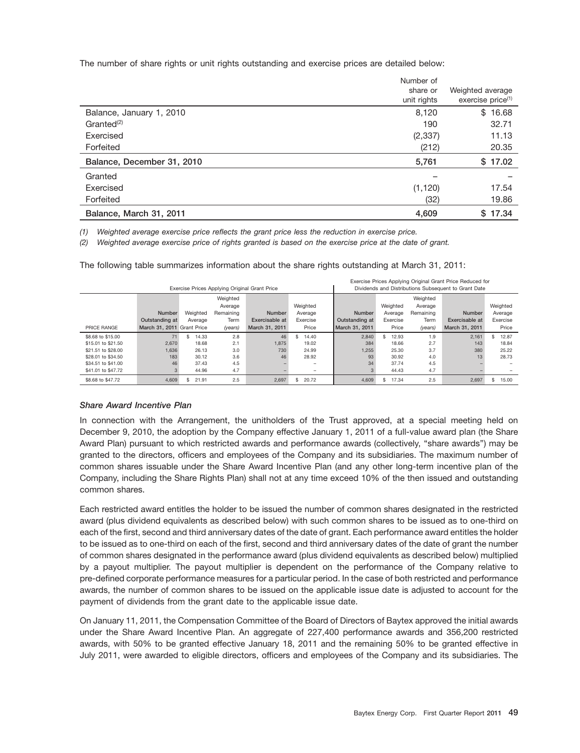The number of share rights or unit rights outstanding and exercise prices are detailed below:

| | Number of share or unit rights | Weighted average exercise price[(1)] |
|---|---|---|
| Balance, January 1, 2010 | 8,120 | $ 16.68 |
| Granted[(2)] | 190 | 32.71 |
| Exercised | (2,337) | 11.13 |
| Forfeited | (212) | 20.35 |
| **Balance, December 31, 2010** | **5,761** | **$ 17.02** |
| Granted | – | – |
| Exercised | (1,120) | 17.54 |
| Forfeited | (32) | 19.86 |
| **Balance, March 31, 2011** | **4,609** | **$ 17.34** |

*(1) Weighted average exercise price reflects the grant price less the reduction in exercise price.*

*(2) Weighted average exercise price of rights granted is based on the exercise price at the date of grant.*

The following table summarizes information about the share rights outstanding at March 31, 2011:

| | Exercise Prices Applying Original Grant Price | | | | | Exercise Prices Applying Original Grant Price Reduced for Dividends and Distributions Subsequent to Grant Date | | | | |
|---|---|---|---|---|---|---|---|---|---|---|
| PRICE RANGE | Number Outstanding at March 31, 2011 | Weighted Average Grant Price | Weighted Average Remaining Term *(years)* | Number Exercisable at March 31, 2011 | Weighted Average Exercise Price | Number Outstanding at March 31, 2011 | Weighted Average Exercise Price | Weighted Average Remaining Term *(years)* | Number Exercisable at March 31, 2011 | Weighted Average Exercise Price |
| $8.68 to $15.00 | 71 | $ 14.33 | 2.8 | 46 | $ 14.40 | 2,840 | $ 12.93 | 1.9 | 2,161 | $ 12.87 |
| $15.01 to $21.50 | 2,670 | 18.68 | 2.1 | 1,875 | 19.02 | 384 | 18.66 | 2.7 | 143 | 18.84 |
| $21.51 to $28.00 | 1,636 | 26.13 | 3.0 | 730 | 24.99 | 1,255 | 25.30 | 3.7 | 380 | 25.22 |
| $28.01 to $34.50 | 183 | 30.12 | 3.6 | 46 | 28.92 | 93 | 30.92 | 4.0 | 13 | 28.73 |
| $34.51 to $41.00 | 46 | 37.43 | 4.5 | – | – | 34 | 37.74 | 4.5 | – | – |
| $41.01 to $47.72 | 3 | 44.96 | 4.7 | – | – | 3 | 44.43 | 4.7 | – | – |
| $8.68 to $47.72 | 4,609 | $ 21.91 | 2.5 | 2,697 | $ 20.72 | 4,609 | $ 17.34 | 2.5 | 2,697 | $ 15.00 |

### *Share Award Incentive Plan*

In connection with the Arrangement, the unitholders of the Trust approved, at a special meeting held on December 9, 2010, the adoption by the Company effective January 1, 2011 of a full-value award plan (the Share Award Plan) pursuant to which restricted awards and performance awards (collectively, "share awards") may be granted to the directors, officers and employees of the Company and its subsidiaries. The maximum number of common shares issuable under the Share Award Incentive Plan (and any other long-term incentive plan of the Company, including the Share Rights Plan) shall not at any time exceed 10% of the then issued and outstanding common shares.

Each restricted award entitles the holder to be issued the number of common shares designated in the restricted award (plus dividend equivalents as described below) with such common shares to be issued as to one-third on each of the first, second and third anniversary dates of the date of grant. Each performance award entitles the holder to be issued as to one-third on each of the first, second and third anniversary dates of the date of grant the number of common shares designated in the performance award (plus dividend equivalents as described below) multiplied by a payout multiplier. The payout multiplier is dependent on the performance of the Company relative to pre-defined corporate performance measures for a particular period. In the case of both restricted and performance awards, the number of common shares to be issued on the applicable issue date is adjusted to account for the payment of dividends from the grant date to the applicable issue date.

On January 11, 2011, the Compensation Committee of the Board of Directors of Baytex approved the initial awards under the Share Award Incentive Plan. An aggregate of 227,400 performance awards and 356,200 restricted awards, with 50% to be granted effective January 18, 2011 and the remaining 50% to be granted effective in July 2011, were awarded to eligible directors, officers and employees of the Company and its subsidiaries. The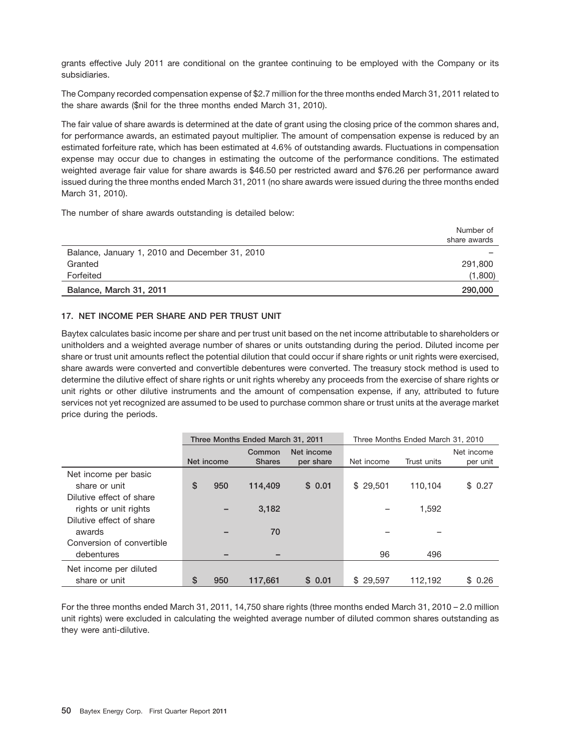grants effective July 2011 are conditional on the grantee continuing to be employed with the Company or its subsidiaries.

The Company recorded compensation expense of $2.7 million for the three months ended March 31, 2011 related to the share awards ($nil for the three months ended March 31, 2010).

The fair value of share awards is determined at the date of grant using the closing price of the common shares and, for performance awards, an estimated payout multiplier. The amount of compensation expense is reduced by an estimated forfeiture rate, which has been estimated at 4.6% of outstanding awards. Fluctuations in compensation expense may occur due to changes in estimating the outcome of the performance conditions. The estimated weighted average fair value for share awards is $46.50 per restricted award and $76.26 per performance award issued during the three months ended March 31, 2011 (no share awards were issued during the three months ended March 31, 2010).

The number of share awards outstanding is detailed below:

| | Number of share awards |
|---|---|
| Balance, January 1, 2010 and December 31, 2010 | – |
| Granted | 291,800 |
| Forfeited | (1,800) |
| **Balance, March 31, 2011** | **290,000** |

## 17. NET INCOME PER SHARE AND PER TRUST UNIT

Baytex calculates basic income per share and per trust unit based on the net income attributable to shareholders or unitholders and a weighted average number of shares or units outstanding during the period. Diluted income per share or trust unit amounts reflect the potential dilution that could occur if share rights or unit rights were exercised, share awards were converted and convertible debentures were converted. The treasury stock method is used to determine the dilutive effect of share rights or unit rights whereby any proceeds from the exercise of share rights or unit rights or other dilutive instruments and the amount of compensation expense, if any, attributed to future services not yet recognized are assumed to be used to purchase common share or trust units at the average market price during the periods.

| | Three Months Ended March 31, 2011 | | | Three Months Ended March 31, 2010 | | |
|---|---|---|---|---|---|---|
| | Net income | Common Shares | Net income per share | Net income | Trust units | Net income per unit |
| Net income per basic share or unit | $ 950 | 114,409 | $ 0.01 | $ 29,501 | 110,104 | $ 0.27 |
| Dilutive effect of share rights or unit rights | – | 3,182 | | – | 1,592 | |
| Dilutive effect of share awards | – | 70 | | – | – | |
| Conversion of convertible debentures | – | – | | 96 | 496 | |
| Net income per diluted share or unit | $ 950 | 117,661 | $ 0.01 | $ 29,597 | 112,192 | $ 0.26 |

For the three months ended March 31, 2011, 14,750 share rights (three months ended March 31, 2010 – 2.0 million unit rights) were excluded in calculating the weighted average number of diluted common shares outstanding as they were anti-dilutive.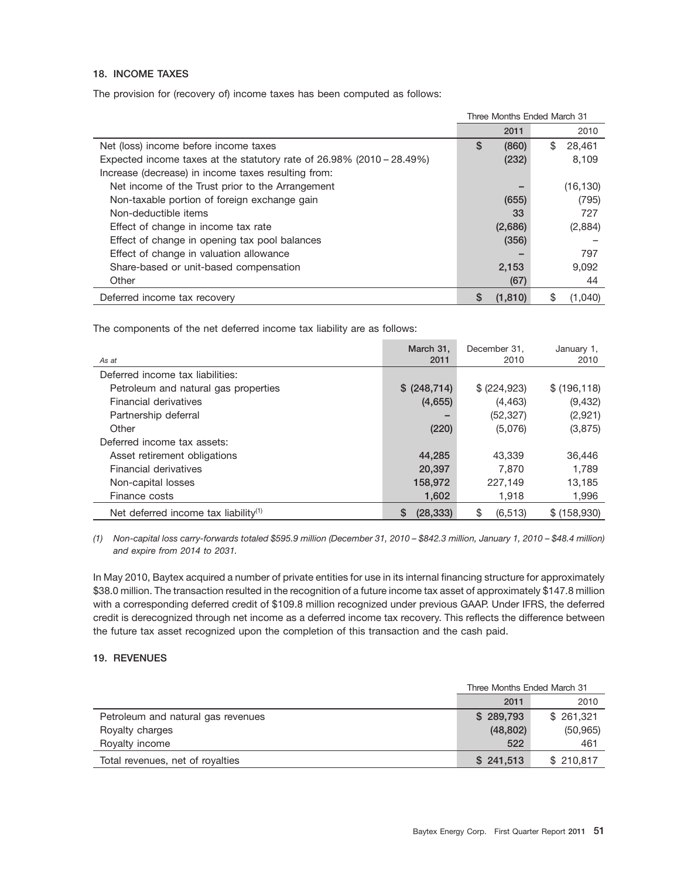### 18. INCOME TAXES

The provision for (recovery of) income taxes has been computed as follows:

| | Three Months Ended March 31 | |
|---|---|---|
| | 2011 | 2010 |
| Net (loss) income before income taxes | $ (860) | $ 28,461 |
| Expected income taxes at the statutory rate of 26.98% (2010 – 28.49%) | (232) | 8,109 |
| Increase (decrease) in income taxes resulting from: | | |
| Net income of the Trust prior to the Arrangement | – | (16,130) |
| Non-taxable portion of foreign exchange gain | (655) | (795) |
| Non-deductible items | 33 | 727 |
| Effect of change in income tax rate | (2,686) | (2,884) |
| Effect of change in opening tax pool balances | (356) | – |
| Effect of change in valuation allowance | – | 797 |
| Share-based or unit-based compensation | 2,153 | 9,092 |
| Other | (67) | 44 |
| Deferred income tax recovery | $ (1,810) | $ (1,040) |

The components of the net deferred income tax liability are as follows:

| *As at* | March 31, 2011 | December 31, 2010 | January 1, 2010 |
|---|---|---|---|
| Deferred income tax liabilities: | | | |
| Petroleum and natural gas properties | $ (248,714) | $ (224,923) | $ (196,118) |
| Financial derivatives | (4,655) | (4,463) | (9,432) |
| Partnership deferral | – | (52,327) | (2,921) |
| Other | (220) | (5,076) | (3,875) |
| Deferred income tax assets: | | | |
| Asset retirement obligations | 44,285 | 43,339 | 36,446 |
| Financial derivatives | 20,397 | 7,870 | 1,789 |
| Non-capital losses | 158,972 | 227,149 | 13,185 |
| Finance costs | 1,602 | 1,918 | 1,996 |
| Net deferred income tax liability[(1)] | $ (28,333) | $ (6,513) | $ (158,930) |

*(1) Non-capital loss carry-forwards totaled $595.9 million (December 31, 2010 – $842.3 million, January 1, 2010 – $48.4 million) and expire from 2014 to 2031.*

In May 2010, Baytex acquired a number of private entities for use in its internal financing structure for approximately $38.0 million. The transaction resulted in the recognition of a future income tax asset of approximately $147.8 million with a corresponding deferred credit of $109.8 million recognized under previous GAAP. Under IFRS, the deferred credit is derecognized through net income as a deferred income tax recovery. This reflects the difference between the future tax asset recognized upon the completion of this transaction and the cash paid.

### 19. REVENUES

| | Three Months Ended March 31 | |
|---|---|---|
| | 2011 | 2010 |
| Petroleum and natural gas revenues | $ 289,793 | $ 261,321 |
| Royalty charges | (48,802) | (50,965) |
| Royalty income | 522 | 461 |
| Total revenues, net of royalties | $ 241,513 | $ 210,817 |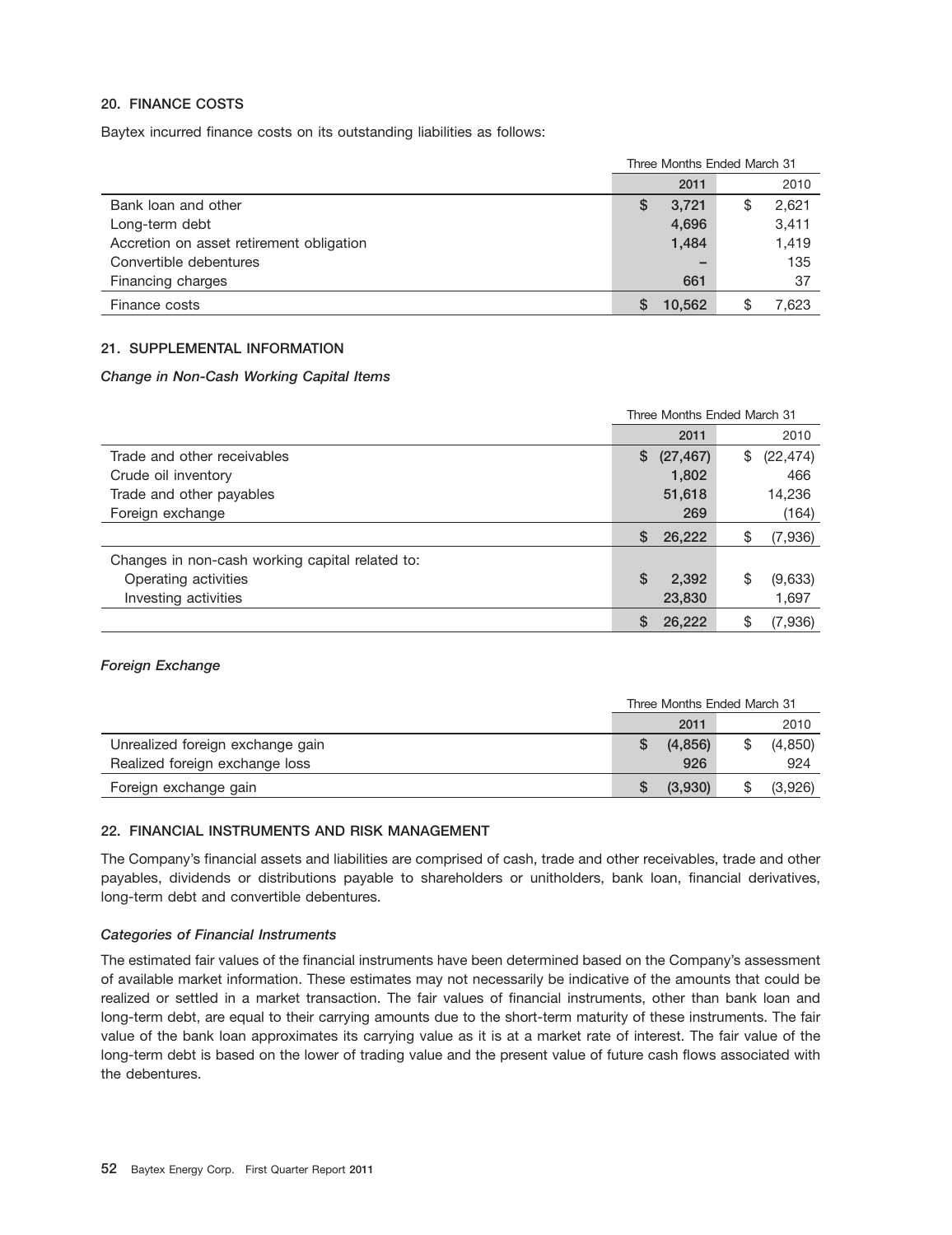## 20. FINANCE COSTS

Baytex incurred finance costs on its outstanding liabilities as follows:

| | Three Months Ended March 31 | |
|---|---|---|
| | 2011 | 2010 |
| Bank loan and other | $ 3,721 | $ 2,621 |
| Long-term debt | 4,696 | 3,411 |
| Accretion on asset retirement obligation | 1,484 | 1,419 |
| Convertible debentures | – | 135 |
| Financing charges | 661 | 37 |
| Finance costs | $ 10,562 | $ 7,623 |

## 21. SUPPLEMENTAL INFORMATION

### *Change in Non-Cash Working Capital Items*

| | Three Months Ended March 31 | |
|---|---|---|
| | 2011 | 2010 |
| Trade and other receivables | $ (27,467) | $ (22,474) |
| Crude oil inventory | 1,802 | 466 |
| Trade and other payables | 51,618 | 14,236 |
| Foreign exchange | 269 | (164) |
| | $ 26,222 | $ (7,936) |
| Changes in non-cash working capital related to: | | |
| Operating activities | $ 2,392 | $ (9,633) |
| Investing activities | 23,830 | 1,697 |
| | $ 26,222 | $ (7,936) |

### *Foreign Exchange*

| | Three Months Ended March 31 | |
|---|---|---|
| | 2011 | 2010 |
| Unrealized foreign exchange gain | $ (4,856) | $ (4,850) |
| Realized foreign exchange loss | 926 | 924 |
| Foreign exchange gain | $ (3,930) | $ (3,926) |

## 22. FINANCIAL INSTRUMENTS AND RISK MANAGEMENT

The Company's financial assets and liabilities are comprised of cash, trade and other receivables, trade and other payables, dividends or distributions payable to shareholders or unitholders, bank loan, financial derivatives, long-term debt and convertible debentures.

### *Categories of Financial Instruments*

The estimated fair values of the financial instruments have been determined based on the Company's assessment of available market information. These estimates may not necessarily be indicative of the amounts that could be realized or settled in a market transaction. The fair values of financial instruments, other than bank loan and long-term debt, are equal to their carrying amounts due to the short-term maturity of these instruments. The fair value of the bank loan approximates its carrying value as it is at a market rate of interest. The fair value of the long-term debt is based on the lower of trading value and the present value of future cash flows associated with the debentures.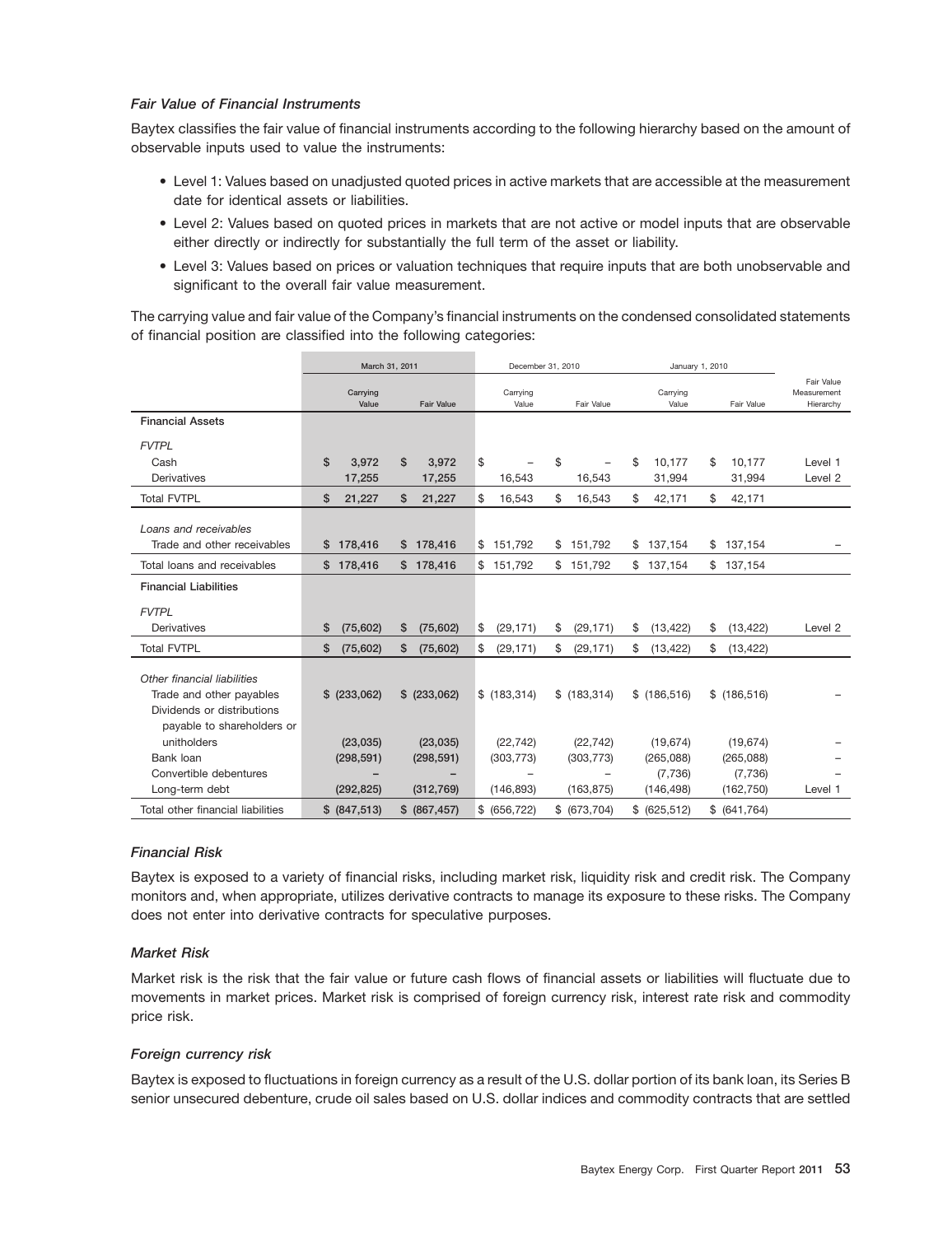### *Fair Value of Financial Instruments*

Baytex classifies the fair value of financial instruments according to the following hierarchy based on the amount of observable inputs used to value the instruments:

- Level 1: Values based on unadjusted quoted prices in active markets that are accessible at the measurement date for identical assets or liabilities.
- Level 2: Values based on quoted prices in markets that are not active or model inputs that are observable either directly or indirectly for substantially the full term of the asset or liability.
- Level 3: Values based on prices or valuation techniques that require inputs that are both unobservable and significant to the overall fair value measurement.

The carrying value and fair value of the Company's financial instruments on the condensed consolidated statements of financial position are classified into the following categories:

| | March 31, 2011 | | December 31, 2010 | | January 1, 2010 | | |
|---|---|---|---|---|---|---|---|
| | Carrying Value | Fair Value | Carrying Value | Fair Value | Carrying Value | Fair Value | Fair Value Measurement Hierarchy |
| **Financial Assets** | | | | | | | |
| *FVTPL* | | | | | | | |
| Cash | $ 3,972 | $ 3,972 | $ – | $ – | $ 10,177 | $ 10,177 | Level 1 |
| Derivatives | 17,255 | 17,255 | 16,543 | 16,543 | 31,994 | 31,994 | Level 2 |
| Total FVTPL | $ 21,227 | $ 21,227 | $ 16,543 | $ 16,543 | $ 42,171 | $ 42,171 | |
| *Loans and receivables* | | | | | | | |
| Trade and other receivables | $ 178,416 | $ 178,416 | $ 151,792 | $ 151,792 | $ 137,154 | $ 137,154 | – |
| Total loans and receivables | $ 178,416 | $ 178,416 | $ 151,792 | $ 151,792 | $ 137,154 | $ 137,154 | |
| **Financial Liabilities** | | | | | | | |
| *FVTPL* | | | | | | | |
| Derivatives | $ (75,602) | $ (75,602) | $ (29,171) | $ (29,171) | $ (13,422) | $ (13,422) | Level 2 |
| Total FVTPL | $ (75,602) | $ (75,602) | $ (29,171) | $ (29,171) | $ (13,422) | $ (13,422) | |
| *Other financial liabilities* | | | | | | | |
| Trade and other payables | $ (233,062) | $ (233,062) | $ (183,314) | $ (183,314) | $ (186,516) | $ (186,516) | – |
| Dividends or distributions payable to shareholders or unitholders | (23,035) | (23,035) | (22,742) | (22,742) | (19,674) | (19,674) | – |
| Bank loan | (298,591) | (298,591) | (303,773) | (303,773) | (265,088) | (265,088) | – |
| Convertible debentures | – | – | – | – | (7,736) | (7,736) | – |
| Long-term debt | (292,825) | (312,769) | (146,893) | (163,875) | (146,498) | (162,750) | Level 1 |
| Total other financial liabilities | $ (847,513) | $ (867,457) | $ (656,722) | $ (673,704) | $ (625,512) | $ (641,764) | |

### *Financial Risk*

Baytex is exposed to a variety of financial risks, including market risk, liquidity risk and credit risk. The Company monitors and, when appropriate, utilizes derivative contracts to manage its exposure to these risks. The Company does not enter into derivative contracts for speculative purposes.

### *Market Risk*

Market risk is the risk that the fair value or future cash flows of financial assets or liabilities will fluctuate due to movements in market prices. Market risk is comprised of foreign currency risk, interest rate risk and commodity price risk.

### *Foreign currency risk*

Baytex is exposed to fluctuations in foreign currency as a result of the U.S. dollar portion of its bank loan, its Series B senior unsecured debenture, crude oil sales based on U.S. dollar indices and commodity contracts that are settled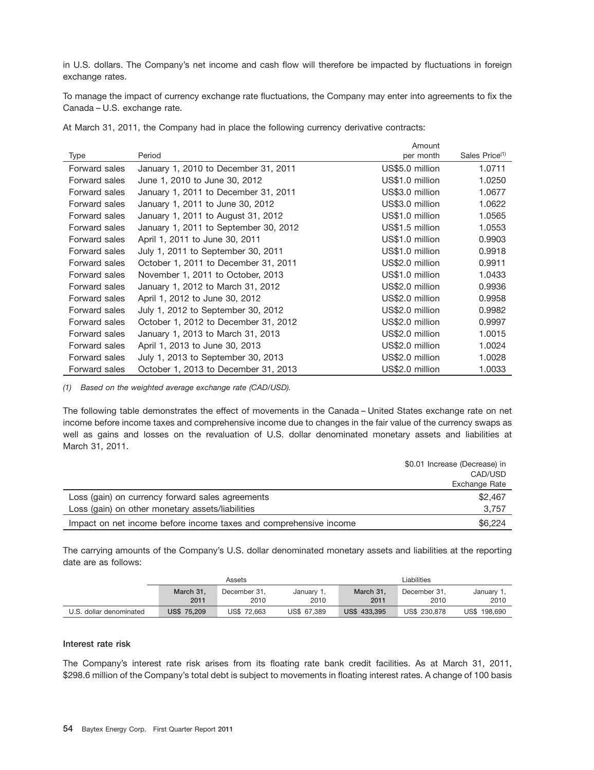in U.S. dollars. The Company's net income and cash flow will therefore be impacted by fluctuations in foreign exchange rates.

To manage the impact of currency exchange rate fluctuations, the Company may enter into agreements to fix the Canada – U.S. exchange rate.

At March 31, 2011, the Company had in place the following currency derivative contracts:

| Type | Period | Amount per month | Sales Price[(1)] |
|---|---|---|---|
| Forward sales | January 1, 2010 to December 31, 2011 | US$5.0 million | 1.0711 |
| Forward sales | June 1, 2010 to June 30, 2012 | US$1.0 million | 1.0250 |
| Forward sales | January 1, 2011 to December 31, 2011 | US$3.0 million | 1.0677 |
| Forward sales | January 1, 2011 to June 30, 2012 | US$3.0 million | 1.0622 |
| Forward sales | January 1, 2011 to August 31, 2012 | US$1.0 million | 1.0565 |
| Forward sales | January 1, 2011 to September 30, 2012 | US$1.5 million | 1.0553 |
| Forward sales | April 1, 2011 to June 30, 2011 | US$1.0 million | 0.9903 |
| Forward sales | July 1, 2011 to September 30, 2011 | US$1.0 million | 0.9918 |
| Forward sales | October 1, 2011 to December 31, 2011 | US$2.0 million | 0.9911 |
| Forward sales | November 1, 2011 to October, 2013 | US$1.0 million | 1.0433 |
| Forward sales | January 1, 2012 to March 31, 2012 | US$2.0 million | 0.9936 |
| Forward sales | April 1, 2012 to June 30, 2012 | US$2.0 million | 0.9958 |
| Forward sales | July 1, 2012 to September 30, 2012 | US$2.0 million | 0.9982 |
| Forward sales | October 1, 2012 to December 31, 2012 | US$2.0 million | 0.9997 |
| Forward sales | January 1, 2013 to March 31, 2013 | US$2.0 million | 1.0015 |
| Forward sales | April 1, 2013 to June 30, 2013 | US$2.0 million | 1.0024 |
| Forward sales | July 1, 2013 to September 30, 2013 | US$2.0 million | 1.0028 |
| Forward sales | October 1, 2013 to December 31, 2013 | US$2.0 million | 1.0033 |

*(1) Based on the weighted average exchange rate (CAD/USD).*

The following table demonstrates the effect of movements in the Canada – United States exchange rate on net income before income taxes and comprehensive income due to changes in the fair value of the currency swaps as well as gains and losses on the revaluation of U.S. dollar denominated monetary assets and liabilities at March 31, 2011.

| | $0.01 Increase (Decrease) in CAD/USD Exchange Rate |
|---|---|
| Loss (gain) on currency forward sales agreements | $2,467 |
| Loss (gain) on other monetary assets/liabilities | 3,757 |
| Impact on net income before income taxes and comprehensive income | $6,224 |

The carrying amounts of the Company's U.S. dollar denominated monetary assets and liabilities at the reporting date are as follows:

| | Assets | | | Liabilities | | |
|---|---|---|---|---|---|---|
| | **March 31, 2011** | December 31, 2010 | January 1, 2010 | **March 31, 2011** | December 31, 2010 | January 1, 2010 |
| U.S. dollar denominated | **US$ 75,209** | US$ 72,663 | US$ 67,389 | **US$ 433,395** | US$ 230,878 | US$ 198,690 |

**Interest rate risk**

The Company's interest rate risk arises from its floating rate bank credit facilities. As at March 31, 2011, $298.6 million of the Company's total debt is subject to movements in floating interest rates. A change of 100 basis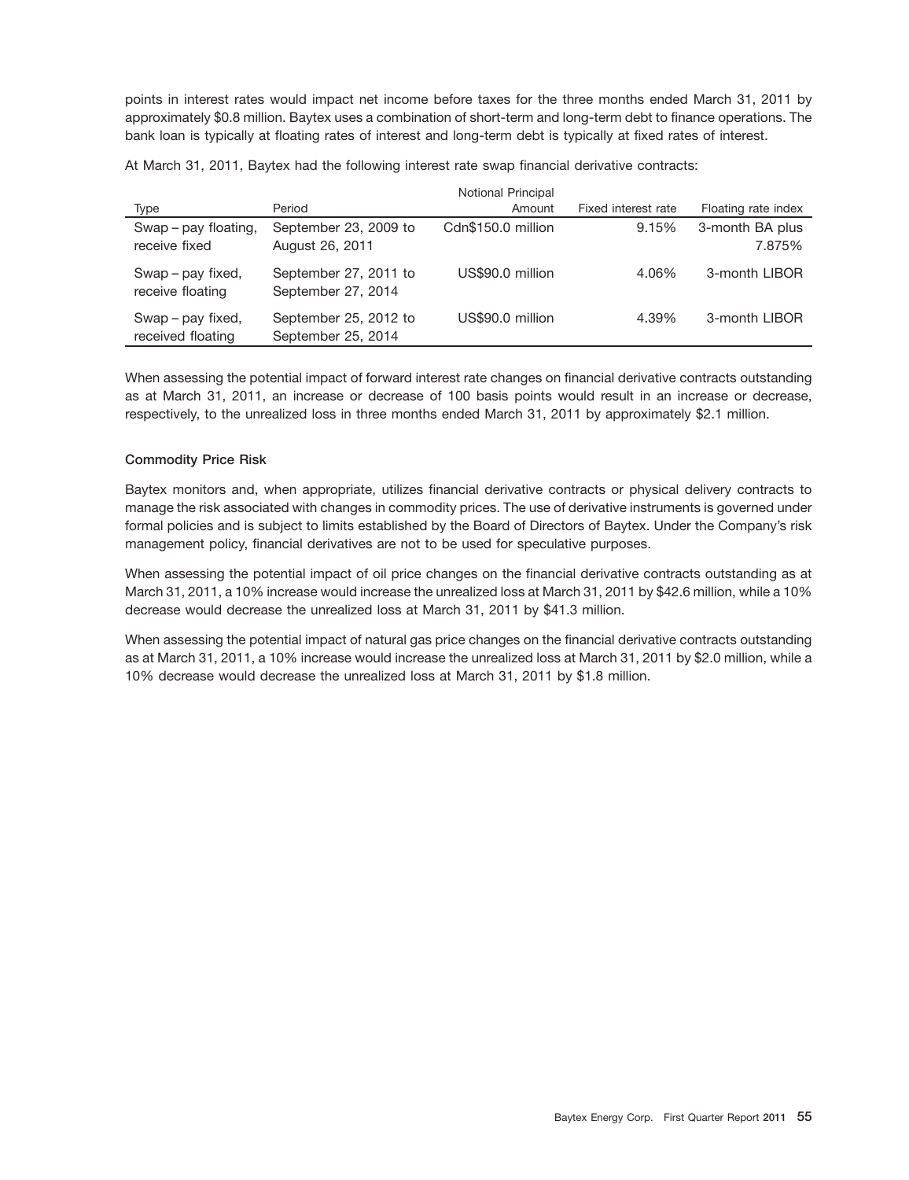points in interest rates would impact net income before taxes for the three months ended March 31, 2011 by approximately $0.8 million. Baytex uses a combination of short-term and long-term debt to finance operations. The bank loan is typically at floating rates of interest and long-term debt is typically at fixed rates of interest.

At March 31, 2011, Baytex had the following interest rate swap financial derivative contracts:

| Type | Period | Notional Principal Amount | Fixed interest rate | Floating rate index |
|---|---|---|---|---|
| Swap – pay floating, receive fixed | September 23, 2009 to August 26, 2011 | Cdn$150.0 million | 9.15% | 3-month BA plus 7.875% |
| Swap – pay fixed, receive floating | September 27, 2011 to September 27, 2014 | US$90.0 million | 4.06% | 3-month LIBOR |
| Swap – pay fixed, received floating | September 25, 2012 to September 25, 2014 | US$90.0 million | 4.39% | 3-month LIBOR |

When assessing the potential impact of forward interest rate changes on financial derivative contracts outstanding as at March 31, 2011, an increase or decrease of 100 basis points would result in an increase or decrease, respectively, to the unrealized loss in three months ended March 31, 2011 by approximately $2.1 million.

### Commodity Price Risk

Baytex monitors and, when appropriate, utilizes financial derivative contracts or physical delivery contracts to manage the risk associated with changes in commodity prices. The use of derivative instruments is governed under formal policies and is subject to limits established by the Board of Directors of Baytex. Under the Company's risk management policy, financial derivatives are not to be used for speculative purposes.

When assessing the potential impact of oil price changes on the financial derivative contracts outstanding as at March 31, 2011, a 10% increase would increase the unrealized loss at March 31, 2011 by $42.6 million, while a 10% decrease would decrease the unrealized loss at March 31, 2011 by $41.3 million.

When assessing the potential impact of natural gas price changes on the financial derivative contracts outstanding as at March 31, 2011, a 10% increase would increase the unrealized loss at March 31, 2011 by $2.0 million, while a 10% decrease would decrease the unrealized loss at March 31, 2011 by $1.8 million.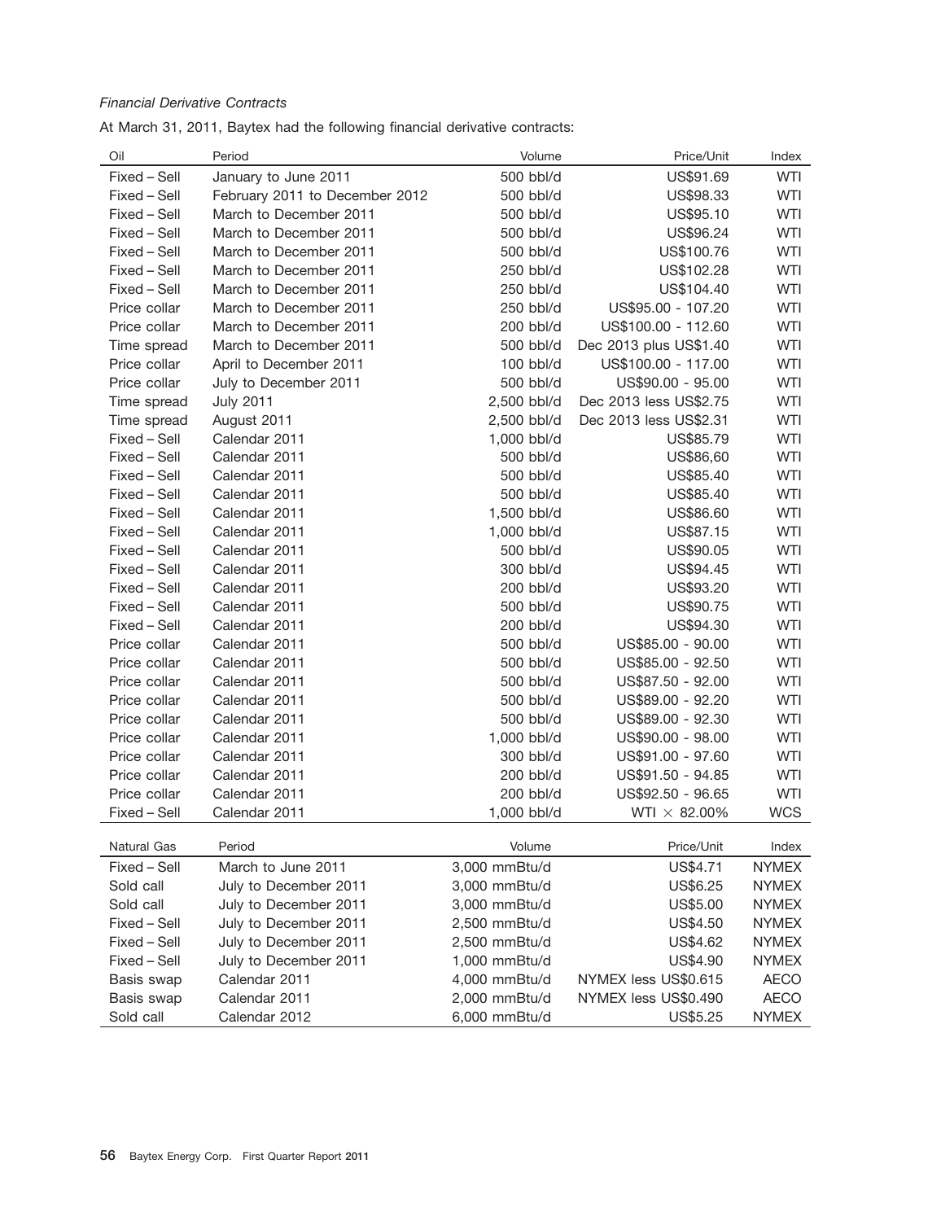*Financial Derivative Contracts*

At March 31, 2011, Baytex had the following financial derivative contracts:

| Oil | Period | Volume | Price/Unit | Index |
|---|---|---|---|---|
| Fixed – Sell | January to June 2011 | 500 bbl/d | US$91.69 | WTI |
| Fixed – Sell | February 2011 to December 2012 | 500 bbl/d | US$98.33 | WTI |
| Fixed – Sell | March to December 2011 | 500 bbl/d | US$95.10 | WTI |
| Fixed – Sell | March to December 2011 | 500 bbl/d | US$96.24 | WTI |
| Fixed – Sell | March to December 2011 | 500 bbl/d | US$100.76 | WTI |
| Fixed – Sell | March to December 2011 | 250 bbl/d | US$102.28 | WTI |
| Fixed – Sell | March to December 2011 | 250 bbl/d | US$104.40 | WTI |
| Price collar | March to December 2011 | 250 bbl/d | US$95.00 - 107.20 | WTI |
| Price collar | March to December 2011 | 200 bbl/d | US$100.00 - 112.60 | WTI |
| Time spread | March to December 2011 | 500 bbl/d | Dec 2013 plus US$1.40 | WTI |
| Price collar | April to December 2011 | 100 bbl/d | US$100.00 - 117.00 | WTI |
| Price collar | July to December 2011 | 500 bbl/d | US$90.00 - 95.00 | WTI |
| Time spread | July 2011 | 2,500 bbl/d | Dec 2013 less US$2.75 | WTI |
| Time spread | August 2011 | 2,500 bbl/d | Dec 2013 less US$2.31 | WTI |
| Fixed – Sell | Calendar 2011 | 1,000 bbl/d | US$85.79 | WTI |
| Fixed – Sell | Calendar 2011 | 500 bbl/d | US$86,60 | WTI |
| Fixed – Sell | Calendar 2011 | 500 bbl/d | US$85.40 | WTI |
| Fixed – Sell | Calendar 2011 | 500 bbl/d | US$85.40 | WTI |
| Fixed – Sell | Calendar 2011 | 1,500 bbl/d | US$86.60 | WTI |
| Fixed – Sell | Calendar 2011 | 1,000 bbl/d | US$87.15 | WTI |
| Fixed – Sell | Calendar 2011 | 500 bbl/d | US$90.05 | WTI |
| Fixed – Sell | Calendar 2011 | 300 bbl/d | US$94.45 | WTI |
| Fixed – Sell | Calendar 2011 | 200 bbl/d | US$93.20 | WTI |
| Fixed – Sell | Calendar 2011 | 500 bbl/d | US$90.75 | WTI |
| Fixed – Sell | Calendar 2011 | 200 bbl/d | US$94.30 | WTI |
| Price collar | Calendar 2011 | 500 bbl/d | US$85.00 - 90.00 | WTI |
| Price collar | Calendar 2011 | 500 bbl/d | US$85.00 - 92.50 | WTI |
| Price collar | Calendar 2011 | 500 bbl/d | US$87.50 - 92.00 | WTI |
| Price collar | Calendar 2011 | 500 bbl/d | US$89.00 - 92.20 | WTI |
| Price collar | Calendar 2011 | 500 bbl/d | US$89.00 - 92.30 | WTI |
| Price collar | Calendar 2011 | 1,000 bbl/d | US$90.00 - 98.00 | WTI |
| Price collar | Calendar 2011 | 300 bbl/d | US$91.00 - 97.60 | WTI |
| Price collar | Calendar 2011 | 200 bbl/d | US$91.50 - 94.85 | WTI |
| Price collar | Calendar 2011 | 200 bbl/d | US$92.50 - 96.65 | WTI |
| Fixed – Sell | Calendar 2011 | 1,000 bbl/d | WTI × 82.00% | WCS |

| Natural Gas | Period | Volume | Price/Unit | Index |
|---|---|---|---|---|
| Fixed – Sell | March to June 2011 | 3,000 mmBtu/d | US$4.71 | NYMEX |
| Sold call | July to December 2011 | 3,000 mmBtu/d | US$6.25 | NYMEX |
| Sold call | July to December 2011 | 3,000 mmBtu/d | US$5.00 | NYMEX |
| Fixed – Sell | July to December 2011 | 2,500 mmBtu/d | US$4.50 | NYMEX |
| Fixed – Sell | July to December 2011 | 2,500 mmBtu/d | US$4.62 | NYMEX |
| Fixed – Sell | July to December 2011 | 1,000 mmBtu/d | US$4.90 | NYMEX |
| Basis swap | Calendar 2011 | 4,000 mmBtu/d | NYMEX less US$0.615 | AECO |
| Basis swap | Calendar 2011 | 2,000 mmBtu/d | NYMEX less US$0.490 | AECO |
| Sold call | Calendar 2012 | 6,000 mmBtu/d | US$5.25 | NYMEX |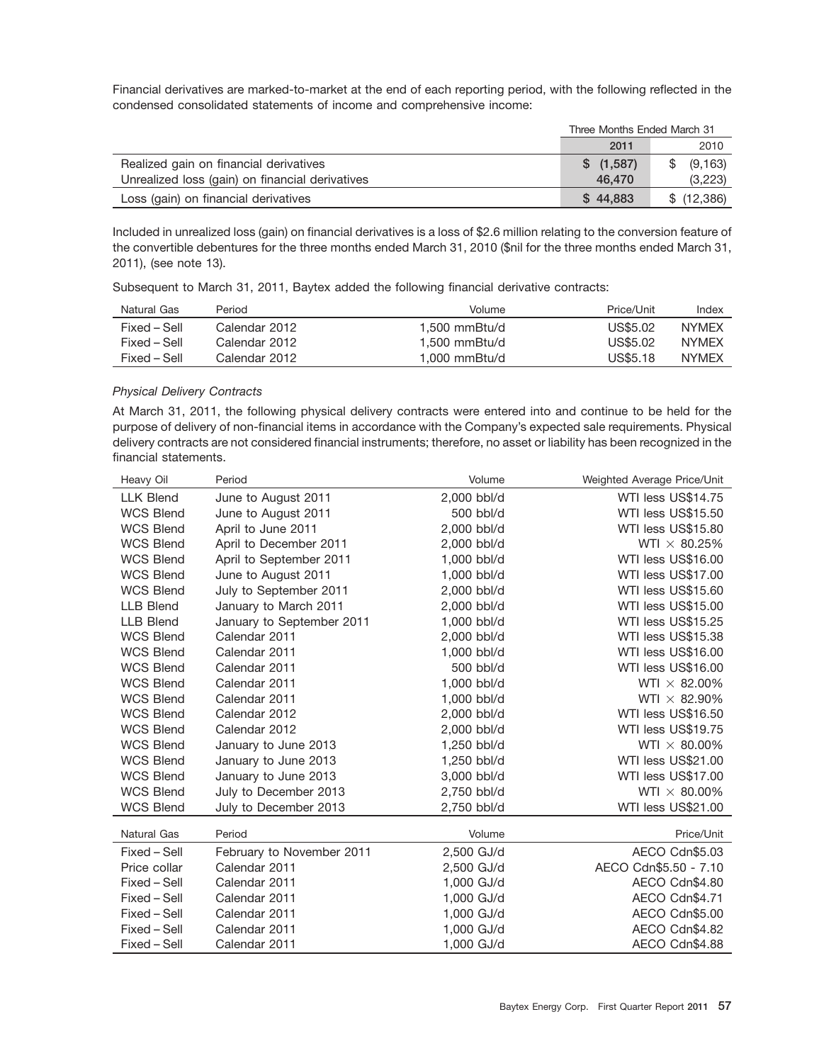Financial derivatives are marked-to-market at the end of each reporting period, with the following reflected in the condensed consolidated statements of income and comprehensive income:

| | Three Months Ended March 31 | |
|---|---|---|
| | **2011** | 2010 |
| Realized gain on financial derivatives | **$ (1,587)** | $ (9,163) |
| Unrealized loss (gain) on financial derivatives | **46,470** | (3,223) |
| Loss (gain) on financial derivatives | **$ 44,883** | $ (12,386) |

Included in unrealized loss (gain) on financial derivatives is a loss of $2.6 million relating to the conversion feature of the convertible debentures for the three months ended March 31, 2010 ($nil for the three months ended March 31, 2011), (see note 13).

Subsequent to March 31, 2011, Baytex added the following financial derivative contracts:

| Natural Gas | Period | Volume | Price/Unit | Index |
|---|---|---|---|---|
| Fixed – Sell | Calendar 2012 | 1,500 mmBtu/d | US$5.02 | NYMEX |
| Fixed – Sell | Calendar 2012 | 1,500 mmBtu/d | US$5.02 | NYMEX |
| Fixed – Sell | Calendar 2012 | 1,000 mmBtu/d | US$5.18 | NYMEX |

*Physical Delivery Contracts*

At March 31, 2011, the following physical delivery contracts were entered into and continue to be held for the purpose of delivery of non-financial items in accordance with the Company's expected sale requirements. Physical delivery contracts are not considered financial instruments; therefore, no asset or liability has been recognized in the financial statements.

| Heavy Oil | Period | Volume | Weighted Average Price/Unit |
|---|---|---|---|
| LLK Blend | June to August 2011 | 2,000 bbl/d | WTI less US$14.75 |
| WCS Blend | June to August 2011 | 500 bbl/d | WTI less US$15.50 |
| WCS Blend | April to June 2011 | 2,000 bbl/d | WTI less US$15.80 |
| WCS Blend | April to December 2011 | 2,000 bbl/d | WTI × 80.25% |
| WCS Blend | April to September 2011 | 1,000 bbl/d | WTI less US$16.00 |
| WCS Blend | June to August 2011 | 1,000 bbl/d | WTI less US$17.00 |
| WCS Blend | July to September 2011 | 2,000 bbl/d | WTI less US$15.60 |
| LLB Blend | January to March 2011 | 2,000 bbl/d | WTI less US$15.00 |
| LLB Blend | January to September 2011 | 1,000 bbl/d | WTI less US$15.25 |
| WCS Blend | Calendar 2011 | 2,000 bbl/d | WTI less US$15.38 |
| WCS Blend | Calendar 2011 | 1,000 bbl/d | WTI less US$16.00 |
| WCS Blend | Calendar 2011 | 500 bbl/d | WTI less US$16.00 |
| WCS Blend | Calendar 2011 | 1,000 bbl/d | WTI × 82.00% |
| WCS Blend | Calendar 2011 | 1,000 bbl/d | WTI × 82.90% |
| WCS Blend | Calendar 2012 | 2,000 bbl/d | WTI less US$16.50 |
| WCS Blend | Calendar 2012 | 2,000 bbl/d | WTI less US$19.75 |
| WCS Blend | January to June 2013 | 1,250 bbl/d | WTI × 80.00% |
| WCS Blend | January to June 2013 | 1,250 bbl/d | WTI less US$21.00 |
| WCS Blend | January to June 2013 | 3,000 bbl/d | WTI less US$17.00 |
| WCS Blend | July to December 2013 | 2,750 bbl/d | WTI × 80.00% |
| WCS Blend | July to December 2013 | 2,750 bbl/d | WTI less US$21.00 |

| Natural Gas | Period | Volume | Price/Unit |
|---|---|---|---|
| Fixed – Sell | February to November 2011 | 2,500 GJ/d | AECO Cdn$5.03 |
| Price collar | Calendar 2011 | 2,500 GJ/d | AECO Cdn$5.50 - 7.10 |
| Fixed – Sell | Calendar 2011 | 1,000 GJ/d | AECO Cdn$4.80 |
| Fixed – Sell | Calendar 2011 | 1,000 GJ/d | AECO Cdn$4.71 |
| Fixed – Sell | Calendar 2011 | 1,000 GJ/d | AECO Cdn$5.00 |
| Fixed – Sell | Calendar 2011 | 1,000 GJ/d | AECO Cdn$4.82 |
| Fixed – Sell | Calendar 2011 | 1,000 GJ/d | AECO Cdn$4.88 |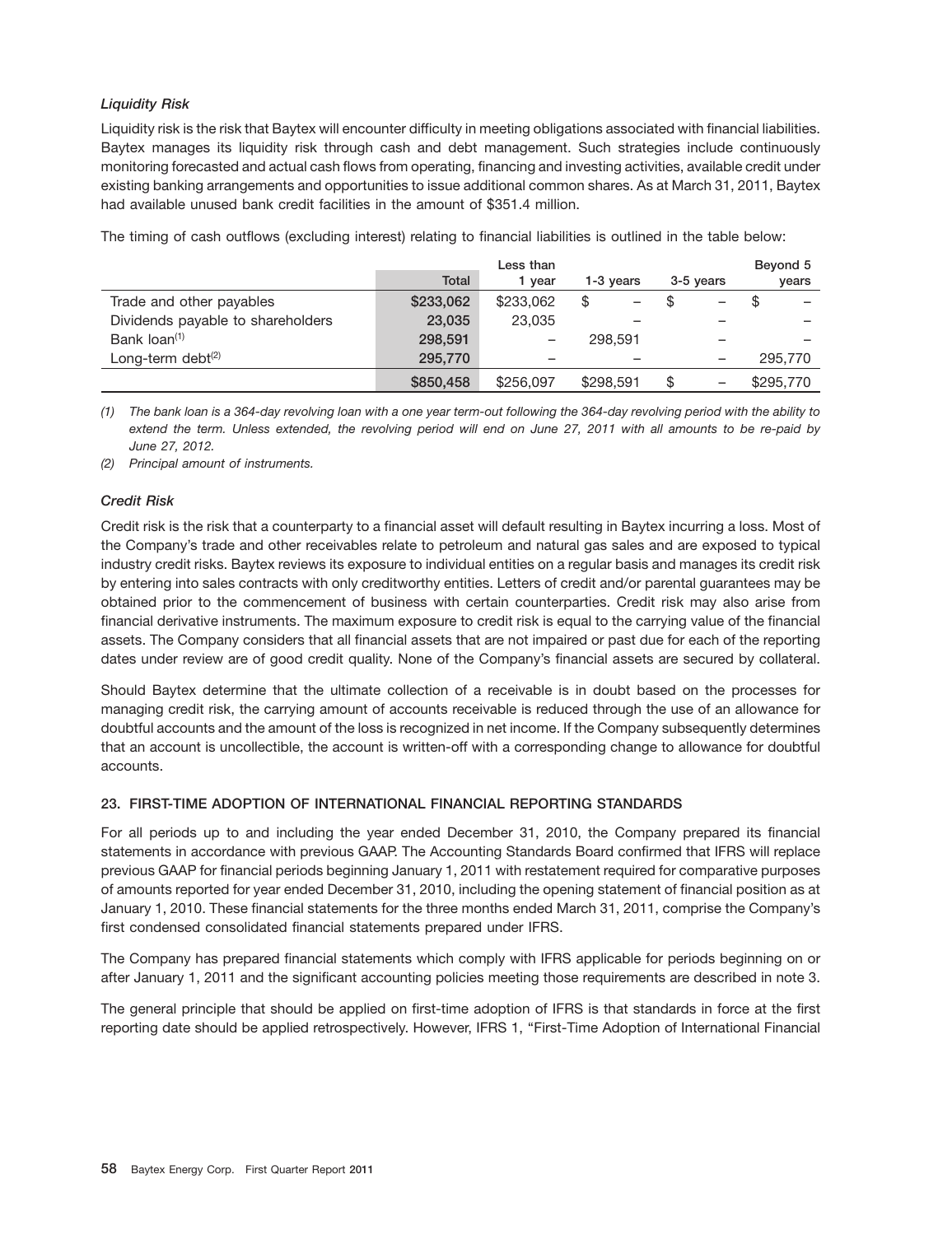*Liquidity Risk*

Liquidity risk is the risk that Baytex will encounter difficulty in meeting obligations associated with financial liabilities. Baytex manages its liquidity risk through cash and debt management. Such strategies include continuously monitoring forecasted and actual cash flows from operating, financing and investing activities, available credit under existing banking arrangements and opportunities to issue additional common shares. As at March 31, 2011, Baytex had available unused bank credit facilities in the amount of $351.4 million.

The timing of cash outflows (excluding interest) relating to financial liabilities is outlined in the table below:

| | Total | Less than 1 year | 1-3 years | 3-5 years | Beyond 5 years |
|---|---|---|---|---|---|
| Trade and other payables | $233,062 | $233,062 | $ – | $ – | $ – |
| Dividends payable to shareholders | 23,035 | 23,035 | – | – | – |
| Bank loan[(1)] | 298,591 | – | 298,591 | – | – |
| Long-term debt[(2)] | 295,770 | – | – | – | 295,770 |
| | $850,458 | $256,097 | $298,591 | $ – | $295,770 |

*(1) The bank loan is a 364-day revolving loan with a one year term-out following the 364-day revolving period with the ability to extend the term. Unless extended, the revolving period will end on June 27, 2011 with all amounts to be re-paid by June 27, 2012.*

*(2) Principal amount of instruments.*

*Credit Risk*

Credit risk is the risk that a counterparty to a financial asset will default resulting in Baytex incurring a loss. Most of the Company's trade and other receivables relate to petroleum and natural gas sales and are exposed to typical industry credit risks. Baytex reviews its exposure to individual entities on a regular basis and manages its credit risk by entering into sales contracts with only creditworthy entities. Letters of credit and/or parental guarantees may be obtained prior to the commencement of business with certain counterparties. Credit risk may also arise from financial derivative instruments. The maximum exposure to credit risk is equal to the carrying value of the financial assets. The Company considers that all financial assets that are not impaired or past due for each of the reporting dates under review are of good credit quality. None of the Company's financial assets are secured by collateral.

Should Baytex determine that the ultimate collection of a receivable is in doubt based on the processes for managing credit risk, the carrying amount of accounts receivable is reduced through the use of an allowance for doubtful accounts and the amount of the loss is recognized in net income. If the Company subsequently determines that an account is uncollectible, the account is written-off with a corresponding change to allowance for doubtful accounts.

## 23. FIRST-TIME ADOPTION OF INTERNATIONAL FINANCIAL REPORTING STANDARDS

For all periods up to and including the year ended December 31, 2010, the Company prepared its financial statements in accordance with previous GAAP. The Accounting Standards Board confirmed that IFRS will replace previous GAAP for financial periods beginning January 1, 2011 with restatement required for comparative purposes of amounts reported for year ended December 31, 2010, including the opening statement of financial position as at January 1, 2010. These financial statements for the three months ended March 31, 2011, comprise the Company's first condensed consolidated financial statements prepared under IFRS.

The Company has prepared financial statements which comply with IFRS applicable for periods beginning on or after January 1, 2011 and the significant accounting policies meeting those requirements are described in note 3.

The general principle that should be applied on first-time adoption of IFRS is that standards in force at the first reporting date should be applied retrospectively. However, IFRS 1, "First-Time Adoption of International Financial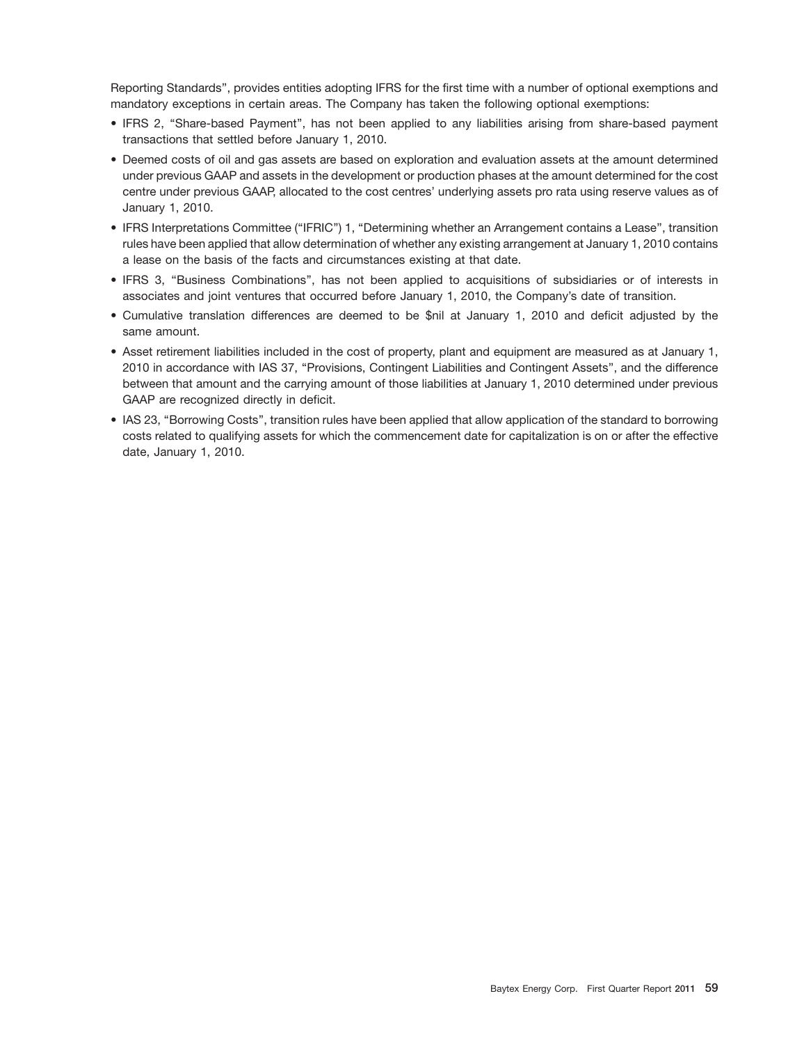Reporting Standards", provides entities adopting IFRS for the first time with a number of optional exemptions and mandatory exceptions in certain areas. The Company has taken the following optional exemptions:

- IFRS 2, "Share-based Payment", has not been applied to any liabilities arising from share-based payment transactions that settled before January 1, 2010.
- Deemed costs of oil and gas assets are based on exploration and evaluation assets at the amount determined under previous GAAP and assets in the development or production phases at the amount determined for the cost centre under previous GAAP, allocated to the cost centres' underlying assets pro rata using reserve values as of January 1, 2010.
- IFRS Interpretations Committee ("IFRIC") 1, "Determining whether an Arrangement contains a Lease", transition rules have been applied that allow determination of whether any existing arrangement at January 1, 2010 contains a lease on the basis of the facts and circumstances existing at that date.
- IFRS 3, "Business Combinations", has not been applied to acquisitions of subsidiaries or of interests in associates and joint ventures that occurred before January 1, 2010, the Company's date of transition.
- Cumulative translation differences are deemed to be $nil at January 1, 2010 and deficit adjusted by the same amount.
- Asset retirement liabilities included in the cost of property, plant and equipment are measured as at January 1, 2010 in accordance with IAS 37, "Provisions, Contingent Liabilities and Contingent Assets", and the difference between that amount and the carrying amount of those liabilities at January 1, 2010 determined under previous GAAP are recognized directly in deficit.
- IAS 23, "Borrowing Costs", transition rules have been applied that allow application of the standard to borrowing costs related to qualifying assets for which the commencement date for capitalization is on or after the effective date, January 1, 2010.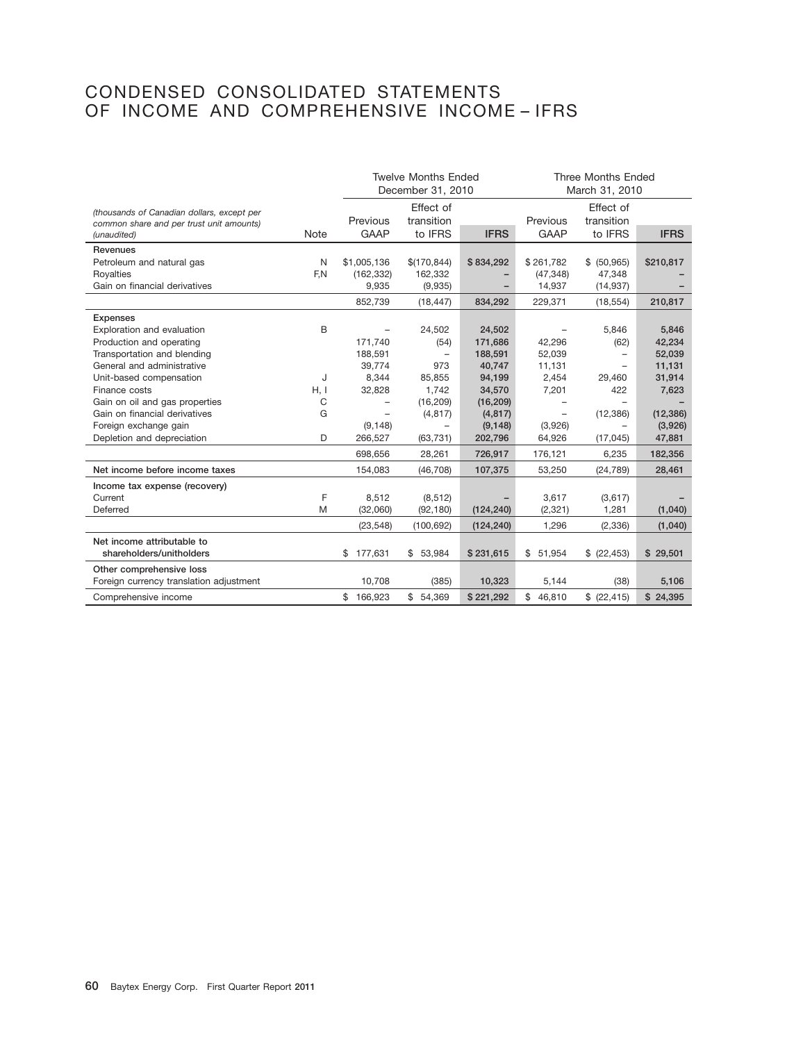# CONDENSED CONSOLIDATED STATEMENTS OF INCOME AND COMPREHENSIVE INCOME – IFRS

| *(thousands of Canadian dollars, except per common share and per trust unit amounts) (unaudited)* | Note | Twelve Months Ended December 31, 2010 Previous GAAP | Effect of transition to IFRS | IFRS | Three Months Ended March 31, 2010 Previous GAAP | Effect of transition to IFRS | IFRS |
|---|---|---|---|---|---|---|---|
| **Revenues** | | | | | | | |
| Petroleum and natural gas | N | $1,005,136 | $(170,844) | $ 834,292 | $ 261,782 | $ (50,965) | $210,817 |
| Royalties | F,N | (162,332) | 162,332 | – | (47,348) | 47,348 | – |
| Gain on financial derivatives | | 9,935 | (9,935) | – | 14,937 | (14,937) | – |
| | | 852,739 | (18,447) | 834,292 | 229,371 | (18,554) | 210,817 |
| **Expenses** | | | | | | | |
| Exploration and evaluation | B | – | 24,502 | 24,502 | – | 5,846 | 5,846 |
| Production and operating | | 171,740 | (54) | 171,686 | 42,296 | (62) | 42,234 |
| Transportation and blending | | 188,591 | – | 188,591 | 52,039 | – | 52,039 |
| General and administrative | | 39,774 | 973 | 40,747 | 11,131 | – | 11,131 |
| Unit-based compensation | J | 8,344 | 85,855 | 94,199 | 2,454 | 29,460 | 31,914 |
| Finance costs | H, I | 32,828 | 1,742 | 34,570 | 7,201 | 422 | 7,623 |
| Gain on oil and gas properties | C | – | (16,209) | (16,209) | – | – | – |
| Gain on financial derivatives | G | – | (4,817) | (4,817) | – | (12,386) | (12,386) |
| Foreign exchange gain | | (9,148) | – | (9,148) | (3,926) | – | (3,926) |
| Depletion and depreciation | D | 266,527 | (63,731) | 202,796 | 64,926 | (17,045) | 47,881 |
| | | 698,656 | 28,261 | 726,917 | 176,121 | 6,235 | 182,356 |
| **Net income before income taxes** | | 154,083 | (46,708) | 107,375 | 53,250 | (24,789) | 28,461 |
| **Income tax expense (recovery)** | | | | | | | |
| Current | F | 8,512 | (8,512) | – | 3,617 | (3,617) | – |
| Deferred | M | (32,060) | (92,180) | (124,240) | (2,321) | 1,281 | (1,040) |
| | | (23,548) | (100,692) | (124,240) | 1,296 | (2,336) | (1,040) |
| **Net income attributable to shareholders/unitholders** | | $ 177,631 | $ 53,984 | $ 231,615 | $ 51,954 | $ (22,453) | $ 29,501 |
| **Other comprehensive loss** | | | | | | | |
| Foreign currency translation adjustment | | 10,708 | (385) | 10,323 | 5,144 | (38) | 5,106 |
| Comprehensive income | | $ 166,923 | $ 54,369 | $ 221,292 | $ 46,810 | $ (22,415) | $ 24,395 |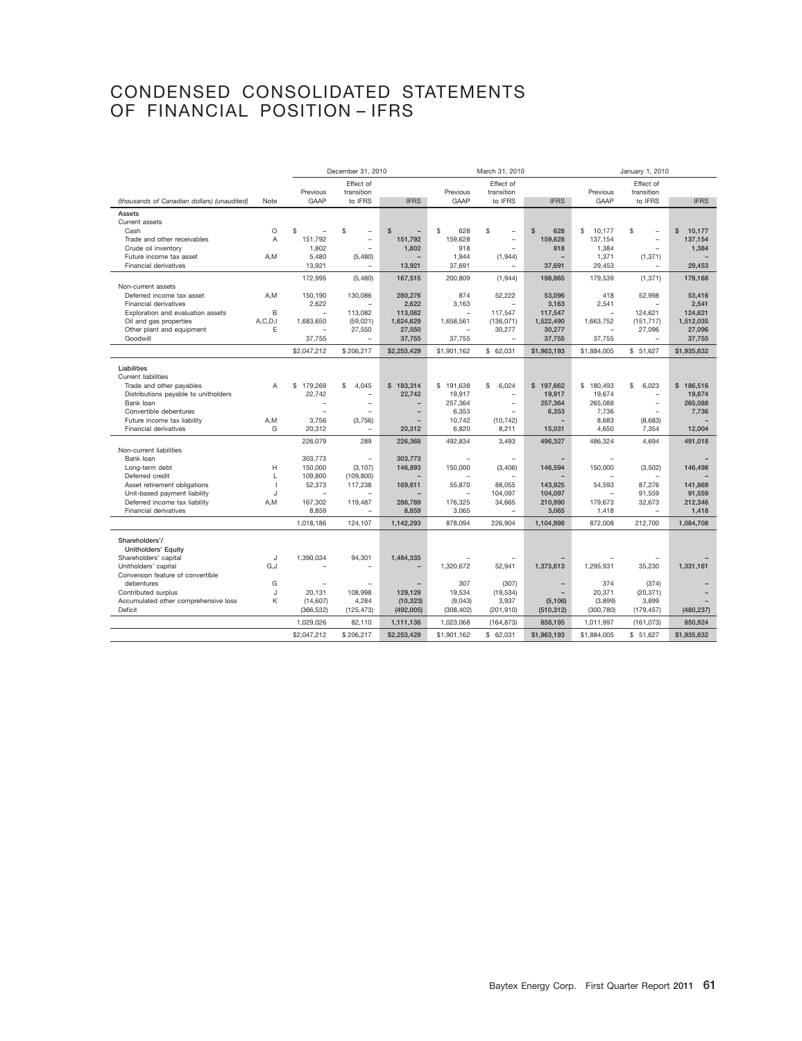# CONDENSED CONSOLIDATED STATEMENTS OF FINANCIAL POSITION – IFRS

| (thousands of Canadian dollars) (unaudited) | Note | December 31, 2010 Previous GAAP | December 31, 2010 Effect of transition to IFRS | December 31, 2010 IFRS | March 31, 2010 Previous GAAP | March 31, 2010 Effect of transition to IFRS | March 31, 2010 IFRS | January 1, 2010 Previous GAAP | January 1, 2010 Effect of transition to IFRS | January 1, 2010 IFRS |
|---|---|---|---|---|---|---|---|---|---|---|
| **Assets** | | | | | | | | | | |
| Current assets | | | | | | | | | | |
| Cash | O | $ – | $ – | $ – | $ 628 | $ – | $ 628 | $ 10,177 | $ – | $ 10,177 |
| Trade and other receivables | A | 151,792 | – | 151,792 | 159,628 | – | 159,628 | 137,154 | – | 137,154 |
| Crude oil inventory | | 1,802 | – | 1,802 | 918 | – | 918 | 1,384 | – | 1,384 |
| Future income tax asset | A,M | 5,480 | (5,480) | – | 1,944 | (1,944) | – | 1,371 | (1,371) | – |
| Financial derivatives | | 13,921 | – | 13,921 | 37,691 | – | 37,691 | 29,453 | – | 29,453 |
| | | 172,995 | (5,480) | 167,515 | 200,809 | (1,944) | 198,865 | 179,539 | (1,371) | 178,168 |
| Non-current assets | | | | | | | | | | |
| Deferred income tax asset | A,M | 150,190 | 130,086 | 280,276 | 874 | 52,222 | 53,096 | 418 | 52,998 | 53,416 |
| Financial derivatives | | 2,622 | – | 2,622 | 3,163 | – | 3,163 | 2,541 | – | 2,541 |
| Exploration and evaluation assets | B | – | 113,082 | 113,082 | – | 117,547 | 117,547 | – | 124,621 | 124,621 |
| Oil and gas properties | A,C,D,I | 1,683,650 | (59,021) | 1,624,629 | 1,658,561 | (136,071) | 1,522,490 | 1,663,752 | (151,717) | 1,512,035 |
| Other plant and equipment | E | – | 27,550 | 27,550 | – | 30,277 | 30,277 | – | 27,096 | 27,096 |
| Goodwill | | 37,755 | – | 37,755 | 37,755 | – | 37,755 | 37,755 | – | 37,755 |
| | | $2,047,212 | $ 206,217 | $2,253,429 | $1,901,162 | $ 62,031 | $1,963,193 | $1,884,005 | $ 51,627 | $1,935,632 |
| **Liabilities** | | | | | | | | | | |
| Current liabilities | | | | | | | | | | |
| Trade and other payables | A | $ 179,269 | $ 4,045 | $ 183,314 | $ 191,638 | $ 6,024 | $ 197,662 | $ 180,493 | $ 6,023 | $ 186,516 |
| Distributions payable to unitholders | | 22,742 | – | 22,742 | 19,917 | – | 19,917 | 19,674 | – | 19,674 |
| Bank loan | | – | – | – | 257,364 | – | 257,364 | 265,088 | – | 265,088 |
| Convertible debentures | | – | – | – | 6,353 | – | 6,353 | 7,736 | – | 7,736 |
| Future income tax liability | A,M | 3,756 | (3,756) | – | 10,742 | (10,742) | – | 8,683 | (8,683) | – |
| Financial derivatives | G | 20,312 | – | 20,312 | 6,820 | 8,211 | 15,031 | 4,650 | 7,354 | 12,004 |
| | | 226,079 | 289 | 226,368 | 492,834 | 3,493 | 496,327 | 486,324 | 4,694 | 491,018 |
| Non-current liabilities | | | | | | | | | | |
| Bank loan | | 303,773 | – | 303,773 | – | – | – | – | | – |
| Long-term debt | H | 150,000 | (3,107) | 146,893 | 150,000 | (3,406) | 146,594 | 150,000 | (3,502) | 146,498 |
| Deferred credit | L | 109,800 | (109,800) | – | – | – | – | – | – | – |
| Asset retirement obligations | I | 52,373 | 117,238 | 169,611 | 55,870 | 88,055 | 143,925 | 54,593 | 87,276 | 141,869 |
| Unit-based payment liability | J | – | – | – | – | 104,097 | 104,097 | – | 91,559 | 91,559 |
| Deferred income tax liability | A,M | 167,302 | 119,487 | 286,789 | 176,325 | 34,665 | 210,990 | 179,673 | 32,673 | 212,346 |
| Financial derivatives | | 8,859 | – | 8,859 | 3,065 | – | 3,065 | 1,418 | – | 1,418 |
| | | 1,018,186 | 124,107 | 1,142,293 | 878,094 | 226,904 | 1,104,998 | 872,008 | 212,700 | 1,084,708 |
| **Shareholders'/ Unitholders' Equity** | | | | | | | | | | |
| Shareholders' capital | J | 1,390,034 | 94,301 | 1,484,335 | – | – | – | – | – | – |
| Unitholders' capital | G,J | – | – | – | 1,320,672 | 52,941 | 1,373,613 | 1,295,931 | 35,230 | 1,331,161 |
| Conversion feature of convertible debentures | G | – | – | – | 307 | (307) | – | 374 | (374) | – |
| Contributed surplus | J | 20,131 | 108,998 | 129,129 | 19,534 | (19,534) | – | 20,371 | (20,371) | – |
| Accumulated other comprehensive loss | K | (14,607) | 4,284 | (10,323) | (9,043) | 3,937 | (5,106) | (3,899) | 3,899 | – |
| Deficit | | (366,532) | (125,473) | (492,005) | (308,402) | (201,910) | (510,312) | (300,780) | (179,457) | (480,237) |
| | | 1,029,026 | 82,110 | 1,111,136 | 1,023,068 | (164,873) | 858,195 | 1,011,997 | (161,073) | 850,924 |
| | | $2,047,212 | $ 206,217 | $2,253,429 | $1,901,162 | $ 62,031 | $1,963,193 | $1,884,005 | $ 51,627 | $1,935,632 |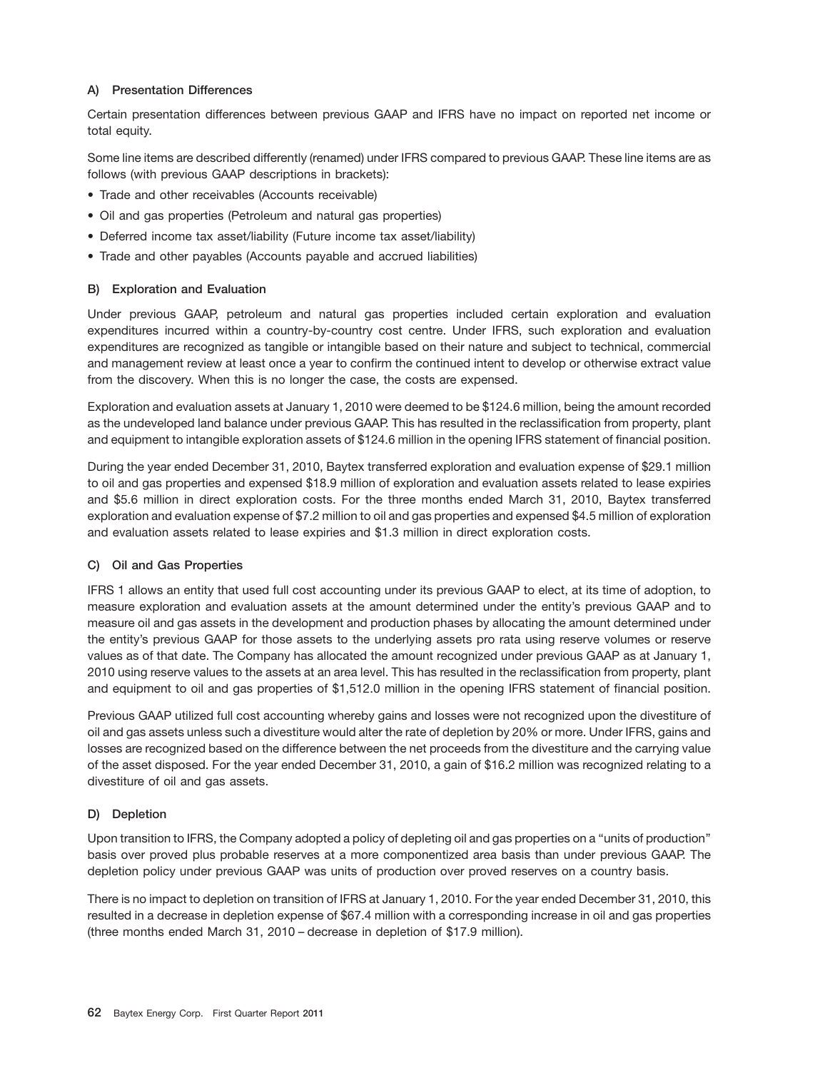### A) Presentation Differences

Certain presentation differences between previous GAAP and IFRS have no impact on reported net income or total equity.

Some line items are described differently (renamed) under IFRS compared to previous GAAP. These line items are as follows (with previous GAAP descriptions in brackets):

- Trade and other receivables (Accounts receivable)
- Oil and gas properties (Petroleum and natural gas properties)
- Deferred income tax asset/liability (Future income tax asset/liability)
- Trade and other payables (Accounts payable and accrued liabilities)

### B) Exploration and Evaluation

Under previous GAAP, petroleum and natural gas properties included certain exploration and evaluation expenditures incurred within a country-by-country cost centre. Under IFRS, such exploration and evaluation expenditures are recognized as tangible or intangible based on their nature and subject to technical, commercial and management review at least once a year to confirm the continued intent to develop or otherwise extract value from the discovery. When this is no longer the case, the costs are expensed.

Exploration and evaluation assets at January 1, 2010 were deemed to be $124.6 million, being the amount recorded as the undeveloped land balance under previous GAAP. This has resulted in the reclassification from property, plant and equipment to intangible exploration assets of $124.6 million in the opening IFRS statement of financial position.

During the year ended December 31, 2010, Baytex transferred exploration and evaluation expense of $29.1 million to oil and gas properties and expensed $18.9 million of exploration and evaluation assets related to lease expiries and $5.6 million in direct exploration costs. For the three months ended March 31, 2010, Baytex transferred exploration and evaluation expense of $7.2 million to oil and gas properties and expensed $4.5 million of exploration and evaluation assets related to lease expiries and $1.3 million in direct exploration costs.

### C) Oil and Gas Properties

IFRS 1 allows an entity that used full cost accounting under its previous GAAP to elect, at its time of adoption, to measure exploration and evaluation assets at the amount determined under the entity's previous GAAP and to measure oil and gas assets in the development and production phases by allocating the amount determined under the entity's previous GAAP for those assets to the underlying assets pro rata using reserve volumes or reserve values as of that date. The Company has allocated the amount recognized under previous GAAP as at January 1, 2010 using reserve values to the assets at an area level. This has resulted in the reclassification from property, plant and equipment to oil and gas properties of $1,512.0 million in the opening IFRS statement of financial position.

Previous GAAP utilized full cost accounting whereby gains and losses were not recognized upon the divestiture of oil and gas assets unless such a divestiture would alter the rate of depletion by 20% or more. Under IFRS, gains and losses are recognized based on the difference between the net proceeds from the divestiture and the carrying value of the asset disposed. For the year ended December 31, 2010, a gain of $16.2 million was recognized relating to a divestiture of oil and gas assets.

### D) Depletion

Upon transition to IFRS, the Company adopted a policy of depleting oil and gas properties on a "units of production" basis over proved plus probable reserves at a more componentized area basis than under previous GAAP. The depletion policy under previous GAAP was units of production over proved reserves on a country basis.

There is no impact to depletion on transition of IFRS at January 1, 2010. For the year ended December 31, 2010, this resulted in a decrease in depletion expense of $67.4 million with a corresponding increase in oil and gas properties (three months ended March 31, 2010 – decrease in depletion of $17.9 million).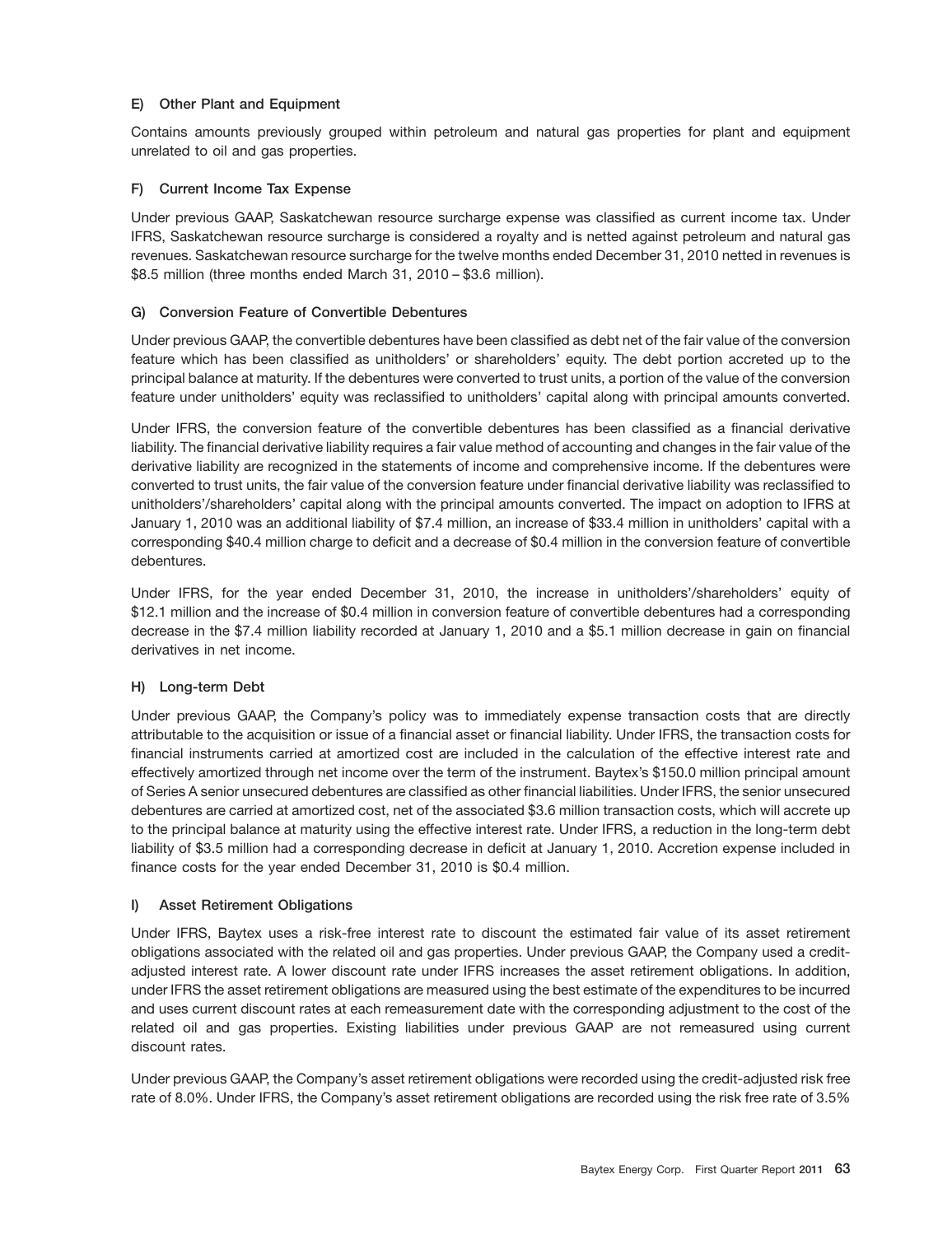#### E) Other Plant and Equipment

Contains amounts previously grouped within petroleum and natural gas properties for plant and equipment unrelated to oil and gas properties.

#### F) Current Income Tax Expense

Under previous GAAP, Saskatchewan resource surcharge expense was classified as current income tax. Under IFRS, Saskatchewan resource surcharge is considered a royalty and is netted against petroleum and natural gas revenues. Saskatchewan resource surcharge for the twelve months ended December 31, 2010 netted in revenues is $8.5 million (three months ended March 31, 2010 – $3.6 million).

#### G) Conversion Feature of Convertible Debentures

Under previous GAAP, the convertible debentures have been classified as debt net of the fair value of the conversion feature which has been classified as unitholders' or shareholders' equity. The debt portion accreted up to the principal balance at maturity. If the debentures were converted to trust units, a portion of the value of the conversion feature under unitholders' equity was reclassified to unitholders' capital along with principal amounts converted.

Under IFRS, the conversion feature of the convertible debentures has been classified as a financial derivative liability. The financial derivative liability requires a fair value method of accounting and changes in the fair value of the derivative liability are recognized in the statements of income and comprehensive income. If the debentures were converted to trust units, the fair value of the conversion feature under financial derivative liability was reclassified to unitholders'/shareholders' capital along with the principal amounts converted. The impact on adoption to IFRS at January 1, 2010 was an additional liability of $7.4 million, an increase of $33.4 million in unitholders' capital with a corresponding $40.4 million charge to deficit and a decrease of $0.4 million in the conversion feature of convertible debentures.

Under IFRS, for the year ended December 31, 2010, the increase in unitholders'/shareholders' equity of $12.1 million and the increase of $0.4 million in conversion feature of convertible debentures had a corresponding decrease in the $7.4 million liability recorded at January 1, 2010 and a $5.1 million decrease in gain on financial derivatives in net income.

#### H) Long-term Debt

Under previous GAAP, the Company's policy was to immediately expense transaction costs that are directly attributable to the acquisition or issue of a financial asset or financial liability. Under IFRS, the transaction costs for financial instruments carried at amortized cost are included in the calculation of the effective interest rate and effectively amortized through net income over the term of the instrument. Baytex's $150.0 million principal amount of Series A senior unsecured debentures are classified as other financial liabilities. Under IFRS, the senior unsecured debentures are carried at amortized cost, net of the associated $3.6 million transaction costs, which will accrete up to the principal balance at maturity using the effective interest rate. Under IFRS, a reduction in the long-term debt liability of $3.5 million had a corresponding decrease in deficit at January 1, 2010. Accretion expense included in finance costs for the year ended December 31, 2010 is $0.4 million.

#### I) Asset Retirement Obligations

Under IFRS, Baytex uses a risk-free interest rate to discount the estimated fair value of its asset retirement obligations associated with the related oil and gas properties. Under previous GAAP, the Company used a credit-adjusted interest rate. A lower discount rate under IFRS increases the asset retirement obligations. In addition, under IFRS the asset retirement obligations are measured using the best estimate of the expenditures to be incurred and uses current discount rates at each remeasurement date with the corresponding adjustment to the cost of the related oil and gas properties. Existing liabilities under previous GAAP are not remeasured using current discount rates.

Under previous GAAP, the Company's asset retirement obligations were recorded using the credit-adjusted risk free rate of 8.0%. Under IFRS, the Company's asset retirement obligations are recorded using the risk free rate of 3.5%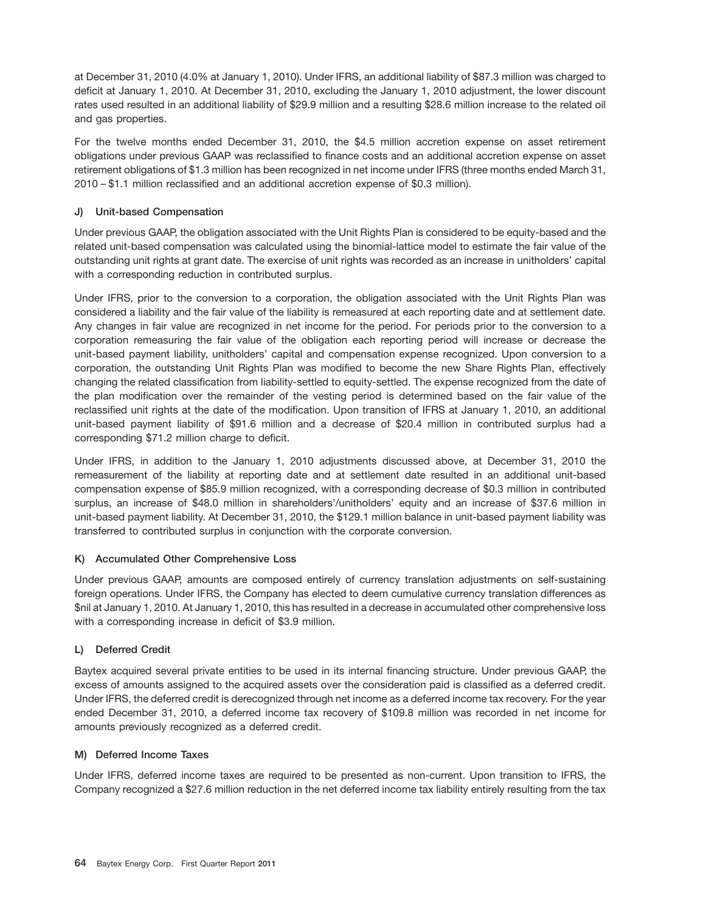at December 31, 2010 (4.0% at January 1, 2010). Under IFRS, an additional liability of $87.3 million was charged to deficit at January 1, 2010. At December 31, 2010, excluding the January 1, 2010 adjustment, the lower discount rates used resulted in an additional liability of $29.9 million and a resulting $28.6 million increase to the related oil and gas properties.

For the twelve months ended December 31, 2010, the $4.5 million accretion expense on asset retirement obligations under previous GAAP was reclassified to finance costs and an additional accretion expense on asset retirement obligations of $1.3 million has been recognized in net income under IFRS (three months ended March 31, 2010 – $1.1 million reclassified and an additional accretion expense of $0.3 million).

#### J) Unit-based Compensation

Under previous GAAP, the obligation associated with the Unit Rights Plan is considered to be equity-based and the related unit-based compensation was calculated using the binomial-lattice model to estimate the fair value of the outstanding unit rights at grant date. The exercise of unit rights was recorded as an increase in unitholders' capital with a corresponding reduction in contributed surplus.

Under IFRS, prior to the conversion to a corporation, the obligation associated with the Unit Rights Plan was considered a liability and the fair value of the liability is remeasured at each reporting date and at settlement date. Any changes in fair value are recognized in net income for the period. For periods prior to the conversion to a corporation remeasuring the fair value of the obligation each reporting period will increase or decrease the unit-based payment liability, unitholders' capital and compensation expense recognized. Upon conversion to a corporation, the outstanding Unit Rights Plan was modified to become the new Share Rights Plan, effectively changing the related classification from liability-settled to equity-settled. The expense recognized from the date of the plan modification over the remainder of the vesting period is determined based on the fair value of the reclassified unit rights at the date of the modification. Upon transition of IFRS at January 1, 2010, an additional unit-based payment liability of $91.6 million and a decrease of $20.4 million in contributed surplus had a corresponding $71.2 million charge to deficit.

Under IFRS, in addition to the January 1, 2010 adjustments discussed above, at December 31, 2010 the remeasurement of the liability at reporting date and at settlement date resulted in an additional unit-based compensation expense of $85.9 million recognized, with a corresponding decrease of $0.3 million in contributed surplus, an increase of $48.0 million in shareholders'/unitholders' equity and an increase of $37.6 million in unit-based payment liability. At December 31, 2010, the $129.1 million balance in unit-based payment liability was transferred to contributed surplus in conjunction with the corporate conversion.

#### K) Accumulated Other Comprehensive Loss

Under previous GAAP, amounts are composed entirely of currency translation adjustments on self-sustaining foreign operations. Under IFRS, the Company has elected to deem cumulative currency translation differences as $nil at January 1, 2010. At January 1, 2010, this has resulted in a decrease in accumulated other comprehensive loss with a corresponding increase in deficit of $3.9 million.

#### L) Deferred Credit

Baytex acquired several private entities to be used in its internal financing structure. Under previous GAAP, the excess of amounts assigned to the acquired assets over the consideration paid is classified as a deferred credit. Under IFRS, the deferred credit is derecognized through net income as a deferred income tax recovery. For the year ended December 31, 2010, a deferred income tax recovery of $109.8 million was recorded in net income for amounts previously recognized as a deferred credit.

#### M) Deferred Income Taxes

Under IFRS, deferred income taxes are required to be presented as non-current. Upon transition to IFRS, the Company recognized a $27.6 million reduction in the net deferred income tax liability entirely resulting from the tax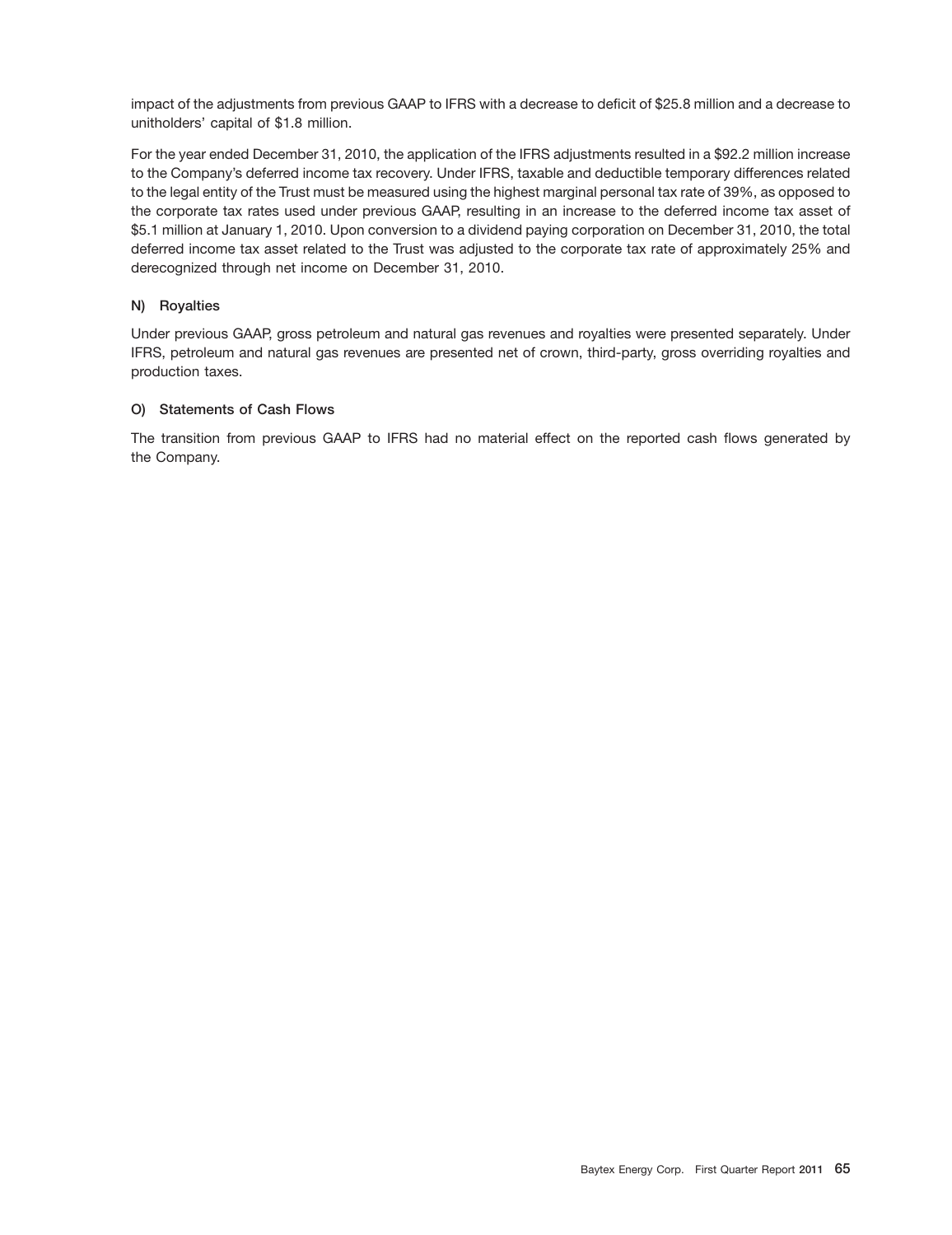impact of the adjustments from previous GAAP to IFRS with a decrease to deficit of $25.8 million and a decrease to unitholders' capital of $1.8 million.

For the year ended December 31, 2010, the application of the IFRS adjustments resulted in a $92.2 million increase to the Company's deferred income tax recovery. Under IFRS, taxable and deductible temporary differences related to the legal entity of the Trust must be measured using the highest marginal personal tax rate of 39%, as opposed to the corporate tax rates used under previous GAAP, resulting in an increase to the deferred income tax asset of $5.1 million at January 1, 2010. Upon conversion to a dividend paying corporation on December 31, 2010, the total deferred income tax asset related to the Trust was adjusted to the corporate tax rate of approximately 25% and derecognized through net income on December 31, 2010.

### N) Royalties

Under previous GAAP, gross petroleum and natural gas revenues and royalties were presented separately. Under IFRS, petroleum and natural gas revenues are presented net of crown, third-party, gross overriding royalties and production taxes.

### O) Statements of Cash Flows

The transition from previous GAAP to IFRS had no material effect on the reported cash flows generated by the Company.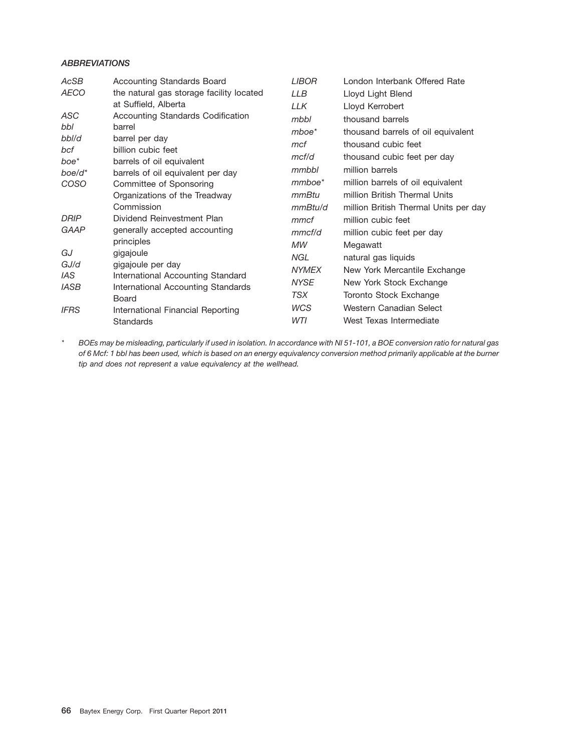### *ABBREVIATIONS*

| | |
|---|---|
| *AcSB* | Accounting Standards Board |
| *AECO* | the natural gas storage facility located at Suffield, Alberta |
| *ASC* | Accounting Standards Codification |
| *bbl* | barrel |
| *bbl/d* | barrel per day |
| *bcf* | billion cubic feet |
| *boe** | barrels of oil equivalent |
| *boe/d** | barrels of oil equivalent per day |
| *COSO* | Committee of Sponsoring Organizations of the Treadway Commission |
| *DRIP* | Dividend Reinvestment Plan |
| *GAAP* | generally accepted accounting principles |
| *GJ* | gigajoule |
| *GJ/d* | gigajoule per day |
| *IAS* | International Accounting Standard |
| *IASB* | International Accounting Standards Board |
| *IFRS* | International Financial Reporting Standards |
| *LIBOR* | London Interbank Offered Rate |
| *LLB* | Lloyd Light Blend |
| *LLK* | Lloyd Kerrobert |
| *mbbl* | thousand barrels |
| *mboe** | thousand barrels of oil equivalent |
| *mcf* | thousand cubic feet |
| *mcf/d* | thousand cubic feet per day |
| *mmbbl* | million barrels |
| *mmboe** | million barrels of oil equivalent |
| *mmBtu* | million British Thermal Units |
| *mmBtu/d* | million British Thermal Units per day |
| *mmcf* | million cubic feet |
| *mmcf/d* | million cubic feet per day |
| *MW* | Megawatt |
| *NGL* | natural gas liquids |
| *NYMEX* | New York Mercantile Exchange |
| *NYSE* | New York Stock Exchange |
| *TSX* | Toronto Stock Exchange |
| *WCS* | Western Canadian Select |
| *WTI* | West Texas Intermediate |

\* *BOEs may be misleading, particularly if used in isolation. In accordance with NI 51-101, a BOE conversion ratio for natural gas of 6 Mcf: 1 bbl has been used, which is based on an energy equivalency conversion method primarily applicable at the burner tip and does not represent a value equivalency at the wellhead.*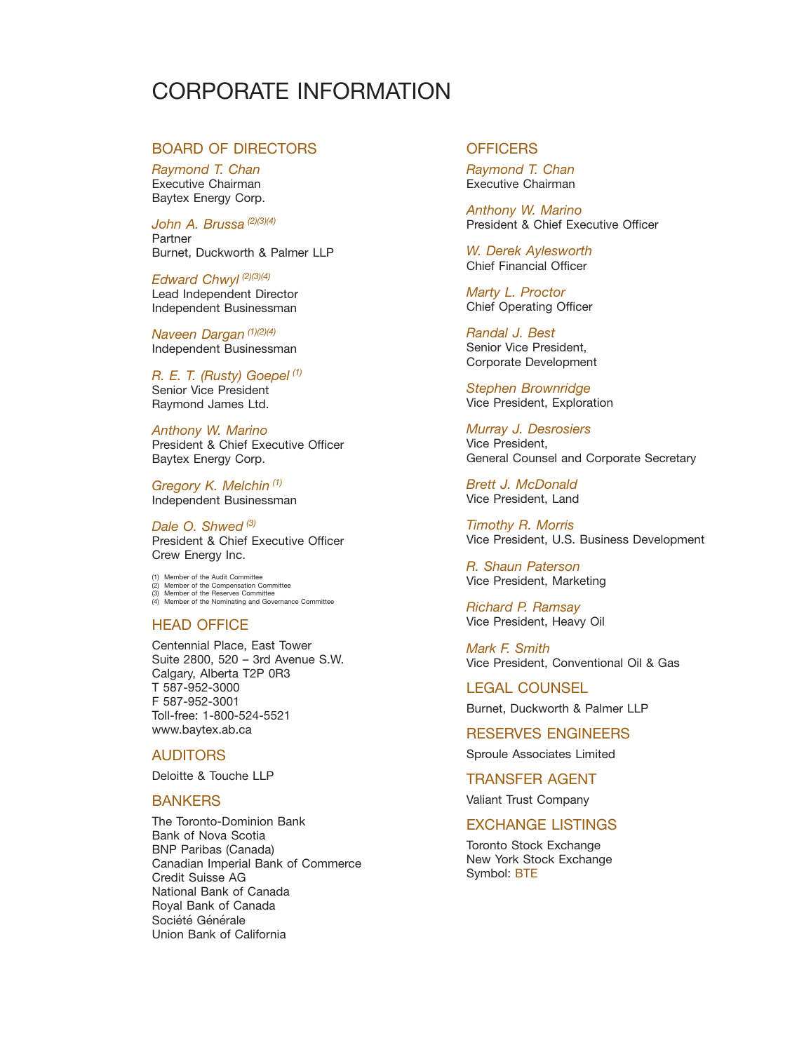# CORPORATE INFORMATION

## BOARD OF DIRECTORS

*Raymond T. Chan*
Executive Chairman
Baytex Energy Corp.

*John A. Brussa* (2)(3)(4)
Partner
Burnet, Duckworth & Palmer LLP

*Edward Chwyl* (2)(3)(4)
Lead Independent Director
Independent Businessman

*Naveen Dargan* (1)(2)(4)
Independent Businessman

*R. E. T. (Rusty) Goepel* (1)
Senior Vice President
Raymond James Ltd.

*Anthony W. Marino*
President & Chief Executive Officer
Baytex Energy Corp.

*Gregory K. Melchin* (1)
Independent Businessman

*Dale O. Shwed* (3)
President & Chief Executive Officer
Crew Energy Inc.

(1) Member of the Audit Committee
(2) Member of the Compensation Committee
(3) Member of the Reserves Committee
(4) Member of the Nominating and Governance Committee

## HEAD OFFICE

Centennial Place, East Tower
Suite 2800, 520 – 3rd Avenue S.W.
Calgary, Alberta T2P 0R3
T 587-952-3000
F 587-952-3001
Toll-free: 1-800-524-5521
www.baytex.ab.ca

## AUDITORS

Deloitte & Touche LLP

## BANKERS

The Toronto-Dominion Bank
Bank of Nova Scotia
BNP Paribas (Canada)
Canadian Imperial Bank of Commerce
Credit Suisse AG
National Bank of Canada
Royal Bank of Canada
Société Générale
Union Bank of California

## OFFICERS

*Raymond T. Chan*
Executive Chairman

*Anthony W. Marino*
President & Chief Executive Officer

*W. Derek Aylesworth*
Chief Financial Officer

*Marty L. Proctor*
Chief Operating Officer

*Randal J. Best*
Senior Vice President,
Corporate Development

*Stephen Brownridge*
Vice President, Exploration

*Murray J. Desrosiers*
Vice President,
General Counsel and Corporate Secretary

*Brett J. McDonald*
Vice President, Land

*Timothy R. Morris*
Vice President, U.S. Business Development

*R. Shaun Paterson*
Vice President, Marketing

*Richard P. Ramsay*
Vice President, Heavy Oil

*Mark F. Smith*
Vice President, Conventional Oil & Gas

## LEGAL COUNSEL

Burnet, Duckworth & Palmer LLP

## RESERVES ENGINEERS

Sproule Associates Limited

## TRANSFER AGENT

Valiant Trust Company

## EXCHANGE LISTINGS

Toronto Stock Exchange
New York Stock Exchange
Symbol: BTE